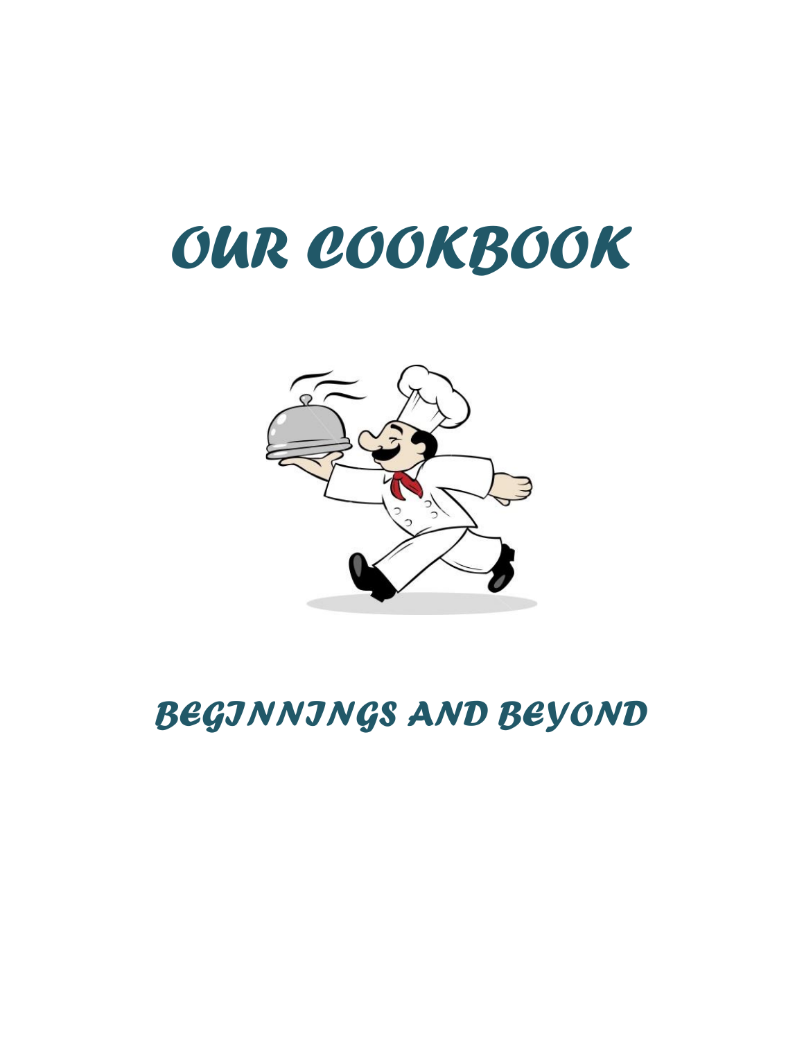# OUR COOKBOOK

## BEGINNINGS AND BEYOND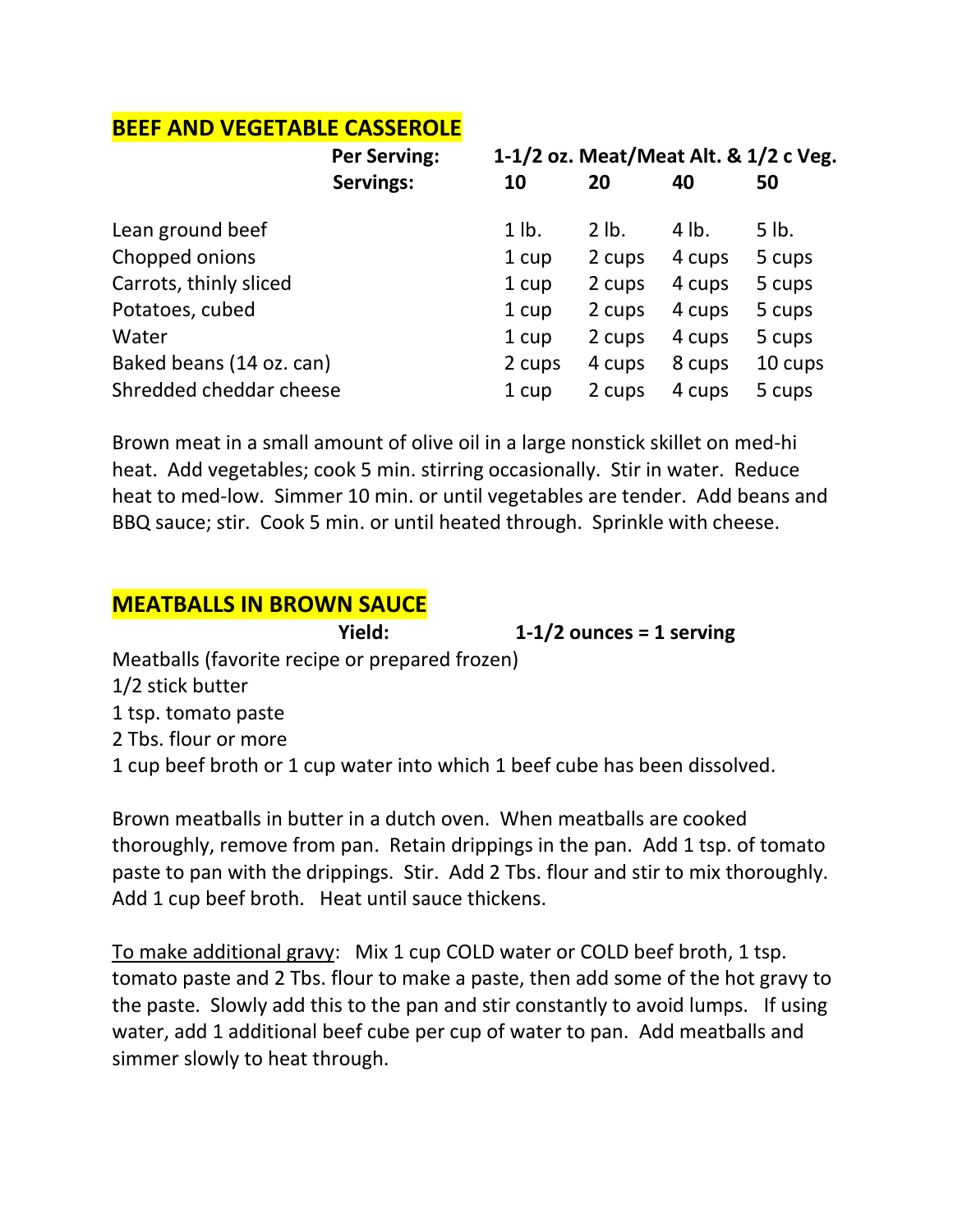## BEEF AND VEGETABLE CASSEROLE

| | Per Serving: | 1-1/2 oz. Meat/Meat Alt. & 1/2 c Veg. | | | |
|---|---|---|---|---|---|
| | **Servings:** | **10** | **20** | **40** | **50** |
| Lean ground beef | | 1 lb. | 2 lb. | 4 lb. | 5 lb. |
| Chopped onions | | 1 cup | 2 cups | 4 cups | 5 cups |
| Carrots, thinly sliced | | 1 cup | 2 cups | 4 cups | 5 cups |
| Potatoes, cubed | | 1 cup | 2 cups | 4 cups | 5 cups |
| Water | | 1 cup | 2 cups | 4 cups | 5 cups |
| Baked beans (14 oz. can) | | 2 cups | 4 cups | 8 cups | 10 cups |
| Shredded cheddar cheese | | 1 cup | 2 cups | 4 cups | 5 cups |

Brown meat in a small amount of olive oil in a large nonstick skillet on med-hi heat. Add vegetables; cook 5 min. stirring occasionally. Stir in water. Reduce heat to med-low. Simmer 10 min. or until vegetables are tender. Add beans and BBQ sauce; stir. Cook 5 min. or until heated through. Sprinkle with cheese.

## MEATBALLS IN BROWN SAUCE

**Yield: 1-1/2 ounces = 1 serving**

Meatballs (favorite recipe or prepared frozen)
1/2 stick butter
1 tsp. tomato paste
2 Tbs. flour or more
1 cup beef broth or 1 cup water into which 1 beef cube has been dissolved.

Brown meatballs in butter in a dutch oven. When meatballs are cooked thoroughly, remove from pan. Retain drippings in the pan. Add 1 tsp. of tomato paste to pan with the drippings. Stir. Add 2 Tbs. flour and stir to mix thoroughly. Add 1 cup beef broth. Heat until sauce thickens.

To make additional gravy: Mix 1 cup COLD water or COLD beef broth, 1 tsp. tomato paste and 2 Tbs. flour to make a paste, then add some of the hot gravy to the paste. Slowly add this to the pan and stir constantly to avoid lumps. If using water, add 1 additional beef cube per cup of water to pan. Add meatballs and simmer slowly to heat through.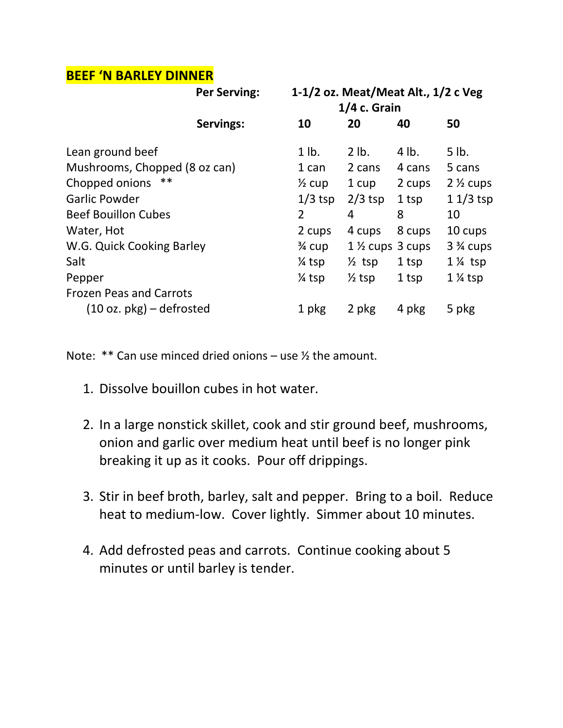## BEEF 'N BARLEY DINNER

| | | | | |
|---|---|---|---|---|
| **Per Serving:** | **1-1/2 oz. Meat/Meat Alt., 1/2 c Veg 1/4 c. Grain** | | | |
| **Servings:** | **10** | **20** | **40** | **50** |
| Lean ground beef | 1 lb. | 2 lb. | 4 lb. | 5 lb. |
| Mushrooms, Chopped (8 oz can) | 1 can | 2 cans | 4 cans | 5 cans |
| Chopped onions ** | ½ cup | 1 cup | 2 cups | 2 ½ cups |
| Garlic Powder | 1/3 tsp | 2/3 tsp | 1 tsp | 1 1/3 tsp |
| Beef Bouillon Cubes | 2 | 4 | 8 | 10 |
| Water, Hot | 2 cups | 4 cups | 8 cups | 10 cups |
| W.G. Quick Cooking Barley | ¾ cup | 1 ½ cups | 3 cups | 3 ¾ cups |
| Salt | ¼ tsp | ½ tsp | 1 tsp | 1 ¼ tsp |
| Pepper | ¼ tsp | ½ tsp | 1 tsp | 1 ¼ tsp |
| Frozen Peas and Carrots (10 oz. pkg) – defrosted | 1 pkg | 2 pkg | 4 pkg | 5 pkg |

Note: ** Can use minced dried onions – use ½ the amount.

1. Dissolve bouillon cubes in hot water.
2. In a large nonstick skillet, cook and stir ground beef, mushrooms, onion and garlic over medium heat until beef is no longer pink breaking it up as it cooks. Pour off drippings.
3. Stir in beef broth, barley, salt and pepper. Bring to a boil. Reduce heat to medium-low. Cover lightly. Simmer about 10 minutes.
4. Add defrosted peas and carrots. Continue cooking about 5 minutes or until barley is tender.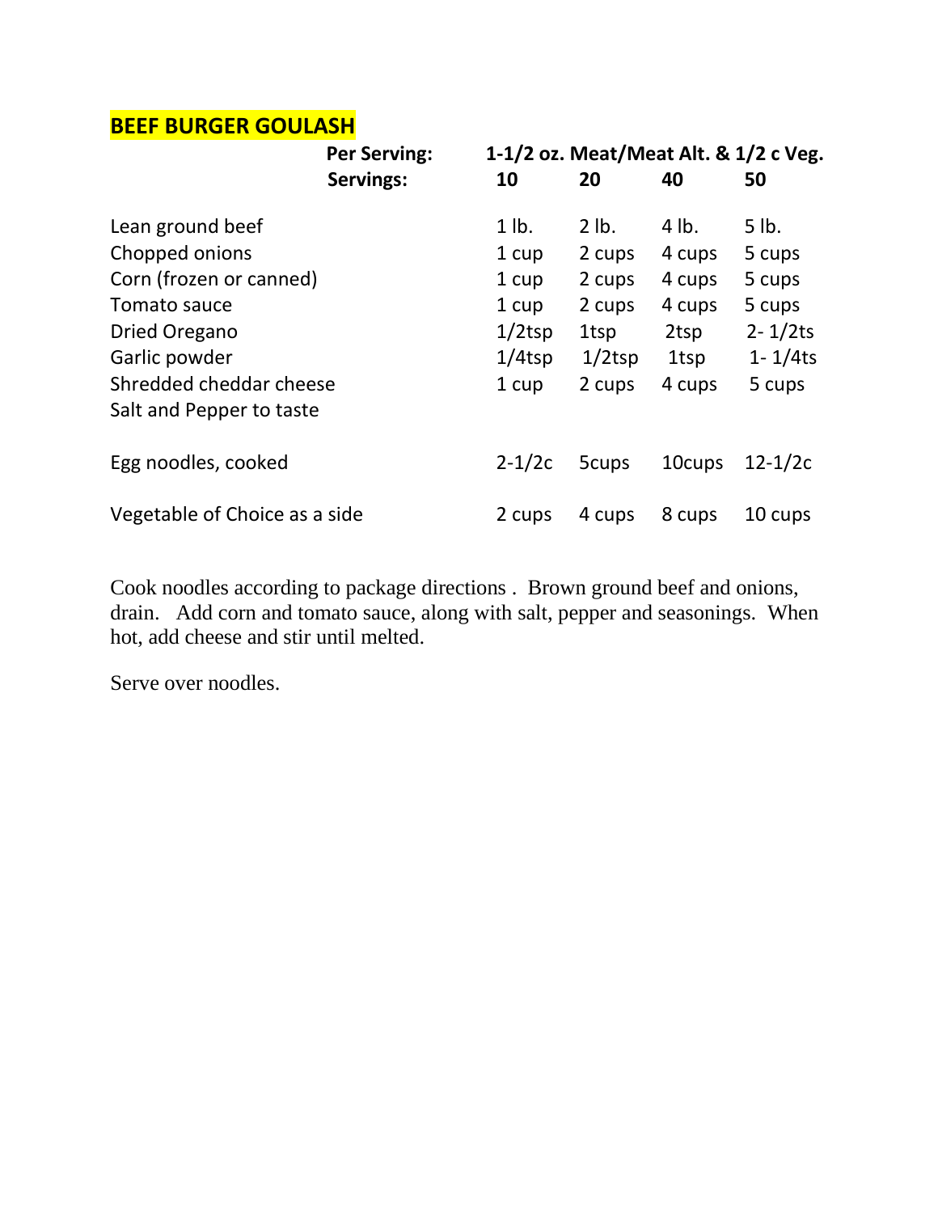## BEEF BURGER GOULASH

| | Per Serving: | 1-1/2 oz. Meat/Meat Alt. & 1/2 c Veg. | | |
|---|---|---|---|---|
| | Servings: | 10 | 20 | 40 | 50 |
| Lean ground beef | | 1 lb. | 2 lb. | 4 lb. | 5 lb. |
| Chopped onions | | 1 cup | 2 cups | 4 cups | 5 cups |
| Corn (frozen or canned) | | 1 cup | 2 cups | 4 cups | 5 cups |
| Tomato sauce | | 1 cup | 2 cups | 4 cups | 5 cups |
| Dried Oregano | | 1/2tsp | 1tsp | 2tsp | 2- 1/2ts |
| Garlic powder | | 1/4tsp | 1/2tsp | 1tsp | 1- 1/4ts |
| Shredded cheddar cheese | | 1 cup | 2 cups | 4 cups | 5 cups |
| Salt and Pepper to taste | | | | | |
| Egg noodles, cooked | | 2-1/2c | 5cups | 10cups | 12-1/2c |
| Vegetable of Choice as a side | | 2 cups | 4 cups | 8 cups | 10 cups |

Cook noodles according to package directions . Brown ground beef and onions, drain. Add corn and tomato sauce, along with salt, pepper and seasonings. When hot, add cheese and stir until melted.

Serve over noodles.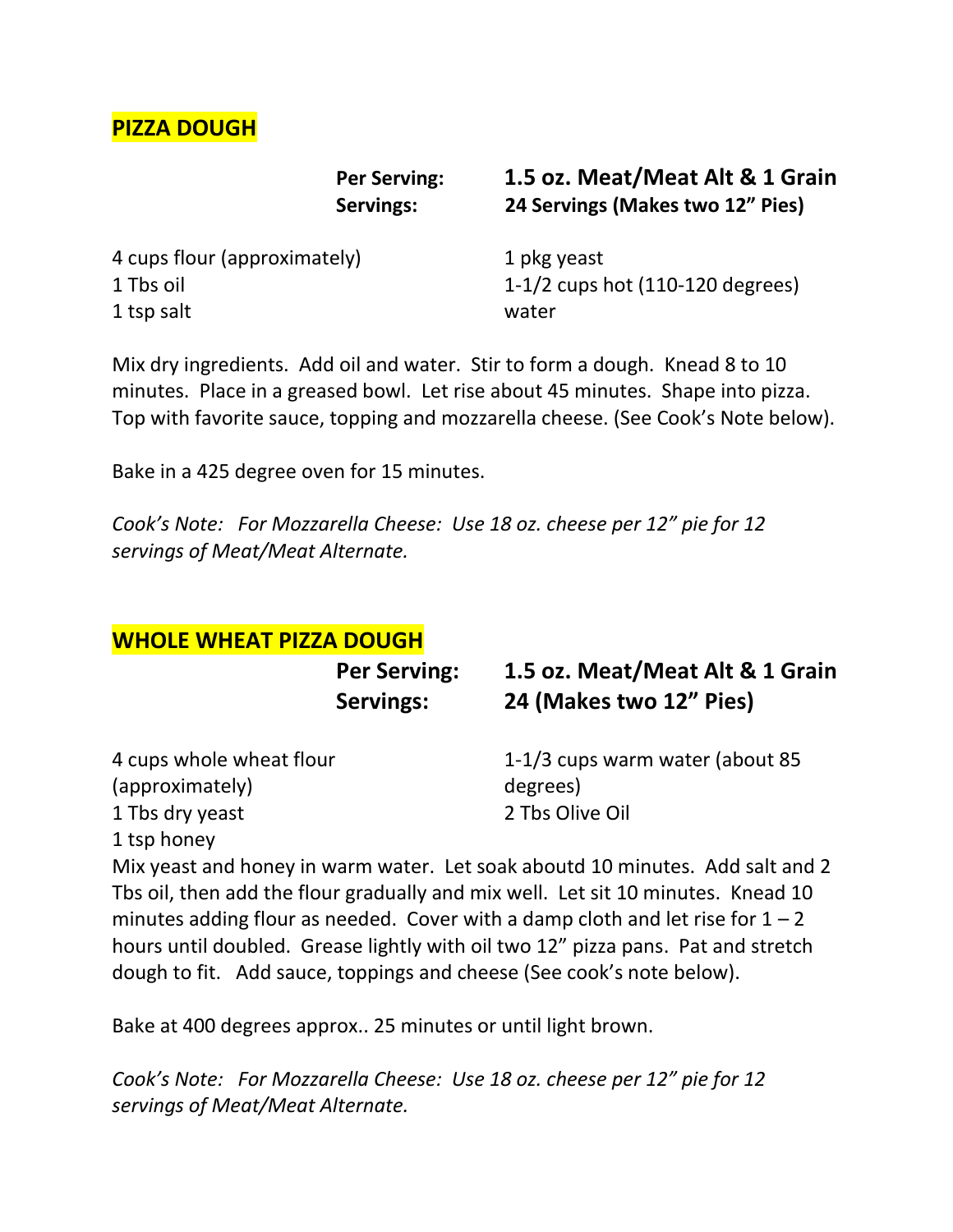## PIZZA DOUGH

**Per Serving:** **1.5 oz. Meat/Meat Alt & 1 Grain**
**Servings:** **24 Servings (Makes two 12" Pies)**

4 cups flour (approximately)
1 Tbs oil
1 tsp salt
1 pkg yeast
1-1/2 cups hot (110-120 degrees) water

Mix dry ingredients. Add oil and water. Stir to form a dough. Knead 8 to 10 minutes. Place in a greased bowl. Let rise about 45 minutes. Shape into pizza. Top with favorite sauce, topping and mozzarella cheese. (See Cook's Note below).

Bake in a 425 degree oven for 15 minutes.

*Cook's Note: For Mozzarella Cheese: Use 18 oz. cheese per 12" pie for 12 servings of Meat/Meat Alternate.*

## WHOLE WHEAT PIZZA DOUGH

**Per Serving:** **1.5 oz. Meat/Meat Alt & 1 Grain**
**Servings:** **24 (Makes two 12" Pies)**

4 cups whole wheat flour (approximately)
1 Tbs dry yeast
1 tsp honey
1-1/3 cups warm water (about 85 degrees)
2 Tbs Olive Oil

Mix yeast and honey in warm water. Let soak aboutd 10 minutes. Add salt and 2 Tbs oil, then add the flour gradually and mix well. Let sit 10 minutes. Knead 10 minutes adding flour as needed. Cover with a damp cloth and let rise for 1 – 2 hours until doubled. Grease lightly with oil two 12" pizza pans. Pat and stretch dough to fit. Add sauce, toppings and cheese (See cook's note below).

Bake at 400 degrees approx.. 25 minutes or until light brown.

*Cook's Note: For Mozzarella Cheese: Use 18 oz. cheese per 12" pie for 12 servings of Meat/Meat Alternate.*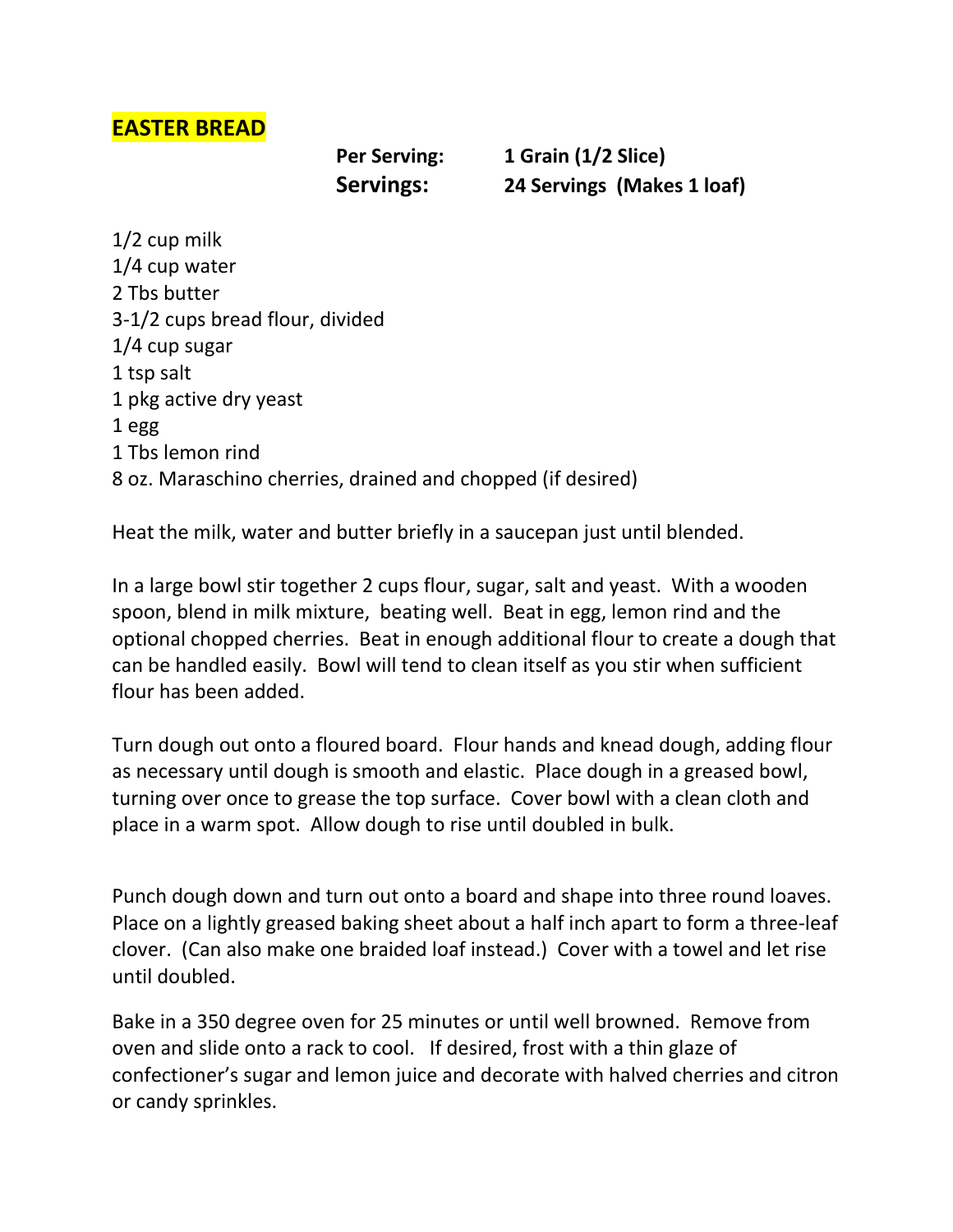## EASTER BREAD

**Per Serving:** **1 Grain (1/2 Slice)**
**Servings:** **24 Servings (Makes 1 loaf)**

1/2 cup milk
1/4 cup water
2 Tbs butter
3-1/2 cups bread flour, divided
1/4 cup sugar
1 tsp salt
1 pkg active dry yeast
1 egg
1 Tbs lemon rind
8 oz. Maraschino cherries, drained and chopped (if desired)

Heat the milk, water and butter briefly in a saucepan just until blended.

In a large bowl stir together 2 cups flour, sugar, salt and yeast. With a wooden spoon, blend in milk mixture, beating well. Beat in egg, lemon rind and the optional chopped cherries. Beat in enough additional flour to create a dough that can be handled easily. Bowl will tend to clean itself as you stir when sufficient flour has been added.

Turn dough out onto a floured board. Flour hands and knead dough, adding flour as necessary until dough is smooth and elastic. Place dough in a greased bowl, turning over once to grease the top surface. Cover bowl with a clean cloth and place in a warm spot. Allow dough to rise until doubled in bulk.

Punch dough down and turn out onto a board and shape into three round loaves. Place on a lightly greased baking sheet about a half inch apart to form a three-leaf clover. (Can also make one braided loaf instead.) Cover with a towel and let rise until doubled.

Bake in a 350 degree oven for 25 minutes or until well browned. Remove from oven and slide onto a rack to cool. If desired, frost with a thin glaze of confectioner's sugar and lemon juice and decorate with halved cherries and citron or candy sprinkles.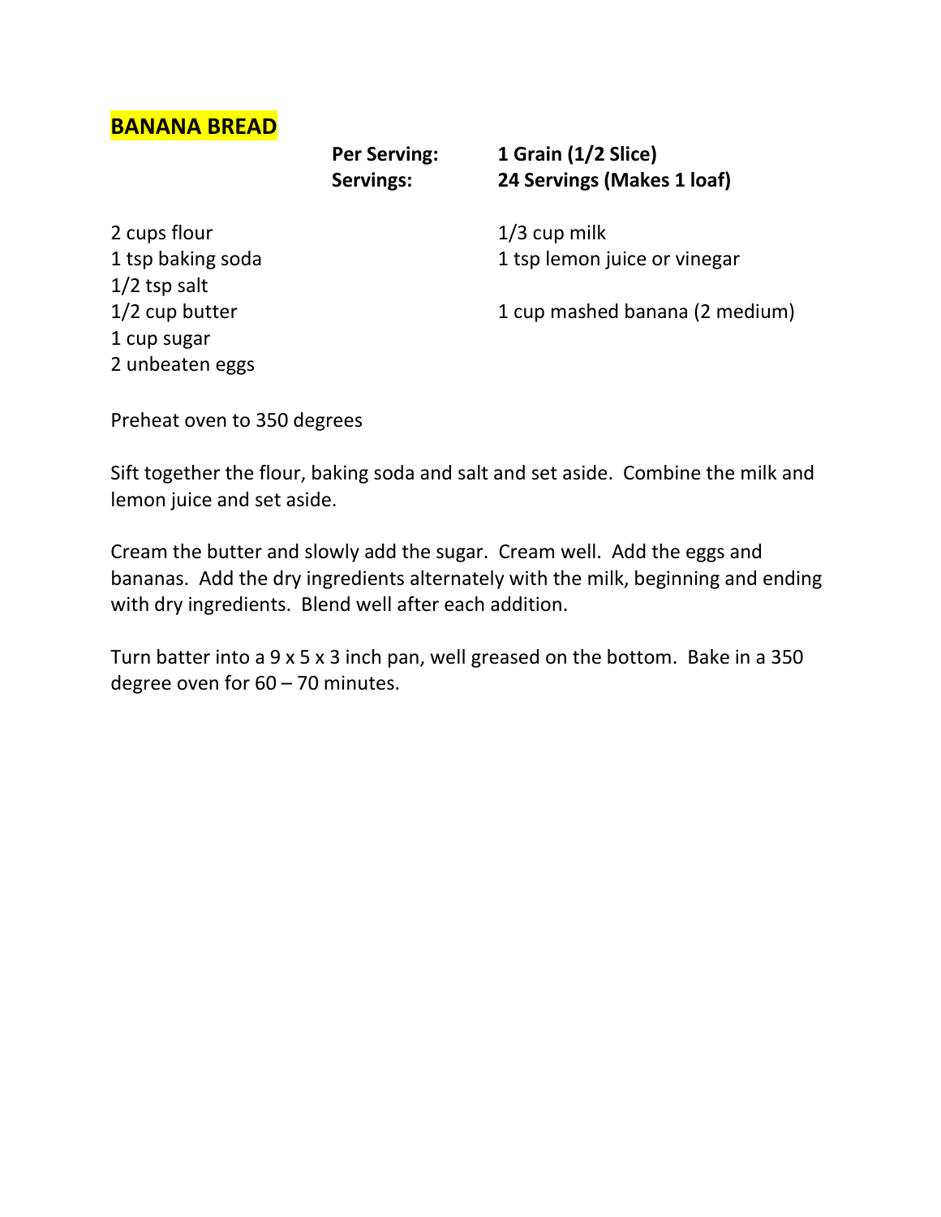## BANANA BREAD

**Per Serving:** **1 Grain (1/2 Slice)**
**Servings:** **24 Servings (Makes 1 loaf)**

2 cups flour
1 tsp baking soda
1/2 tsp salt
1/2 cup butter
1 cup sugar
2 unbeaten eggs

1/3 cup milk
1 tsp lemon juice or vinegar

1 cup mashed banana (2 medium)

Preheat oven to 350 degrees

Sift together the flour, baking soda and salt and set aside. Combine the milk and lemon juice and set aside.

Cream the butter and slowly add the sugar. Cream well. Add the eggs and bananas. Add the dry ingredients alternately with the milk, beginning and ending with dry ingredients. Blend well after each addition.

Turn batter into a 9 x 5 x 3 inch pan, well greased on the bottom. Bake in a 350 degree oven for 60 – 70 minutes.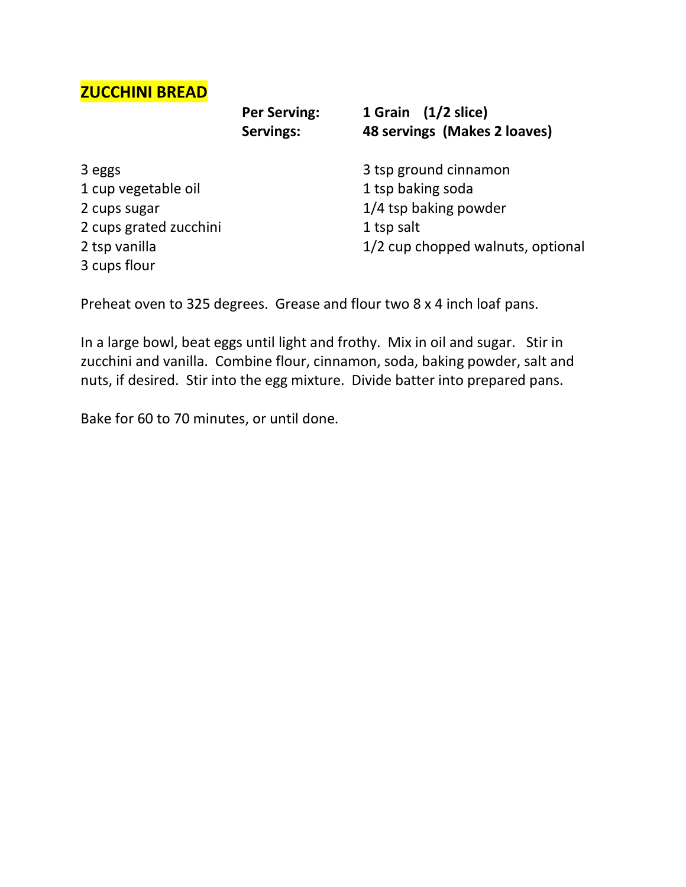## ZUCCHINI BREAD

**Per Serving:** **1 Grain (1/2 slice)**
**Servings:** **48 servings (Makes 2 loaves)**

- 3 eggs
- 1 cup vegetable oil
- 2 cups sugar
- 2 cups grated zucchini
- 2 tsp vanilla
- 3 cups flour
- 3 tsp ground cinnamon
- 1 tsp baking soda
- 1/4 tsp baking powder
- 1 tsp salt
- 1/2 cup chopped walnuts, optional

Preheat oven to 325 degrees. Grease and flour two 8 x 4 inch loaf pans.

In a large bowl, beat eggs until light and frothy. Mix in oil and sugar. Stir in zucchini and vanilla. Combine flour, cinnamon, soda, baking powder, salt and nuts, if desired. Stir into the egg mixture. Divide batter into prepared pans.

Bake for 60 to 70 minutes, or until done.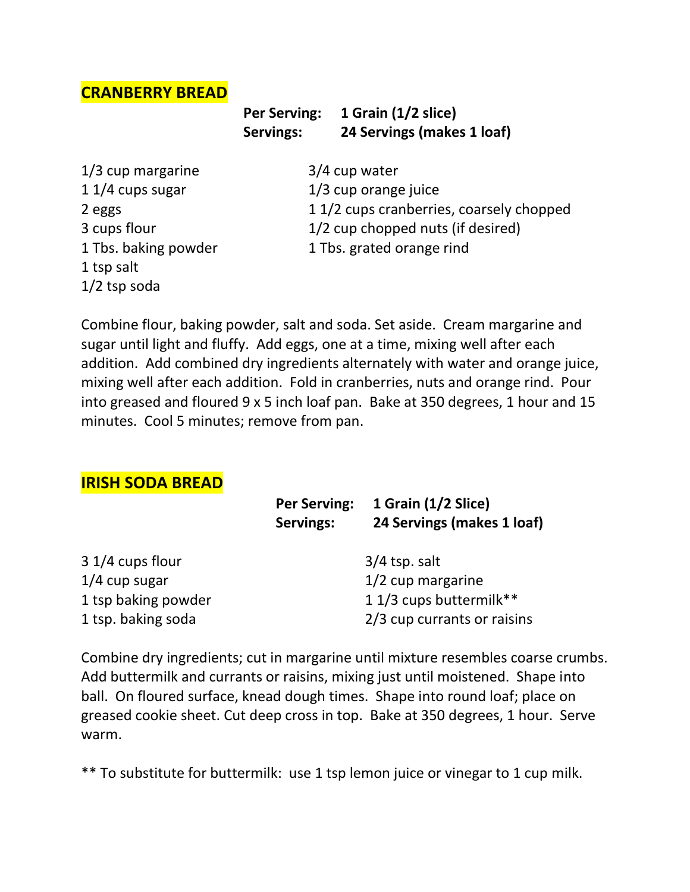## CRANBERRY BREAD

**Per Serving:** **1 Grain (1/2 slice)**
**Servings:** **24 Servings (makes 1 loaf)**

- 1/3 cup margarine
- 1 1/4 cups sugar
- 2 eggs
- 3 cups flour
- 1 Tbs. baking powder
- 1 tsp salt
- 1/2 tsp soda
- 3/4 cup water
- 1/3 cup orange juice
- 1 1/2 cups cranberries, coarsely chopped
- 1/2 cup chopped nuts (if desired)
- 1 Tbs. grated orange rind

Combine flour, baking powder, salt and soda. Set aside. Cream margarine and sugar until light and fluffy. Add eggs, one at a time, mixing well after each addition. Add combined dry ingredients alternately with water and orange juice, mixing well after each addition. Fold in cranberries, nuts and orange rind. Pour into greased and floured 9 x 5 inch loaf pan. Bake at 350 degrees, 1 hour and 15 minutes. Cool 5 minutes; remove from pan.

## IRISH SODA BREAD

**Per Serving:** **1 Grain (1/2 Slice)**
**Servings:** **24 Servings (makes 1 loaf)**

- 3 1/4 cups flour
- 1/4 cup sugar
- 1 tsp baking powder
- 1 tsp. baking soda
- 3/4 tsp. salt
- 1/2 cup margarine
- 1 1/3 cups buttermilk**
- 2/3 cup currants or raisins

Combine dry ingredients; cut in margarine until mixture resembles coarse crumbs. Add buttermilk and currants or raisins, mixing just until moistened. Shape into ball. On floured surface, knead dough times. Shape into round loaf; place on greased cookie sheet. Cut deep cross in top. Bake at 350 degrees, 1 hour. Serve warm.

** To substitute for buttermilk: use 1 tsp lemon juice or vinegar to 1 cup milk.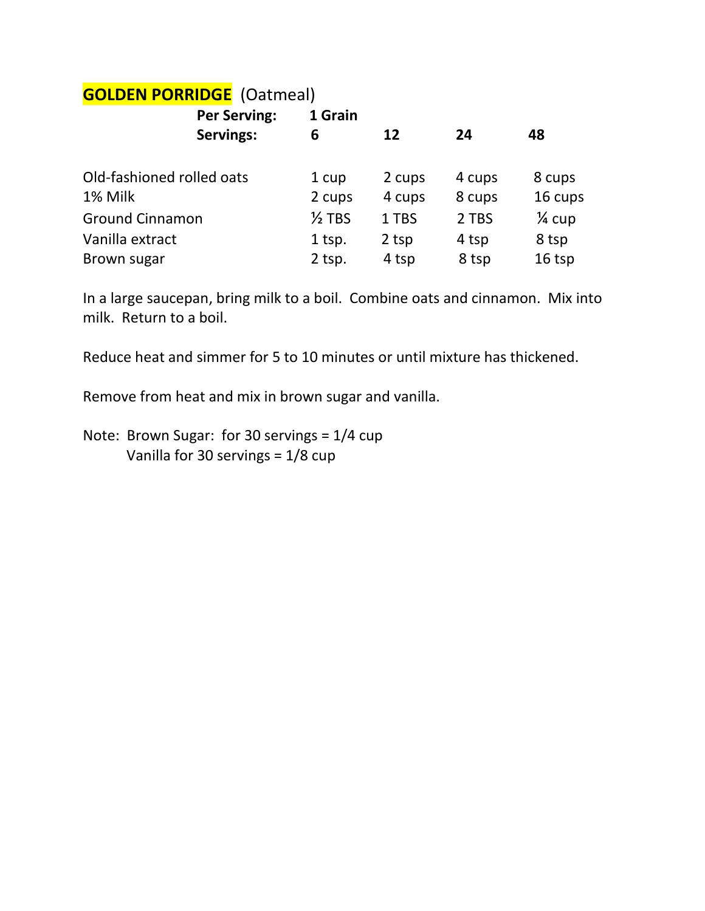# GOLDEN PORRIDGE (Oatmeal)

| | | | | |
|---|---|---|---|---|
| **Per Serving:** | **1 Grain** | | | |
| **Servings:** | **6** | **12** | **24** | **48** |
| Old-fashioned rolled oats | 1 cup | 2 cups | 4 cups | 8 cups |
| 1% Milk | 2 cups | 4 cups | 8 cups | 16 cups |
| Ground Cinnamon | ½ TBS | 1 TBS | 2 TBS | ¼ cup |
| Vanilla extract | 1 tsp. | 2 tsp | 4 tsp | 8 tsp |
| Brown sugar | 2 tsp. | 4 tsp | 8 tsp | 16 tsp |

In a large saucepan, bring milk to a boil. Combine oats and cinnamon. Mix into milk. Return to a boil.

Reduce heat and simmer for 5 to 10 minutes or until mixture has thickened.

Remove from heat and mix in brown sugar and vanilla.

Note: Brown Sugar: for 30 servings = 1/4 cup
Vanilla for 30 servings = 1/8 cup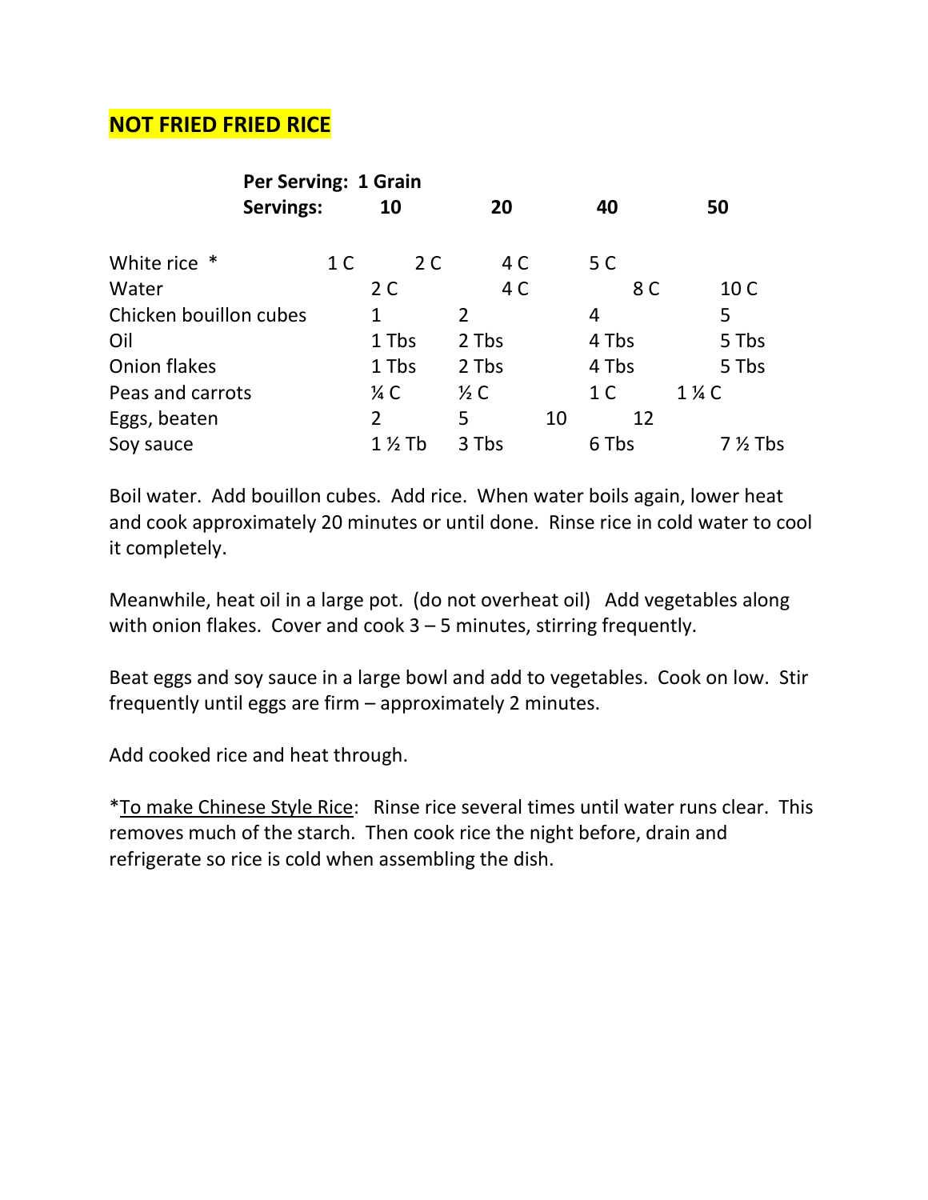# NOT FRIED FRIED RICE

**Per Serving: 1 Grain**

| **Servings:** | **10** | **20** | **40** | **50** |
|---|---|---|---|---|
| White rice * | 1 C | 2 C | 4 C | 5 C |
| Water | 2 C | 4 C | 8 C | 10 C |
| Chicken bouillon cubes | 1 | 2 | 4 | 5 |
| Oil | 1 Tbs | 2 Tbs | 4 Tbs | 5 Tbs |
| Onion flakes | 1 Tbs | 2 Tbs | 4 Tbs | 5 Tbs |
| Peas and carrots | ¼ C | ½ C | 1 C | 1 ¼ C |
| Eggs, beaten | 2 | 5 | 10 | 12 |
| Soy sauce | 1 ½ Tb | 3 Tbs | 6 Tbs | 7 ½ Tbs |

Boil water. Add bouillon cubes. Add rice. When water boils again, lower heat and cook approximately 20 minutes or until done. Rinse rice in cold water to cool it completely.

Meanwhile, heat oil in a large pot. (do not overheat oil) Add vegetables along with onion flakes. Cover and cook 3 – 5 minutes, stirring frequently.

Beat eggs and soy sauce in a large bowl and add to vegetables. Cook on low. Stir frequently until eggs are firm – approximately 2 minutes.

Add cooked rice and heat through.

*<u>To make Chinese Style Rice</u>: Rinse rice several times until water runs clear. This removes much of the starch. Then cook rice the night before, drain and refrigerate so rice is cold when assembling the dish.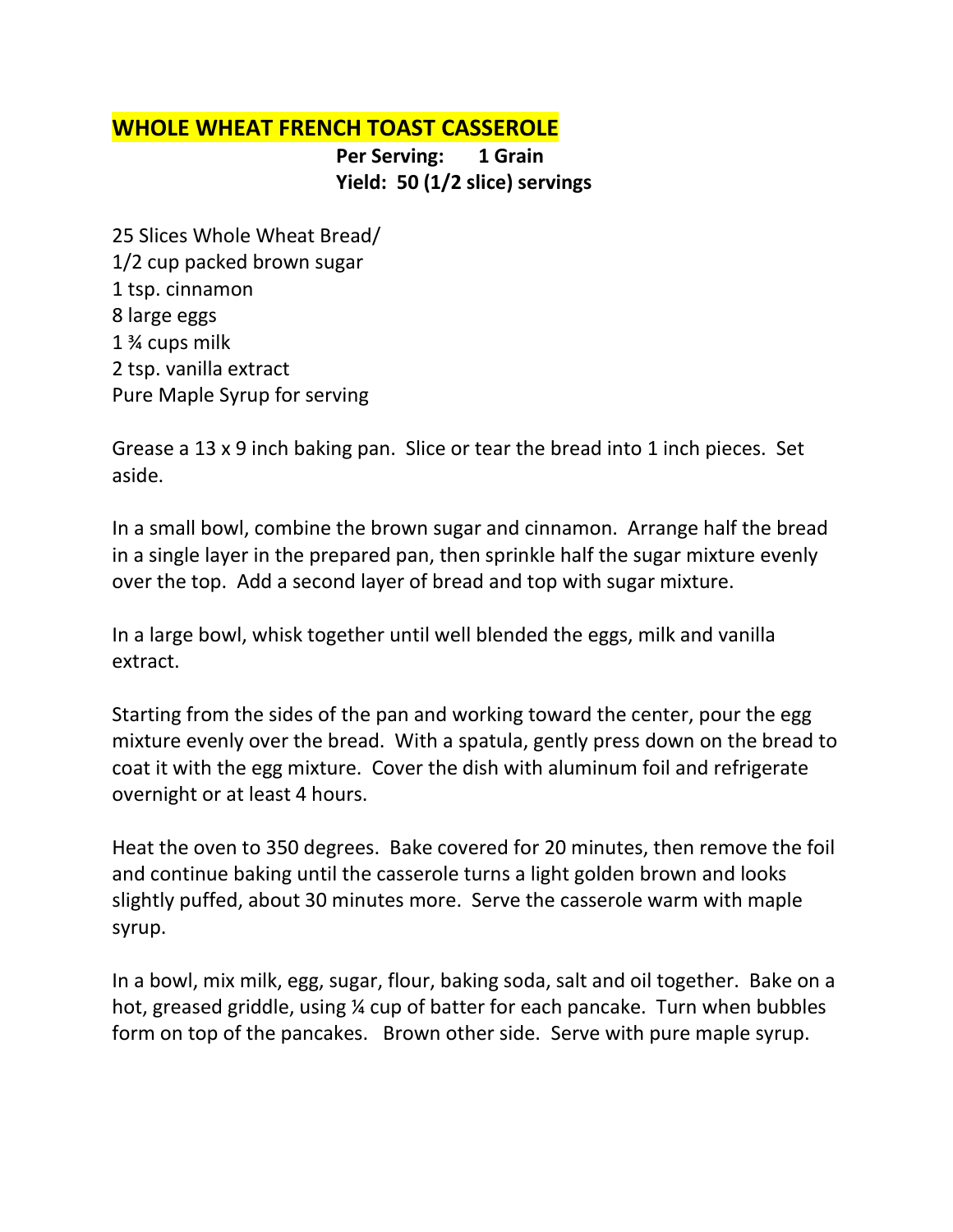# WHOLE WHEAT FRENCH TOAST CASSEROLE

**Per Serving: 1 Grain**
**Yield: 50 (1/2 slice) servings**

25 Slices Whole Wheat Bread/
1/2 cup packed brown sugar
1 tsp. cinnamon
8 large eggs
1 ¾ cups milk
2 tsp. vanilla extract
Pure Maple Syrup for serving

Grease a 13 x 9 inch baking pan. Slice or tear the bread into 1 inch pieces. Set aside.

In a small bowl, combine the brown sugar and cinnamon. Arrange half the bread in a single layer in the prepared pan, then sprinkle half the sugar mixture evenly over the top. Add a second layer of bread and top with sugar mixture.

In a large bowl, whisk together until well blended the eggs, milk and vanilla extract.

Starting from the sides of the pan and working toward the center, pour the egg mixture evenly over the bread. With a spatula, gently press down on the bread to coat it with the egg mixture. Cover the dish with aluminum foil and refrigerate overnight or at least 4 hours.

Heat the oven to 350 degrees. Bake covered for 20 minutes, then remove the foil and continue baking until the casserole turns a light golden brown and looks slightly puffed, about 30 minutes more. Serve the casserole warm with maple syrup.

In a bowl, mix milk, egg, sugar, flour, baking soda, salt and oil together. Bake on a hot, greased griddle, using ¼ cup of batter for each pancake. Turn when bubbles form on top of the pancakes. Brown other side. Serve with pure maple syrup.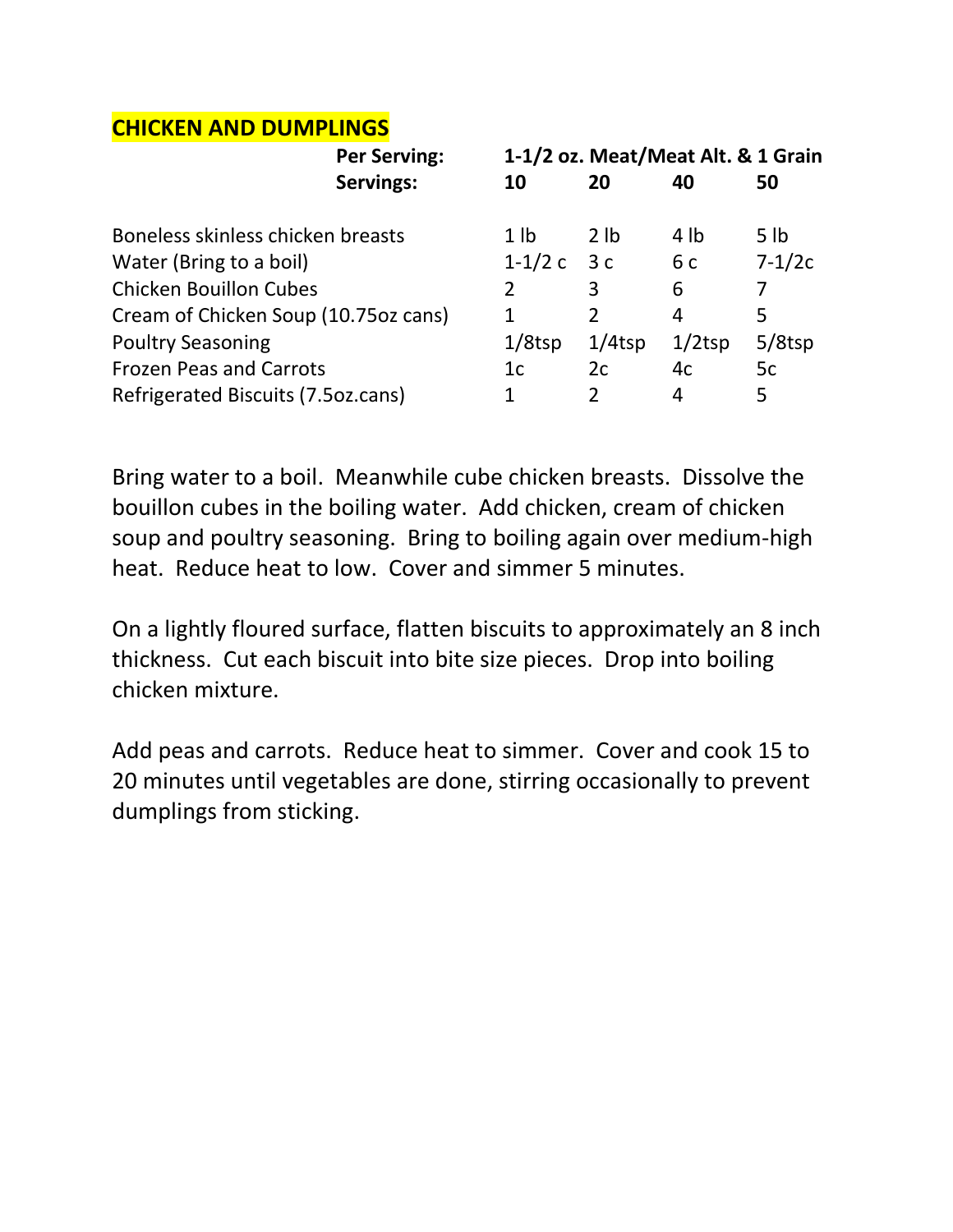# CHICKEN AND DUMPLINGS

| | Per Serving: | 1-1/2 oz. Meat/Meat Alt. & 1 Grain | | | |
|---|---|---|---|---|---|
| | **Servings:** | **10** | **20** | **40** | **50** |
| Boneless skinless chicken breasts | | 1 lb | 2 lb | 4 lb | 5 lb |
| Water (Bring to a boil) | | 1-1/2 c | 3 c | 6 c | 7-1/2c |
| Chicken Bouillon Cubes | | 2 | 3 | 6 | 7 |
| Cream of Chicken Soup (10.75oz cans) | | 1 | 2 | 4 | 5 |
| Poultry Seasoning | | 1/8tsp | 1/4tsp | 1/2tsp | 5/8tsp |
| Frozen Peas and Carrots | | 1c | 2c | 4c | 5c |
| Refrigerated Biscuits (7.5oz.cans) | | 1 | 2 | 4 | 5 |

Bring water to a boil. Meanwhile cube chicken breasts. Dissolve the bouillon cubes in the boiling water. Add chicken, cream of chicken soup and poultry seasoning. Bring to boiling again over medium-high heat. Reduce heat to low. Cover and simmer 5 minutes.

On a lightly floured surface, flatten biscuits to approximately an 8 inch thickness. Cut each biscuit into bite size pieces. Drop into boiling chicken mixture.

Add peas and carrots. Reduce heat to simmer. Cover and cook 15 to 20 minutes until vegetables are done, stirring occasionally to prevent dumplings from sticking.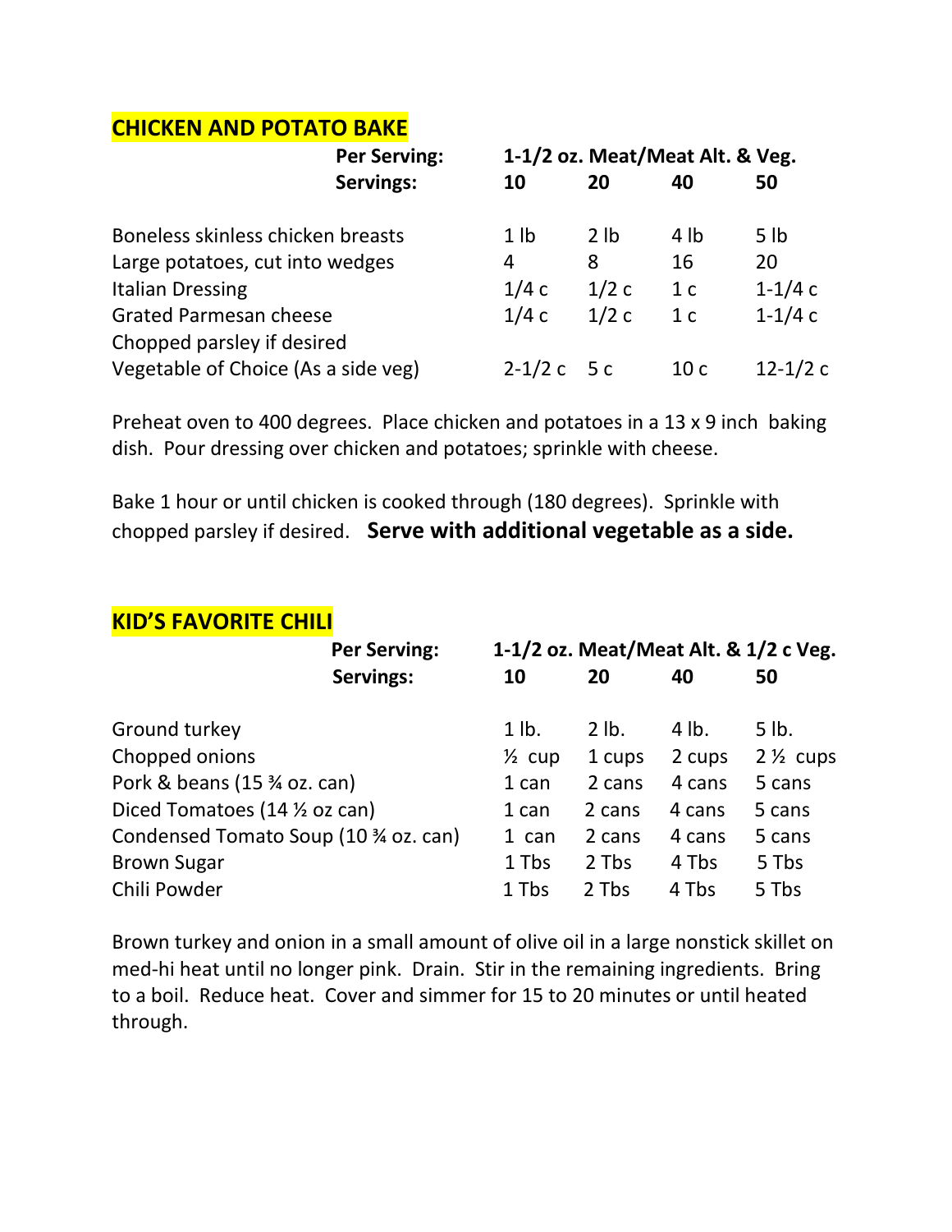## CHICKEN AND POTATO BAKE

| | | | | |
|---|---|---|---|---|
| **Per Serving:** | **1-1/2 oz. Meat/Meat Alt. & Veg.** | | | |
| **Servings:** | **10** | **20** | **40** | **50** |
| Boneless skinless chicken breasts | 1 lb | 2 lb | 4 lb | 5 lb |
| Large potatoes, cut into wedges | 4 | 8 | 16 | 20 |
| Italian Dressing | 1/4 c | 1/2 c | 1 c | 1-1/4 c |
| Grated Parmesan cheese | 1/4 c | 1/2 c | 1 c | 1-1/4 c |
| Chopped parsley if desired | | | | |
| Vegetable of Choice (As a side veg) | 2-1/2 c | 5 c | 10 c | 12-1/2 c |

Preheat oven to 400 degrees. Place chicken and potatoes in a 13 x 9 inch baking dish. Pour dressing over chicken and potatoes; sprinkle with cheese.

Bake 1 hour or until chicken is cooked through (180 degrees). Sprinkle with chopped parsley if desired. **Serve with additional vegetable as a side.**

## KID'S FAVORITE CHILI

| | | | | |
|---|---|---|---|---|
| **Per Serving:** | **1-1/2 oz. Meat/Meat Alt. & 1/2 c Veg.** | | | |
| **Servings:** | **10** | **20** | **40** | **50** |
| Ground turkey | 1 lb. | 2 lb. | 4 lb. | 5 lb. |
| Chopped onions | ½ cup | 1 cups | 2 cups | 2 ½ cups |
| Pork & beans (15 ¾ oz. can) | 1 can | 2 cans | 4 cans | 5 cans |
| Diced Tomatoes (14 ½ oz can) | 1 can | 2 cans | 4 cans | 5 cans |
| Condensed Tomato Soup (10 ¾ oz. can) | 1 can | 2 cans | 4 cans | 5 cans |
| Brown Sugar | 1 Tbs | 2 Tbs | 4 Tbs | 5 Tbs |
| Chili Powder | 1 Tbs | 2 Tbs | 4 Tbs | 5 Tbs |

Brown turkey and onion in a small amount of olive oil in a large nonstick skillet on med-hi heat until no longer pink. Drain. Stir in the remaining ingredients. Bring to a boil. Reduce heat. Cover and simmer for 15 to 20 minutes or until heated through.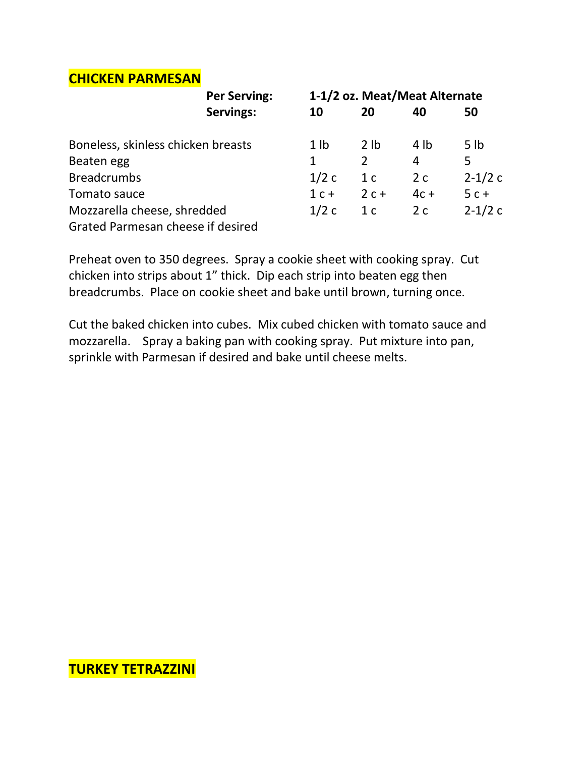## CHICKEN PARMESAN

| | Per Serving: | 1-1/2 oz. Meat/Meat Alternate | | | |
|---|---|---|---|---|---|
| | **Servings:** | **10** | **20** | **40** | **50** |
| Boneless, skinless chicken breasts | | 1 lb | 2 lb | 4 lb | 5 lb |
| Beaten egg | | 1 | 2 | 4 | 5 |
| Breadcrumbs | | 1/2 c | 1 c | 2 c | 2-1/2 c |
| Tomato sauce | | 1 c + | 2 c + | 4c + | 5 c + |
| Mozzarella cheese, shredded | | 1/2 c | 1 c | 2 c | 2-1/2 c |
| Grated Parmesan cheese if desired | | | | | |

Preheat oven to 350 degrees. Spray a cookie sheet with cooking spray. Cut chicken into strips about 1” thick. Dip each strip into beaten egg then breadcrumbs. Place on cookie sheet and bake until brown, turning once.

Cut the baked chicken into cubes. Mix cubed chicken with tomato sauce and mozzarella. Spray a baking pan with cooking spray. Put mixture into pan, sprinkle with Parmesan if desired and bake until cheese melts.

## TURKEY TETRAZZINI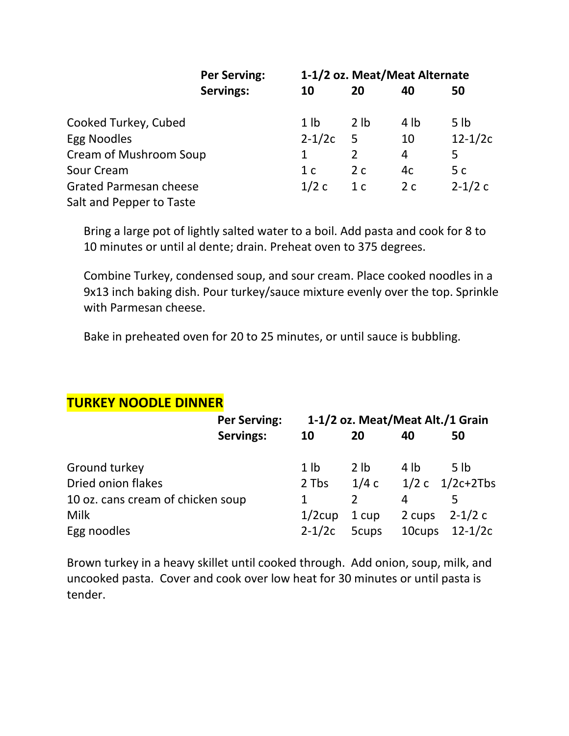| Per Serving: | 1-1/2 oz. Meat/Meat Alternate | | | |
|---|---|---|---|---|
| **Servings:** | **10** | **20** | **40** | **50** |
| Cooked Turkey, Cubed | 1 lb | 2 lb | 4 lb | 5 lb |
| Egg Noodles | 2-1/2c | 5 | 10 | 12-1/2c |
| Cream of Mushroom Soup | 1 | 2 | 4 | 5 |
| Sour Cream | 1 c | 2 c | 4c | 5 c |
| Grated Parmesan cheese | 1/2 c | 1 c | 2 c | 2-1/2 c |
| Salt and Pepper to Taste | | | | |

Bring a large pot of lightly salted water to a boil. Add pasta and cook for 8 to 10 minutes or until al dente; drain. Preheat oven to 375 degrees.

Combine Turkey, condensed soup, and sour cream. Place cooked noodles in a 9x13 inch baking dish. Pour turkey/sauce mixture evenly over the top. Sprinkle with Parmesan cheese.

Bake in preheated oven for 20 to 25 minutes, or until sauce is bubbling.

## TURKEY NOODLE DINNER

| Per Serving: | 1-1/2 oz. Meat/Meat Alt./1 Grain | | | |
|---|---|---|---|---|
| **Servings:** | **10** | **20** | **40** | **50** |
| Ground turkey | 1 lb | 2 lb | 4 lb | 5 lb |
| Dried onion flakes | 2 Tbs | 1/4 c | 1/2 c | 1/2c+2Tbs |
| 10 oz. cans cream of chicken soup | 1 | 2 | 4 | 5 |
| Milk | 1/2cup | 1 cup | 2 cups | 2-1/2 c |
| Egg noodles | 2-1/2c | 5cups | 10cups | 12-1/2c |

Brown turkey in a heavy skillet until cooked through. Add onion, soup, milk, and uncooked pasta. Cover and cook over low heat for 30 minutes or until pasta is tender.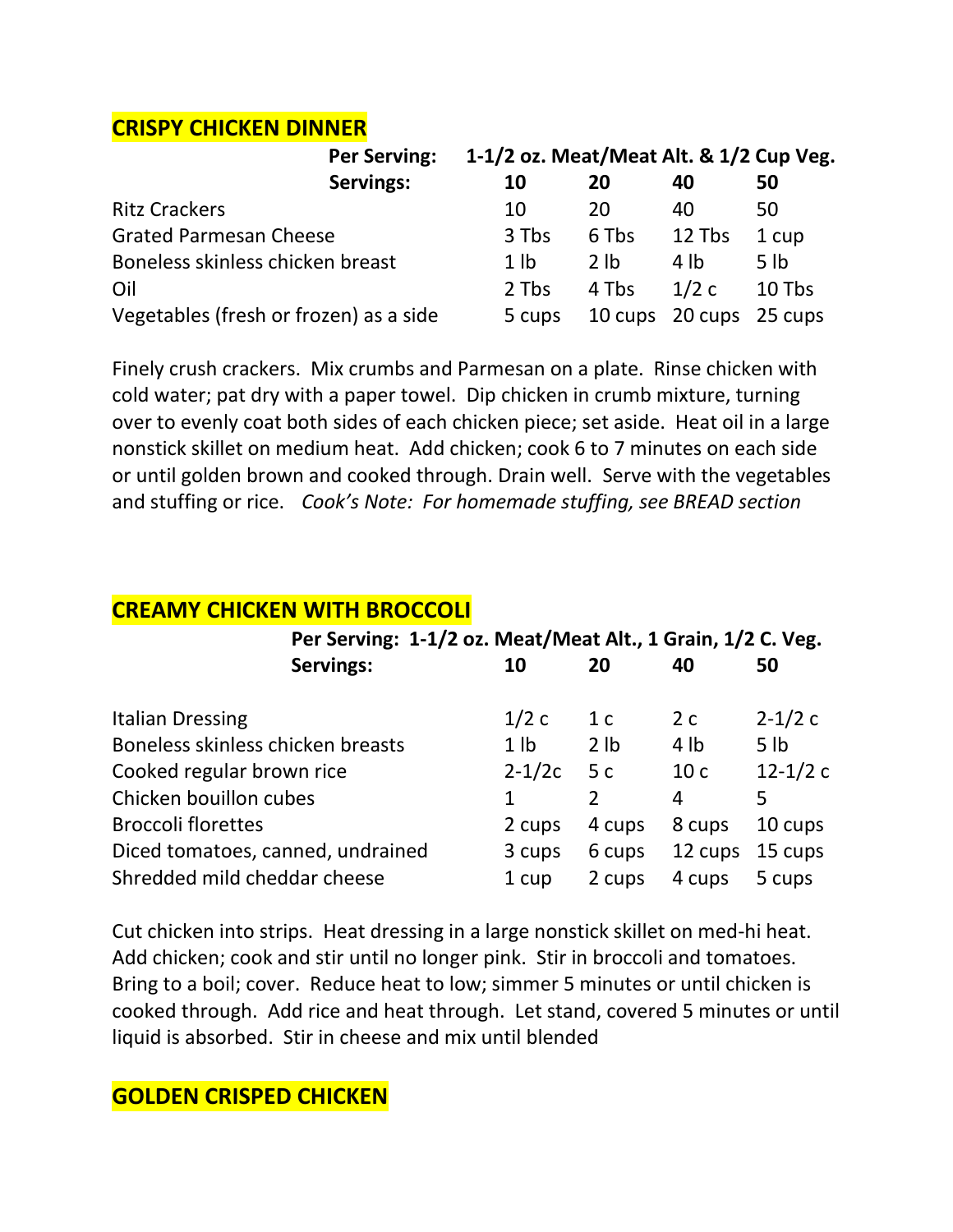## CRISPY CHICKEN DINNER

| Per Serving: | 1-1/2 oz. Meat/Meat Alt. & 1/2 Cup Veg. | | | |
|---|---|---|---|---|
| **Servings:** | **10** | **20** | **40** | **50** |
| Ritz Crackers | 10 | 20 | 40 | 50 |
| Grated Parmesan Cheese | 3 Tbs | 6 Tbs | 12 Tbs | 1 cup |
| Boneless skinless chicken breast | 1 lb | 2 lb | 4 lb | 5 lb |
| Oil | 2 Tbs | 4 Tbs | 1/2 c | 10 Tbs |
| Vegetables (fresh or frozen) as a side | 5 cups | 10 cups | 20 cups | 25 cups |

Finely crush crackers. Mix crumbs and Parmesan on a plate. Rinse chicken with cold water; pat dry with a paper towel. Dip chicken in crumb mixture, turning over to evenly coat both sides of each chicken piece; set aside. Heat oil in a large nonstick skillet on medium heat. Add chicken; cook 6 to 7 minutes on each side or until golden brown and cooked through. Drain well. Serve with the vegetables and stuffing or rice. *Cook's Note: For homemade stuffing, see BREAD section*

## CREAMY CHICKEN WITH BROCCOLI

| Per Serving: 1-1/2 oz. Meat/Meat Alt., 1 Grain, 1/2 C. Veg. | | | | |
|---|---|---|---|---|
| **Servings:** | **10** | **20** | **40** | **50** |
| Italian Dressing | 1/2 c | 1 c | 2 c | 2-1/2 c |
| Boneless skinless chicken breasts | 1 lb | 2 lb | 4 lb | 5 lb |
| Cooked regular brown rice | 2-1/2c | 5 c | 10 c | 12-1/2 c |
| Chicken bouillon cubes | 1 | 2 | 4 | 5 |
| Broccoli florettes | 2 cups | 4 cups | 8 cups | 10 cups |
| Diced tomatoes, canned, undrained | 3 cups | 6 cups | 12 cups | 15 cups |
| Shredded mild cheddar cheese | 1 cup | 2 cups | 4 cups | 5 cups |

Cut chicken into strips. Heat dressing in a large nonstick skillet on med-hi heat. Add chicken; cook and stir until no longer pink. Stir in broccoli and tomatoes. Bring to a boil; cover. Reduce heat to low; simmer 5 minutes or until chicken is cooked through. Add rice and heat through. Let stand, covered 5 minutes or until liquid is absorbed. Stir in cheese and mix until blended

## GOLDEN CRISPED CHICKEN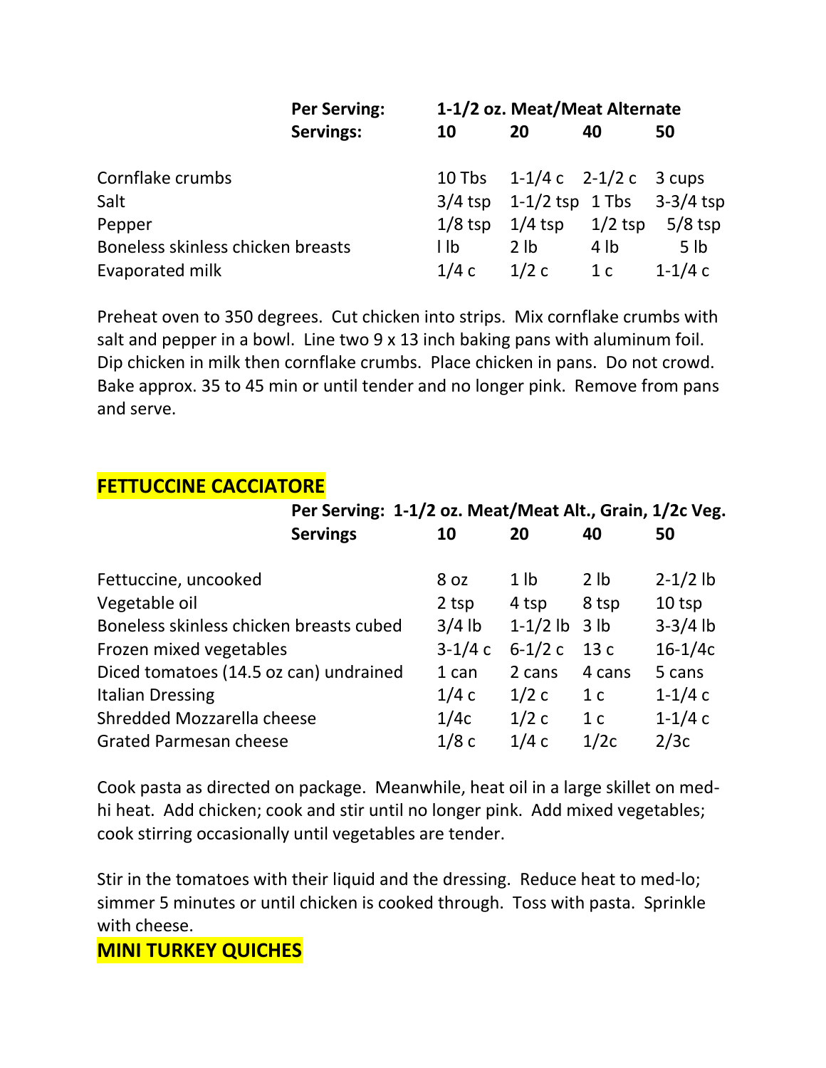| Per Serving: | 1-1/2 oz. Meat/Meat Alternate | | | |
|---|---|---|---|---|
| **Servings:** | **10** | **20** | **40** | **50** |
| Cornflake crumbs | 10 Tbs | 1-1/4 c | 2-1/2 c | 3 cups |
| Salt | 3/4 tsp | 1-1/2 tsp | 1 Tbs | 3-3/4 tsp |
| Pepper | 1/8 tsp | 1/4 tsp | 1/2 tsp | 5/8 tsp |
| Boneless skinless chicken breasts | l lb | 2 lb | 4 lb | 5 lb |
| Evaporated milk | 1/4 c | 1/2 c | 1 c | 1-1/4 c |

Preheat oven to 350 degrees. Cut chicken into strips. Mix cornflake crumbs with salt and pepper in a bowl. Line two 9 x 13 inch baking pans with aluminum foil. Dip chicken in milk then cornflake crumbs. Place chicken in pans. Do not crowd. Bake approx. 35 to 45 min or until tender and no longer pink. Remove from pans and serve.

## FETTUCCINE CACCIATORE

| Per Serving: | 1-1/2 oz. Meat/Meat Alt., Grain, 1/2c Veg. | | | |
|---|---|---|---|---|
| **Servings** | **10** | **20** | **40** | **50** |
| Fettuccine, uncooked | 8 oz | 1 lb | 2 lb | 2-1/2 lb |
| Vegetable oil | 2 tsp | 4 tsp | 8 tsp | 10 tsp |
| Boneless skinless chicken breasts cubed | 3/4 lb | 1-1/2 lb | 3 lb | 3-3/4 lb |
| Frozen mixed vegetables | 3-1/4 c | 6-1/2 c | 13 c | 16-1/4c |
| Diced tomatoes (14.5 oz can) undrained | 1 can | 2 cans | 4 cans | 5 cans |
| Italian Dressing | 1/4 c | 1/2 c | 1 c | 1-1/4 c |
| Shredded Mozzarella cheese | 1/4c | 1/2 c | 1 c | 1-1/4 c |
| Grated Parmesan cheese | 1/8 c | 1/4 c | 1/2c | 2/3c |

Cook pasta as directed on package. Meanwhile, heat oil in a large skillet on med-hi heat. Add chicken; cook and stir until no longer pink. Add mixed vegetables; cook stirring occasionally until vegetables are tender.

Stir in the tomatoes with their liquid and the dressing. Reduce heat to med-lo; simmer 5 minutes or until chicken is cooked through. Toss with pasta. Sprinkle with cheese.

## MINI TURKEY QUICHES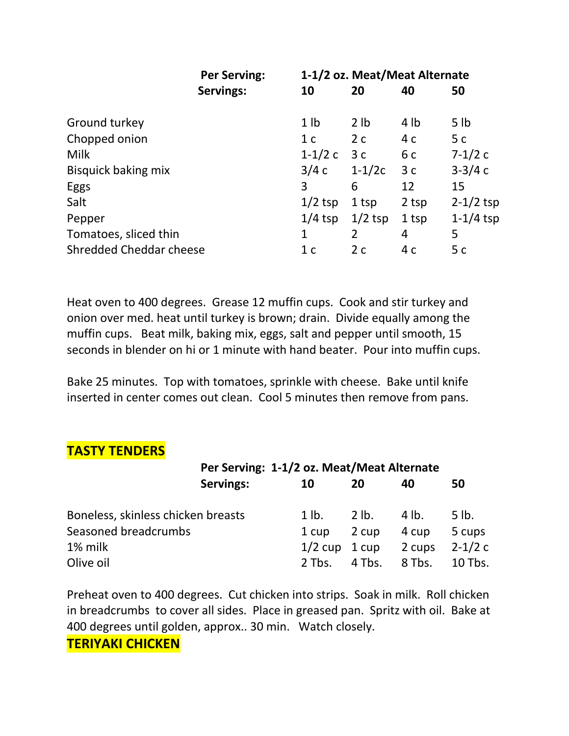| | Per Serving: | 1-1/2 oz. Meat/Meat Alternate | | | |
|---|---|---|---|---|---|
| | Servings: | 10 | 20 | 40 | 50 |
| Ground turkey | | 1 lb | 2 lb | 4 lb | 5 lb |
| Chopped onion | | 1 c | 2 c | 4 c | 5 c |
| Milk | | 1-1/2 c | 3 c | 6 c | 7-1/2 c |
| Bisquick baking mix | | 3/4 c | 1-1/2c | 3 c | 3-3/4 c |
| Eggs | | 3 | 6 | 12 | 15 |
| Salt | | 1/2 tsp | 1 tsp | 2 tsp | 2-1/2 tsp |
| Pepper | | 1/4 tsp | 1/2 tsp | 1 tsp | 1-1/4 tsp |
| Tomatoes, sliced thin | | 1 | 2 | 4 | 5 |
| Shredded Cheddar cheese | | 1 c | 2 c | 4 c | 5 c |

Heat oven to 400 degrees. Grease 12 muffin cups. Cook and stir turkey and onion over med. heat until turkey is brown; drain. Divide equally among the muffin cups. Beat milk, baking mix, eggs, salt and pepper until smooth, 15 seconds in blender on hi or 1 minute with hand beater. Pour into muffin cups.

Bake 25 minutes. Top with tomatoes, sprinkle with cheese. Bake until knife inserted in center comes out clean. Cool 5 minutes then remove from pans.

## TASTY TENDERS

| | Per Serving: 1-1/2 oz. Meat/Meat Alternate | | | |
|---|---|---|---|---|
| Servings: | 10 | 20 | 40 | 50 |
| Boneless, skinless chicken breasts | 1 lb. | 2 lb. | 4 lb. | 5 lb. |
| Seasoned breadcrumbs | 1 cup | 2 cup | 4 cup | 5 cups |
| 1% milk | 1/2 cup | 1 cup | 2 cups | 2-1/2 c |
| Olive oil | 2 Tbs. | 4 Tbs. | 8 Tbs. | 10 Tbs. |

Preheat oven to 400 degrees. Cut chicken into strips. Soak in milk. Roll chicken in breadcrumbs to cover all sides. Place in greased pan. Spritz with oil. Bake at 400 degrees until golden, approx.. 30 min. Watch closely.

## TERIYAKI CHICKEN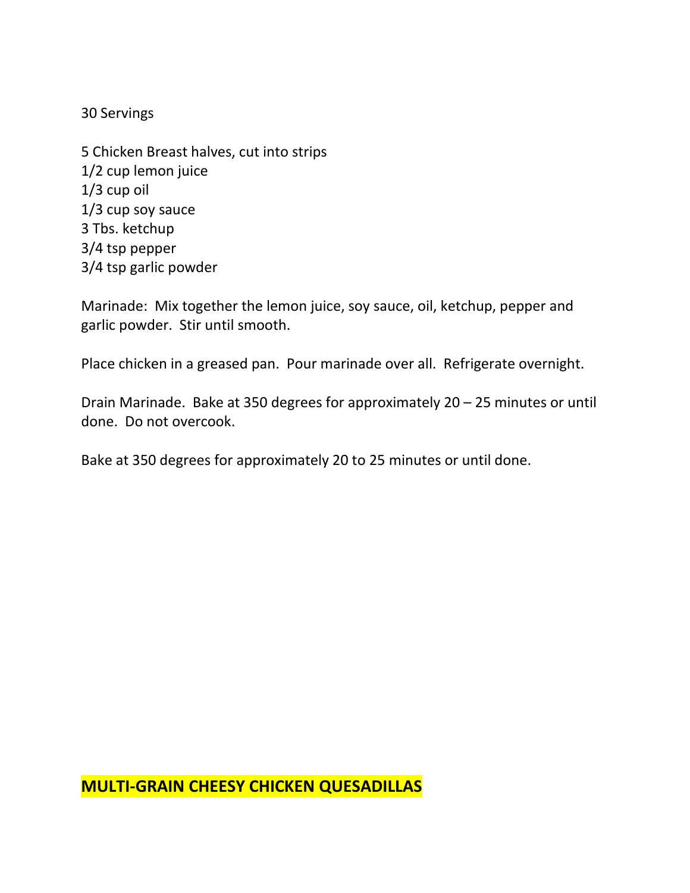30 Servings

5 Chicken Breast halves, cut into strips
1/2 cup lemon juice
1/3 cup oil
1/3 cup soy sauce
3 Tbs. ketchup
3/4 tsp pepper
3/4 tsp garlic powder

Marinade: Mix together the lemon juice, soy sauce, oil, ketchup, pepper and garlic powder. Stir until smooth.

Place chicken in a greased pan. Pour marinade over all. Refrigerate overnight.

Drain Marinade. Bake at 350 degrees for approximately 20 – 25 minutes or until done. Do not overcook.

Bake at 350 degrees for approximately 20 to 25 minutes or until done.

## MULTI-GRAIN CHEESY CHICKEN QUESADILLAS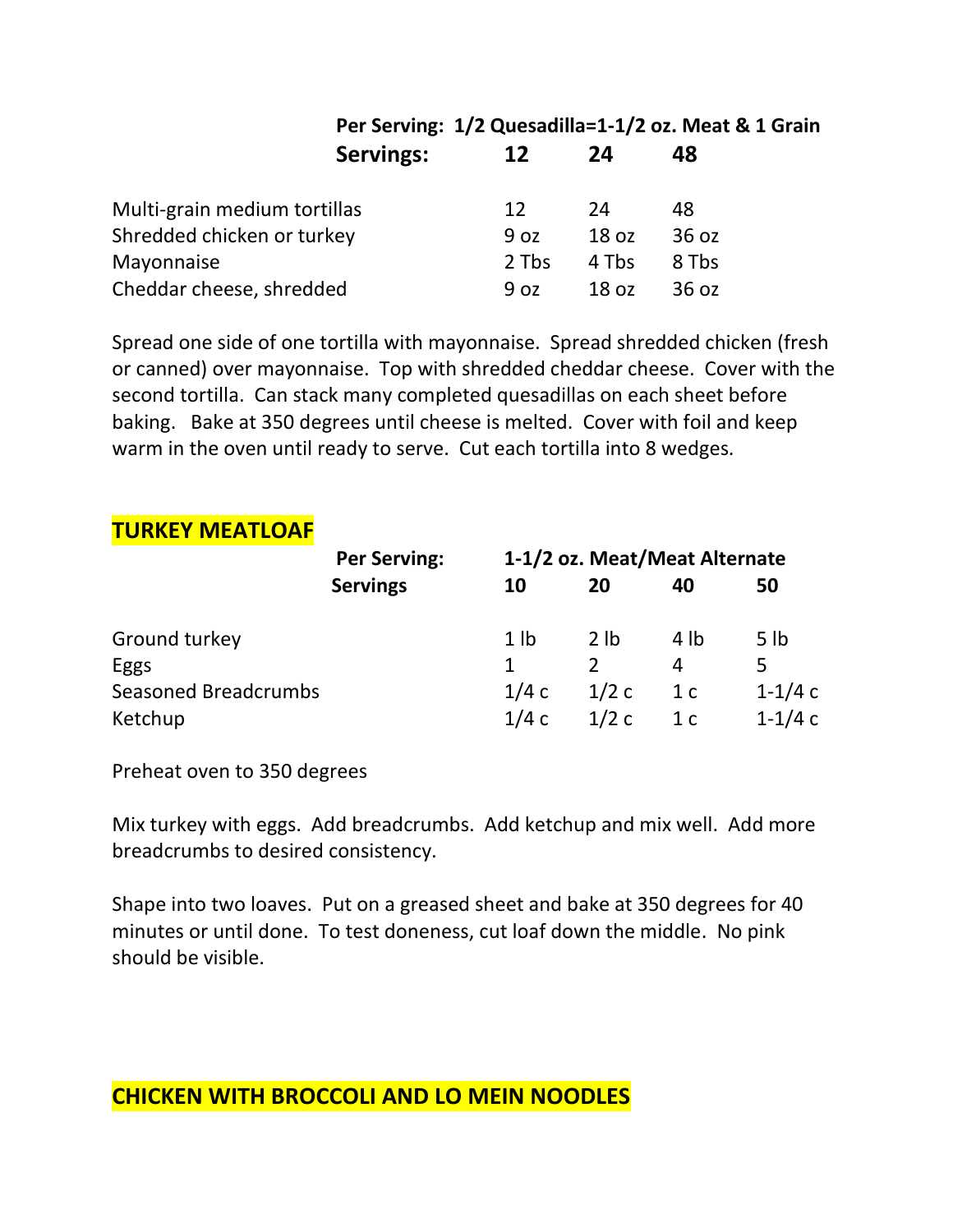| Per Serving: 1/2 Quesadilla=1-1/2 oz. Meat & 1 Grain | | | |
|---|---|---|---|
| **Servings:** | **12** | **24** | **48** |
| Multi-grain medium tortillas | 12 | 24 | 48 |
| Shredded chicken or turkey | 9 oz | 18 oz | 36 oz |
| Mayonnaise | 2 Tbs | 4 Tbs | 8 Tbs |
| Cheddar cheese, shredded | 9 oz | 18 oz | 36 oz |

Spread one side of one tortilla with mayonnaise. Spread shredded chicken (fresh or canned) over mayonnaise. Top with shredded cheddar cheese. Cover with the second tortilla. Can stack many completed quesadillas on each sheet before baking. Bake at 350 degrees until cheese is melted. Cover with foil and keep warm in the oven until ready to serve. Cut each tortilla into 8 wedges.

## TURKEY MEATLOAF

| Per Serving: 1-1/2 oz. Meat/Meat Alternate | | | | |
|---|---|---|---|---|
| **Servings** | **10** | **20** | **40** | **50** |
| Ground turkey | 1 lb | 2 lb | 4 lb | 5 lb |
| Eggs | 1 | 2 | 4 | 5 |
| Seasoned Breadcrumbs | 1/4 c | 1/2 c | 1 c | 1-1/4 c |
| Ketchup | 1/4 c | 1/2 c | 1 c | 1-1/4 c |

Preheat oven to 350 degrees

Mix turkey with eggs. Add breadcrumbs. Add ketchup and mix well. Add more breadcrumbs to desired consistency.

Shape into two loaves. Put on a greased sheet and bake at 350 degrees for 40 minutes or until done. To test doneness, cut loaf down the middle. No pink should be visible.

## CHICKEN WITH BROCCOLI AND LO MEIN NOODLES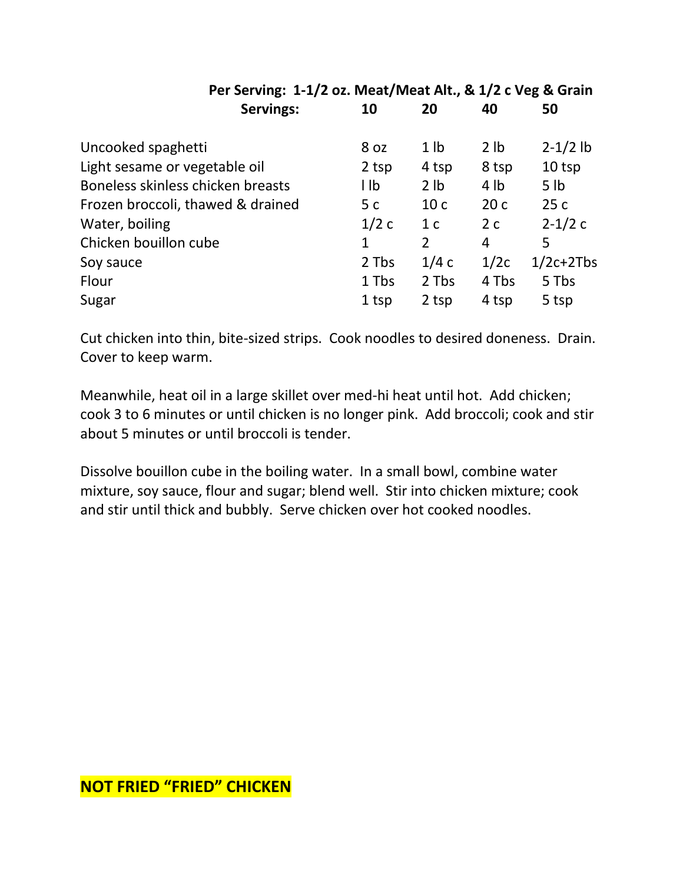| Per Serving: 1-1/2 oz. Meat/Meat Alt., & 1/2 c Veg & Grain | | | | |
|---|---|---|---|---|
| **Servings:** | **10** | **20** | **40** | **50** |
| Uncooked spaghetti | 8 oz | 1 lb | 2 lb | 2-1/2 lb |
| Light sesame or vegetable oil | 2 tsp | 4 tsp | 8 tsp | 10 tsp |
| Boneless skinless chicken breasts | l lb | 2 lb | 4 lb | 5 lb |
| Frozen broccoli, thawed & drained | 5 c | 10 c | 20 c | 25 c |
| Water, boiling | 1/2 c | 1 c | 2 c | 2-1/2 c |
| Chicken bouillon cube | 1 | 2 | 4 | 5 |
| Soy sauce | 2 Tbs | 1/4 c | 1/2c | 1/2c+2Tbs |
| Flour | 1 Tbs | 2 Tbs | 4 Tbs | 5 Tbs |
| Sugar | 1 tsp | 2 tsp | 4 tsp | 5 tsp |

Cut chicken into thin, bite-sized strips. Cook noodles to desired doneness. Drain. Cover to keep warm.

Meanwhile, heat oil in a large skillet over med-hi heat until hot. Add chicken; cook 3 to 6 minutes or until chicken is no longer pink. Add broccoli; cook and stir about 5 minutes or until broccoli is tender.

Dissolve bouillon cube in the boiling water. In a small bowl, combine water mixture, soy sauce, flour and sugar; blend well. Stir into chicken mixture; cook and stir until thick and bubbly. Serve chicken over hot cooked noodles.

## NOT FRIED "FRIED" CHICKEN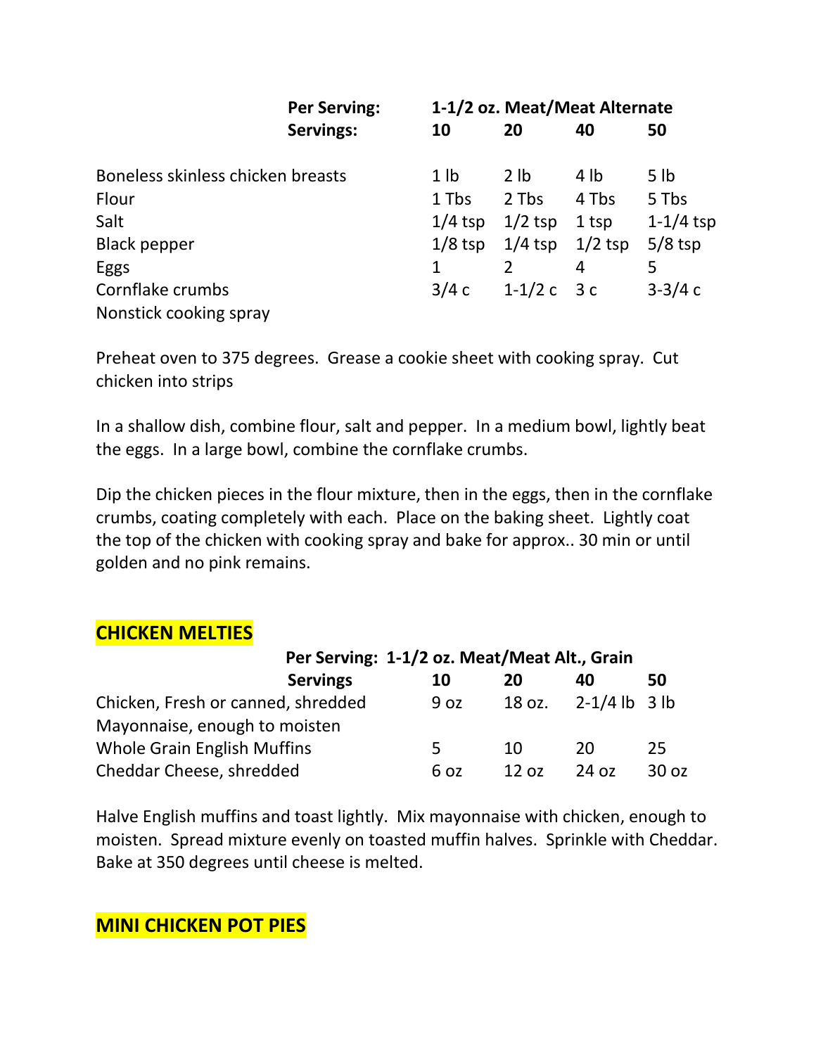| | Per Serving: | 1-1/2 oz. Meat/Meat Alternate | | | |
|---|---|---|---|---|---|
| | **Servings:** | **10** | **20** | **40** | **50** |
| Boneless skinless chicken breasts | | 1 lb | 2 lb | 4 lb | 5 lb |
| Flour | | 1 Tbs | 2 Tbs | 4 Tbs | 5 Tbs |
| Salt | | 1/4 tsp | 1/2 tsp | 1 tsp | 1-1/4 tsp |
| Black pepper | | 1/8 tsp | 1/4 tsp | 1/2 tsp | 5/8 tsp |
| Eggs | | 1 | 2 | 4 | 5 |
| Cornflake crumbs | | 3/4 c | 1-1/2 c | 3 c | 3-3/4 c |
| Nonstick cooking spray | | | | | |

Preheat oven to 375 degrees. Grease a cookie sheet with cooking spray. Cut chicken into strips

In a shallow dish, combine flour, salt and pepper. In a medium bowl, lightly beat the eggs. In a large bowl, combine the cornflake crumbs.

Dip the chicken pieces in the flour mixture, then in the eggs, then in the cornflake crumbs, coating completely with each. Place on the baking sheet. Lightly coat the top of the chicken with cooking spray and bake for approx.. 30 min or until golden and no pink remains.

## CHICKEN MELTIES

**Per Serving: 1-1/2 oz. Meat/Meat Alt., Grain**

| Servings | 10 | 20 | 40 | 50 |
|---|---|---|---|---|
| Chicken, Fresh or canned, shredded | 9 oz | 18 oz. | 2-1/4 lb | 3 lb |
| Mayonnaise, enough to moisten | | | | |
| Whole Grain English Muffins | 5 | 10 | 20 | 25 |
| Cheddar Cheese, shredded | 6 oz | 12 oz | 24 oz | 30 oz |

Halve English muffins and toast lightly. Mix mayonnaise with chicken, enough to moisten. Spread mixture evenly on toasted muffin halves. Sprinkle with Cheddar. Bake at 350 degrees until cheese is melted.

## MINI CHICKEN POT PIES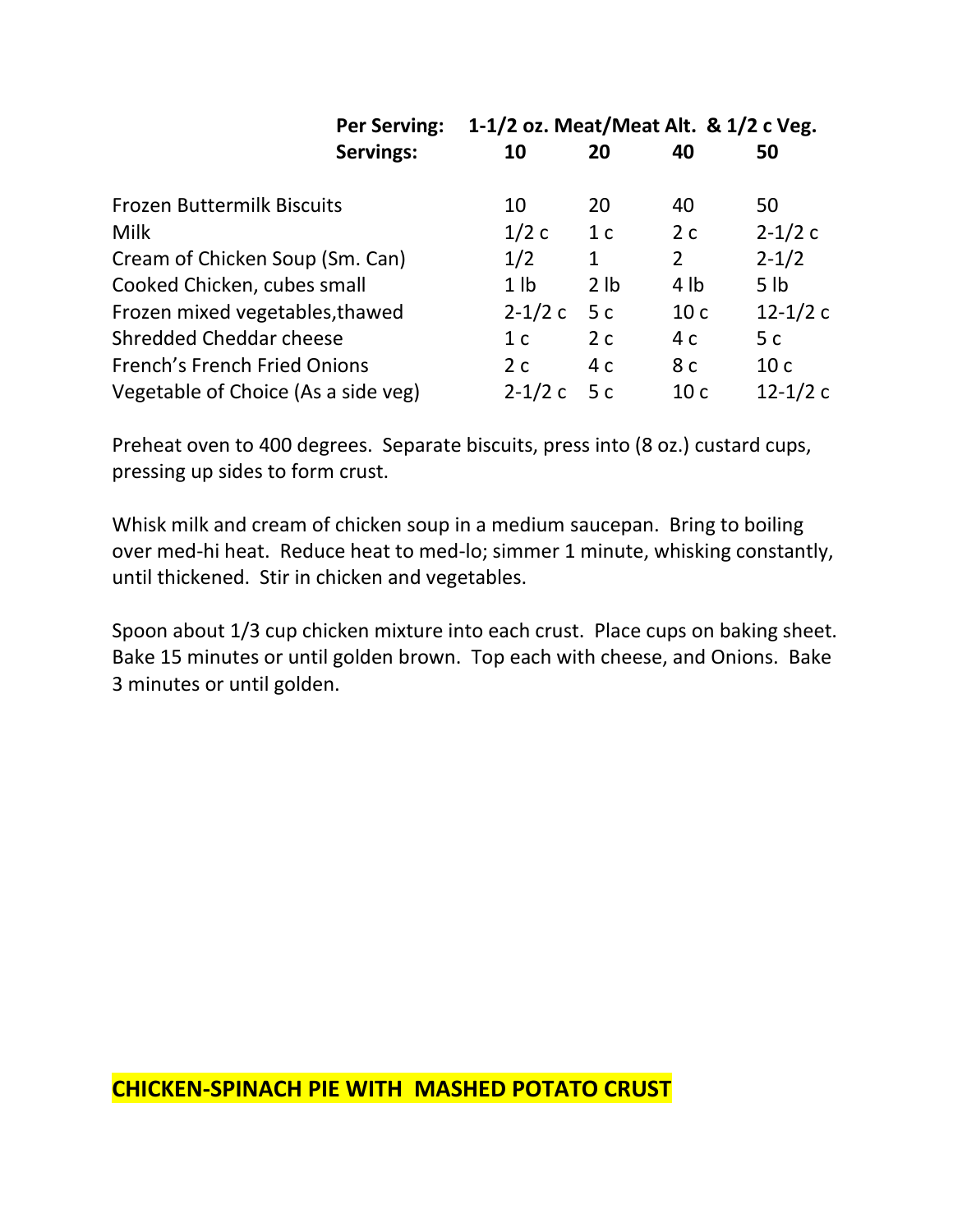| | Per Serving: | 1-1/2 oz. Meat/Meat Alt. & 1/2 c Veg. | | |
|---|---|---|---|---|
| | **Servings:** | **10** | **20** | **40** | **50** |

| Ingredient | 10 | 20 | 40 | 50 |
|---|---|---|---|---|
| Frozen Buttermilk Biscuits | 10 | 20 | 40 | 50 |
| Milk | 1/2 c | 1 c | 2 c | 2-1/2 c |
| Cream of Chicken Soup (Sm. Can) | 1/2 | 1 | 2 | 2-1/2 |
| Cooked Chicken, cubes small | 1 lb | 2 lb | 4 lb | 5 lb |
| Frozen mixed vegetables,thawed | 2-1/2 c | 5 c | 10 c | 12-1/2 c |
| Shredded Cheddar cheese | 1 c | 2 c | 4 c | 5 c |
| French's French Fried Onions | 2 c | 4 c | 8 c | 10 c |
| Vegetable of Choice (As a side veg) | 2-1/2 c | 5 c | 10 c | 12-1/2 c |

Preheat oven to 400 degrees. Separate biscuits, press into (8 oz.) custard cups, pressing up sides to form crust.

Whisk milk and cream of chicken soup in a medium saucepan. Bring to boiling over med-hi heat. Reduce heat to med-lo; simmer 1 minute, whisking constantly, until thickened. Stir in chicken and vegetables.

Spoon about 1/3 cup chicken mixture into each crust. Place cups on baking sheet. Bake 15 minutes or until golden brown. Top each with cheese, and Onions. Bake 3 minutes or until golden.

## CHICKEN-SPINACH PIE WITH MASHED POTATO CRUST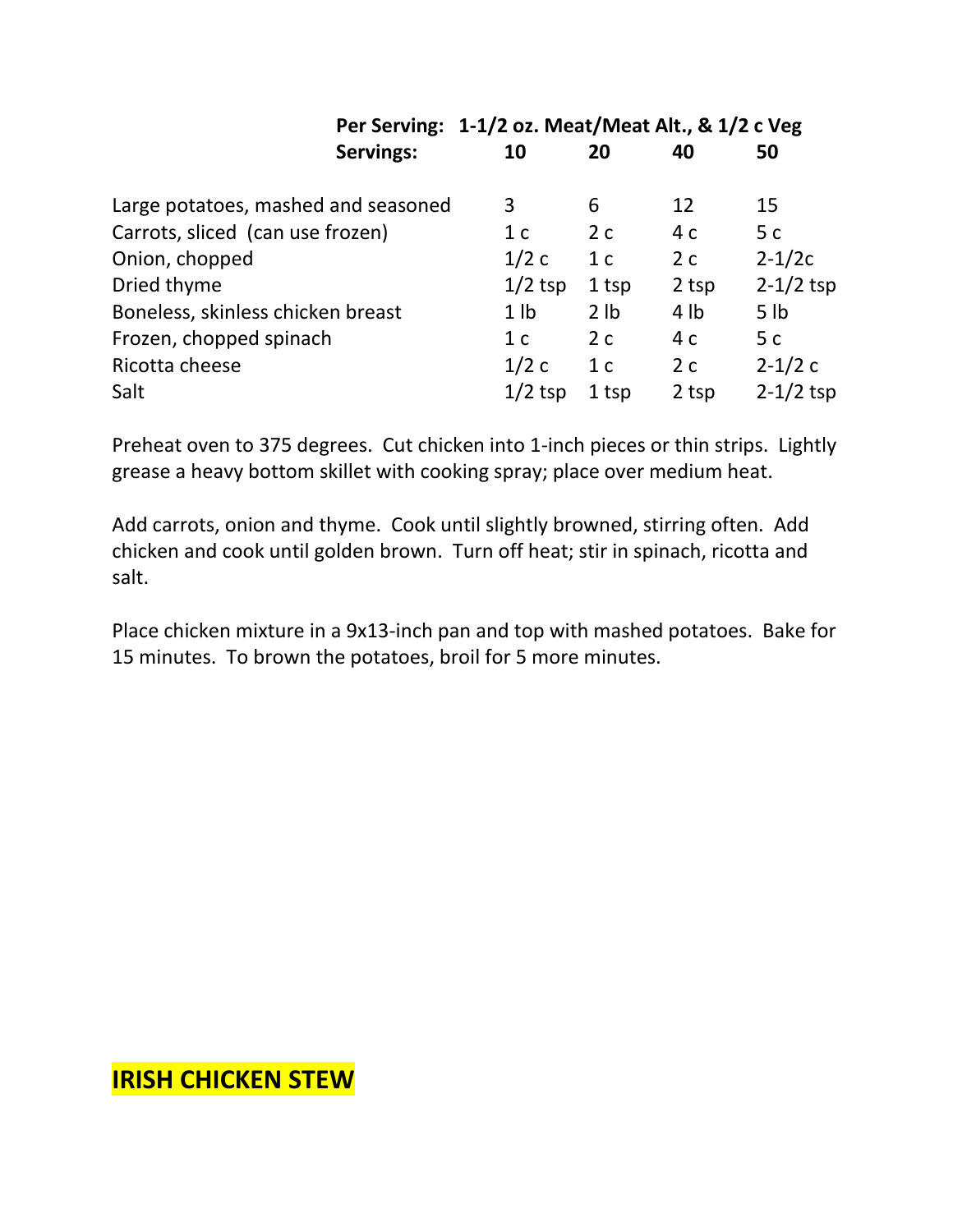| | Per Serving: | 1-1/2 oz. Meat/Meat Alt., & 1/2 c Veg | | |
|---|---|---|---|---|
| | **Servings:** | **10** | **20** | **40** | **50** |
| Large potatoes, mashed and seasoned | | 3 | 6 | 12 | 15 |
| Carrots, sliced (can use frozen) | | 1 c | 2 c | 4 c | 5 c |
| Onion, chopped | | 1/2 c | 1 c | 2 c | 2-1/2c |
| Dried thyme | | 1/2 tsp | 1 tsp | 2 tsp | 2-1/2 tsp |
| Boneless, skinless chicken breast | | 1 lb | 2 lb | 4 lb | 5 lb |
| Frozen, chopped spinach | | 1 c | 2 c | 4 c | 5 c |
| Ricotta cheese | | 1/2 c | 1 c | 2 c | 2-1/2 c |
| Salt | | 1/2 tsp | 1 tsp | 2 tsp | 2-1/2 tsp |

Preheat oven to 375 degrees. Cut chicken into 1-inch pieces or thin strips. Lightly grease a heavy bottom skillet with cooking spray; place over medium heat.

Add carrots, onion and thyme. Cook until slightly browned, stirring often. Add chicken and cook until golden brown. Turn off heat; stir in spinach, ricotta and salt.

Place chicken mixture in a 9x13-inch pan and top with mashed potatoes. Bake for 15 minutes. To brown the potatoes, broil for 5 more minutes.

## IRISH CHICKEN STEW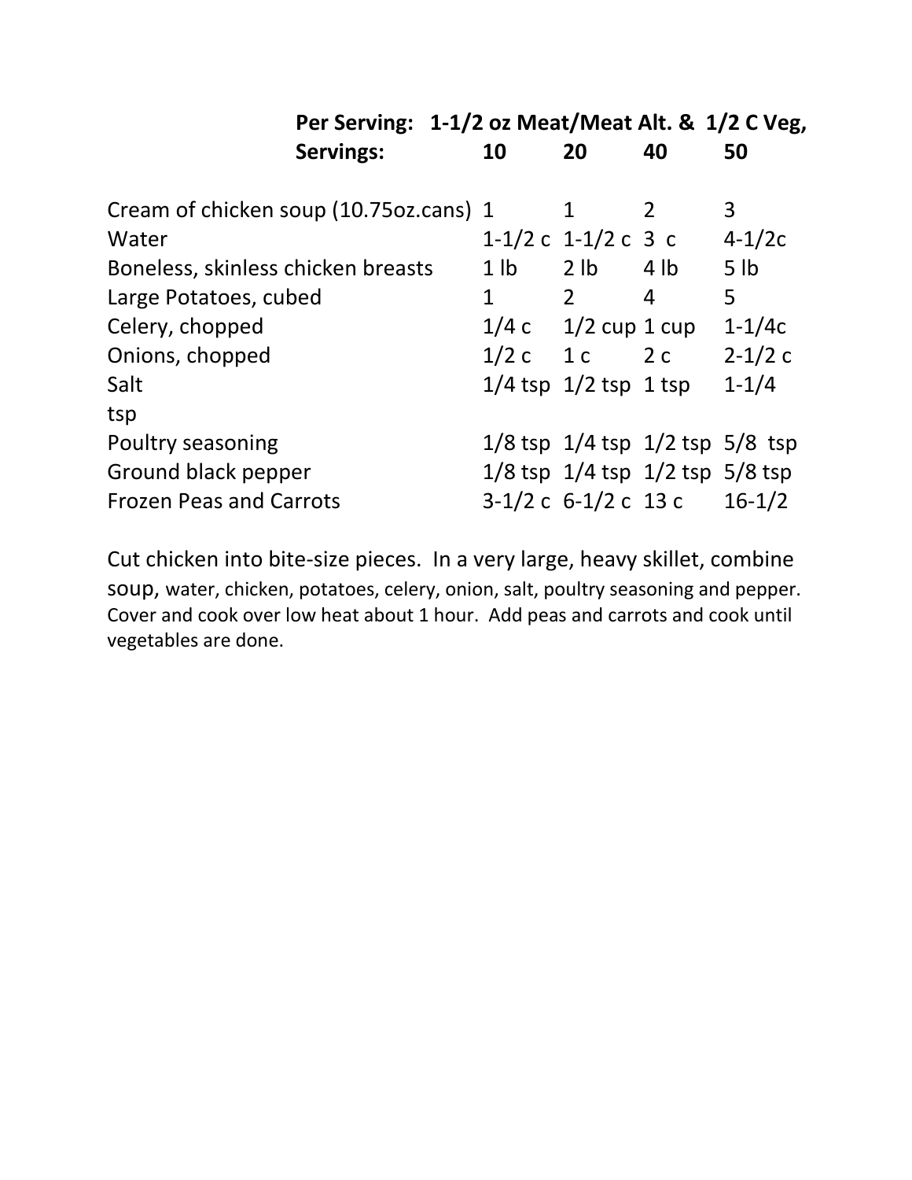| Per Serving: | 1-1/2 oz Meat/Meat Alt. & 1/2 C Veg, | | | |
|---|---|---|---|---|
| **Servings:** | **10** | **20** | **40** | **50** |
| Cream of chicken soup (10.75oz.cans) | 1 | 1 | 2 | 3 |
| Water | 1-1/2 c | 1-1/2 c | 3 c | 4-1/2c |
| Boneless, skinless chicken breasts | 1 lb | 2 lb | 4 lb | 5 lb |
| Large Potatoes, cubed | 1 | 2 | 4 | 5 |
| Celery, chopped | 1/4 c | 1/2 cup | 1 cup | 1-1/4c |
| Onions, chopped | 1/2 c | 1 c | 2 c | 2-1/2 c |
| Salt | 1/4 tsp | 1/2 tsp | 1 tsp | 1-1/4 tsp |
| Poultry seasoning | 1/8 tsp | 1/4 tsp | 1/2 tsp | 5/8 tsp |
| Ground black pepper | 1/8 tsp | 1/4 tsp | 1/2 tsp | 5/8 tsp |
| Frozen Peas and Carrots | 3-1/2 c | 6-1/2 c | 13 c | 16-1/2 |

Cut chicken into bite-size pieces. In a very large, heavy skillet, combine soup, water, chicken, potatoes, celery, onion, salt, poultry seasoning and pepper. Cover and cook over low heat about 1 hour. Add peas and carrots and cook until vegetables are done.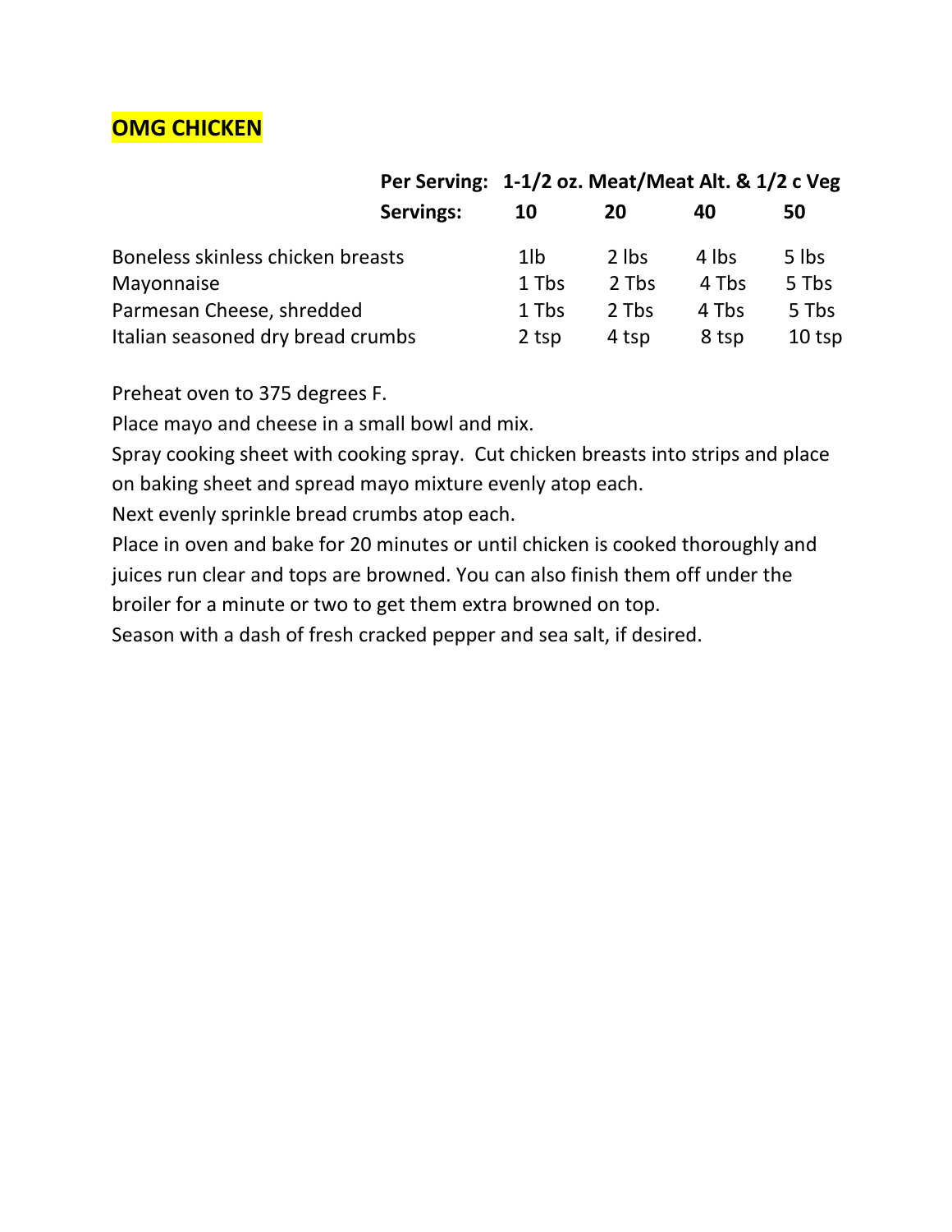## OMG CHICKEN

| | Per Serving: | 1-1/2 oz. Meat/Meat Alt. & 1/2 c Veg | | |
|---|---|---|---|---|
| **Servings:** | **10** | **20** | **40** | **50** |
| Boneless skinless chicken breasts | 1lb | 2 lbs | 4 lbs | 5 lbs |
| Mayonnaise | 1 Tbs | 2 Tbs | 4 Tbs | 5 Tbs |
| Parmesan Cheese, shredded | 1 Tbs | 2 Tbs | 4 Tbs | 5 Tbs |
| Italian seasoned dry bread crumbs | 2 tsp | 4 tsp | 8 tsp | 10 tsp |

Preheat oven to 375 degrees F.

Place mayo and cheese in a small bowl and mix.

Spray cooking sheet with cooking spray. Cut chicken breasts into strips and place on baking sheet and spread mayo mixture evenly atop each.

Next evenly sprinkle bread crumbs atop each.

Place in oven and bake for 20 minutes or until chicken is cooked thoroughly and juices run clear and tops are browned. You can also finish them off under the broiler for a minute or two to get them extra browned on top.

Season with a dash of fresh cracked pepper and sea salt, if desired.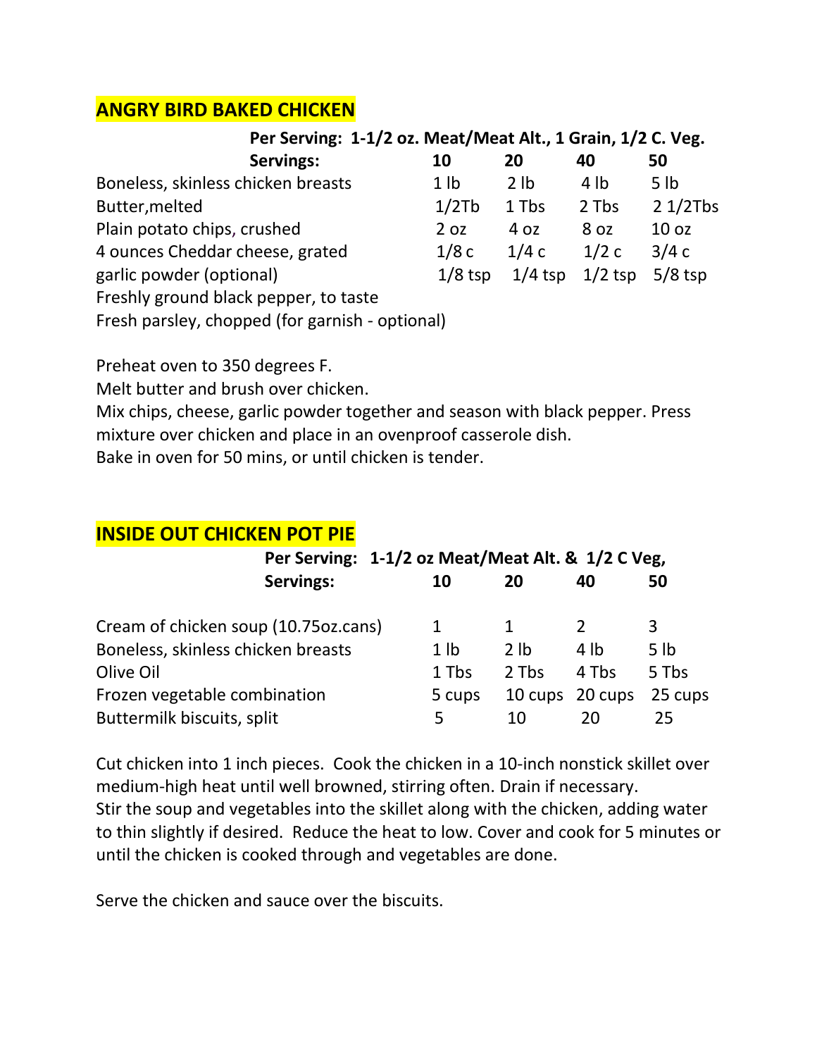## ANGRY BIRD BAKED CHICKEN

**Per Serving: 1-1/2 oz. Meat/Meat Alt., 1 Grain, 1/2 C. Veg.**

| **Servings:** | **10** | **20** | **40** | **50** |
|---|---|---|---|---|
| Boneless, skinless chicken breasts | 1 lb | 2 lb | 4 lb | 5 lb |
| Butter,melted | 1/2Tb | 1 Tbs | 2 Tbs | 2 1/2Tbs |
| Plain potato chips, crushed | 2 oz | 4 oz | 8 oz | 10 oz |
| 4 ounces Cheddar cheese, grated | 1/8 c | 1/4 c | 1/2 c | 3/4 c |
| garlic powder (optional) | 1/8 tsp | 1/4 tsp | 1/2 tsp | 5/8 tsp |
| Freshly ground black pepper, to taste | | | | |
| Fresh parsley, chopped (for garnish - optional) | | | | |

Preheat oven to 350 degrees F.
Melt butter and brush over chicken.
Mix chips, cheese, garlic powder together and season with black pepper. Press mixture over chicken and place in an ovenproof casserole dish.
Bake in oven for 50 mins, or until chicken is tender.

## INSIDE OUT CHICKEN POT PIE

**Per Serving: 1-1/2 oz Meat/Meat Alt. & 1/2 C Veg,**

| **Servings:** | **10** | **20** | **40** | **50** |
|---|---|---|---|---|
| Cream of chicken soup (10.75oz.cans) | 1 | 1 | 2 | 3 |
| Boneless, skinless chicken breasts | 1 lb | 2 lb | 4 lb | 5 lb |
| Olive Oil | 1 Tbs | 2 Tbs | 4 Tbs | 5 Tbs |
| Frozen vegetable combination | 5 cups | 10 cups | 20 cups | 25 cups |
| Buttermilk biscuits, split | 5 | 10 | 20 | 25 |

Cut chicken into 1 inch pieces. Cook the chicken in a 10-inch nonstick skillet over medium-high heat until well browned, stirring often. Drain if necessary.
Stir the soup and vegetables into the skillet along with the chicken, adding water to thin slightly if desired. Reduce the heat to low. Cover and cook for 5 minutes or until the chicken is cooked through and vegetables are done.

Serve the chicken and sauce over the biscuits.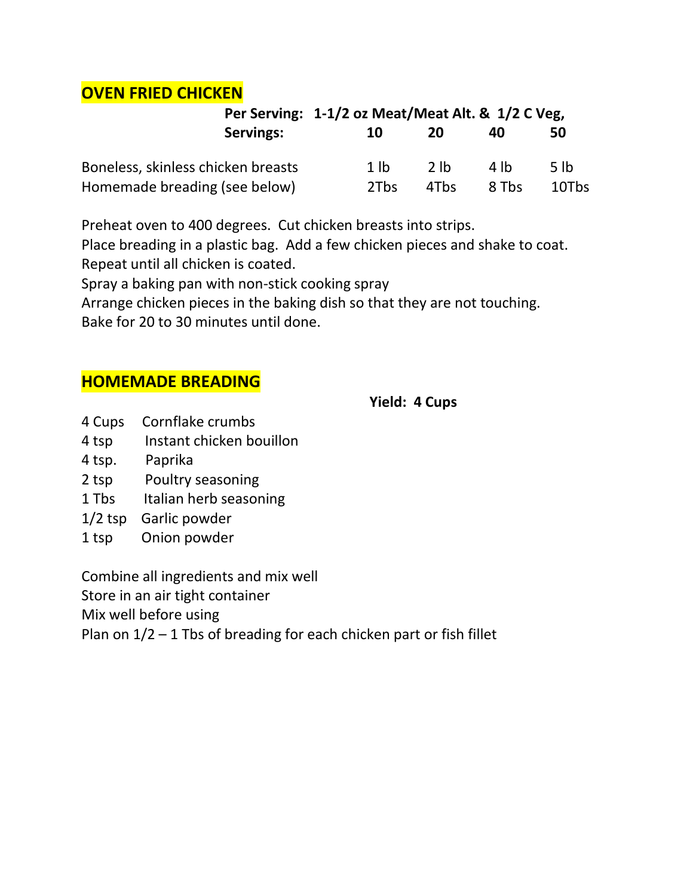## OVEN FRIED CHICKEN

| | Per Serving: 1-1/2 oz Meat/Meat Alt. & 1/2 C Veg, | | | |
|---|---|---|---|---|
| **Servings:** | **10** | **20** | **40** | **50** |
| Boneless, skinless chicken breasts | 1 lb | 2 lb | 4 lb | 5 lb |
| Homemade breading (see below) | 2Tbs | 4Tbs | 8 Tbs | 10Tbs |

Preheat oven to 400 degrees. Cut chicken breasts into strips.
Place breading in a plastic bag. Add a few chicken pieces and shake to coat.
Repeat until all chicken is coated.
Spray a baking pan with non-stick cooking spray
Arrange chicken pieces in the baking dish so that they are not touching.
Bake for 20 to 30 minutes until done.

## HOMEMADE BREADING

**Yield: 4 Cups**

| | |
|---|---|
| 4 Cups | Cornflake crumbs |
| 4 tsp | Instant chicken bouillon |
| 4 tsp. | Paprika |
| 2 tsp | Poultry seasoning |
| 1 Tbs | Italian herb seasoning |
| 1/2 tsp | Garlic powder |
| 1 tsp | Onion powder |

Combine all ingredients and mix well
Store in an air tight container
Mix well before using
Plan on 1/2 – 1 Tbs of breading for each chicken part or fish fillet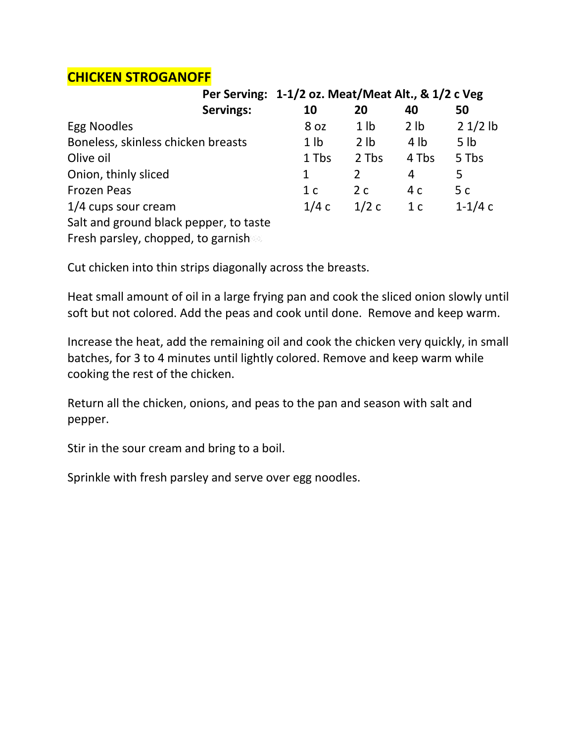# CHICKEN STROGANOFF

| | Per Serving: | 1-1/2 oz. Meat/Meat Alt., & 1/2 c Veg | | |
|---|---|---|---|---|
| | **Servings:** | **20** | **40** | **50** |
| | **10** | | | |
| Egg Noodles | 8 oz | 1 lb | 2 lb | 2 1/2 lb |
| Boneless, skinless chicken breasts | 1 lb | 2 lb | 4 lb | 5 lb |
| Olive oil | 1 Tbs | 2 Tbs | 4 Tbs | 5 Tbs |
| Onion, thinly sliced | 1 | 2 | 4 | 5 |
| Frozen Peas | 1 c | 2 c | 4 c | 5 c |
| 1/4 cups sour cream | 1/4 c | 1/2 c | 1 c | 1-1/4 c |
| Salt and ground black pepper, to taste | | | | |
| Fresh parsley, chopped, to garnish | | | | |

Cut chicken into thin strips diagonally across the breasts.

Heat small amount of oil in a large frying pan and cook the sliced onion slowly until soft but not colored. Add the peas and cook until done. Remove and keep warm.

Increase the heat, add the remaining oil and cook the chicken very quickly, in small batches, for 3 to 4 minutes until lightly colored. Remove and keep warm while cooking the rest of the chicken.

Return all the chicken, onions, and peas to the pan and season with salt and pepper.

Stir in the sour cream and bring to a boil.

Sprinkle with fresh parsley and serve over egg noodles.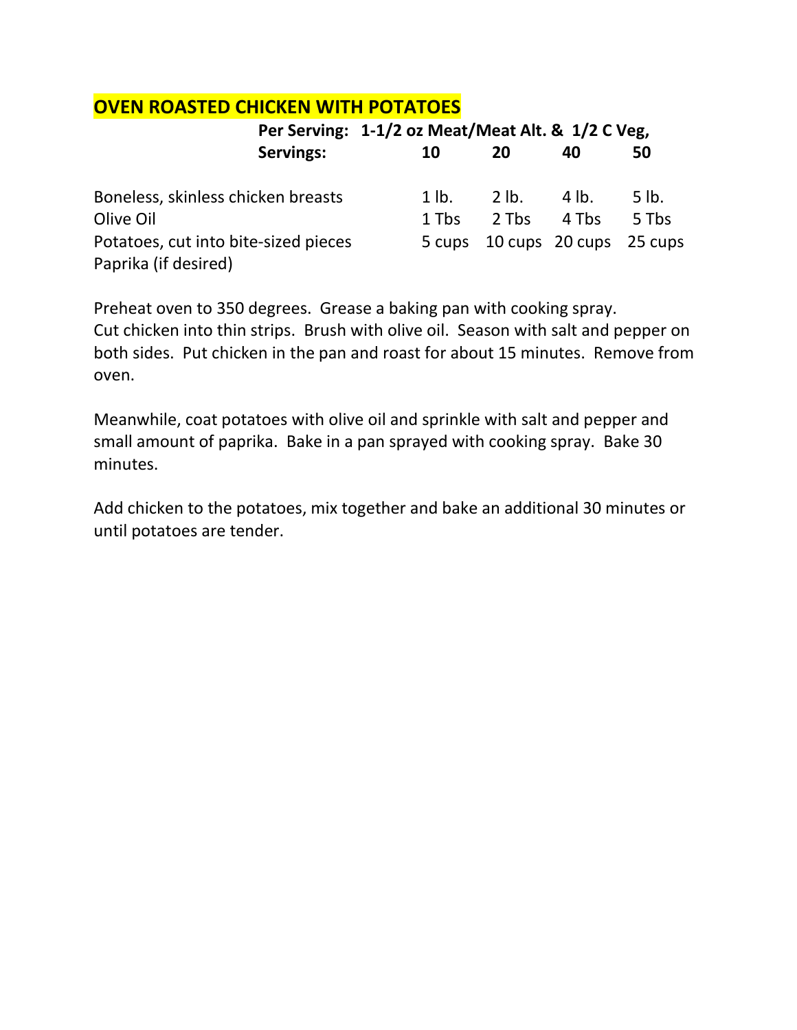## OVEN ROASTED CHICKEN WITH POTATOES

| | Per Serving: 1-1/2 oz Meat/Meat Alt. & 1/2 C Veg, | | | |
|---|---|---|---|---|
| **Servings:** | **10** | **20** | **40** | **50** |
| Boneless, skinless chicken breasts | 1 lb. | 2 lb. | 4 lb. | 5 lb. |
| Olive Oil | 1 Tbs | 2 Tbs | 4 Tbs | 5 Tbs |
| Potatoes, cut into bite-sized pieces | 5 cups | 10 cups | 20 cups | 25 cups |
| Paprika (if desired) | | | | |

Preheat oven to 350 degrees. Grease a baking pan with cooking spray. Cut chicken into thin strips. Brush with olive oil. Season with salt and pepper on both sides. Put chicken in the pan and roast for about 15 minutes. Remove from oven.

Meanwhile, coat potatoes with olive oil and sprinkle with salt and pepper and small amount of paprika. Bake in a pan sprayed with cooking spray. Bake 30 minutes.

Add chicken to the potatoes, mix together and bake an additional 30 minutes or until potatoes are tender.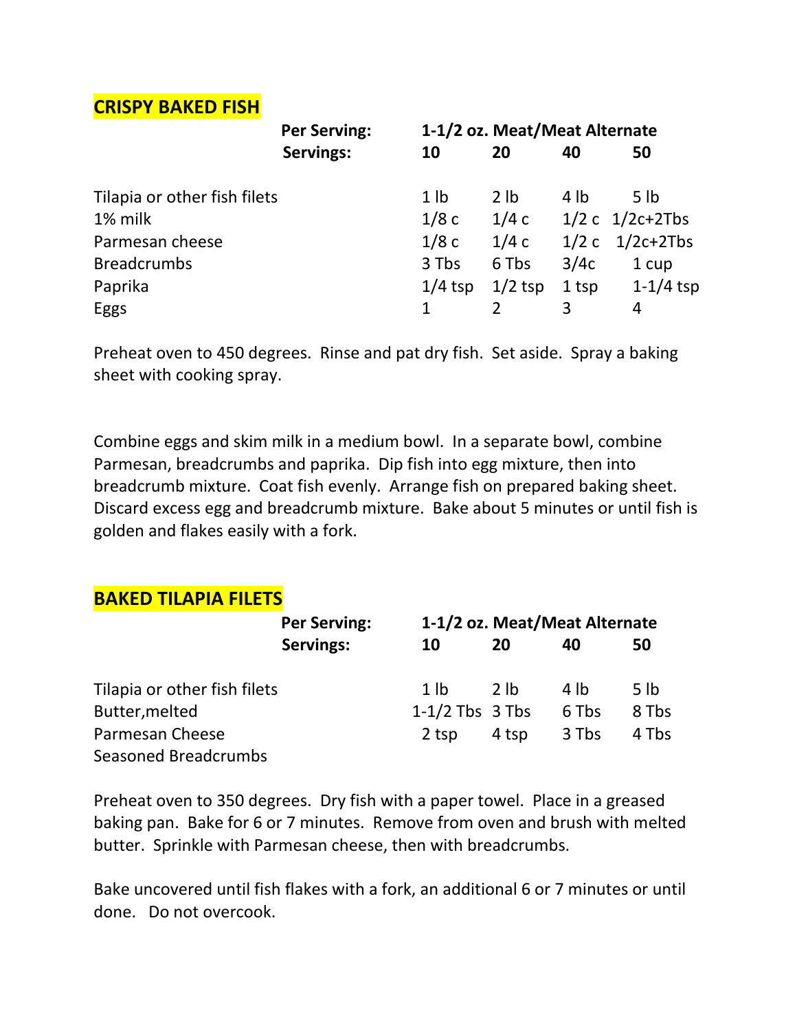## CRISPY BAKED FISH

| | Per Serving: | 1-1/2 oz. Meat/Meat Alternate | | | |
|---|---|---|---|---|---|
| | **Servings:** | **10** | **20** | **40** | **50** |
| Tilapia or other fish filets | | 1 lb | 2 lb | 4 lb | 5 lb |
| 1% milk | | 1/8 c | 1/4 c | 1/2 c | 1/2c+2Tbs |
| Parmesan cheese | | 1/8 c | 1/4 c | 1/2 c | 1/2c+2Tbs |
| Breadcrumbs | | 3 Tbs | 6 Tbs | 3/4c | 1 cup |
| Paprika | | 1/4 tsp | 1/2 tsp | 1 tsp | 1-1/4 tsp |
| Eggs | | 1 | 2 | 3 | 4 |

Preheat oven to 450 degrees. Rinse and pat dry fish. Set aside. Spray a baking sheet with cooking spray.

Combine eggs and skim milk in a medium bowl. In a separate bowl, combine Parmesan, breadcrumbs and paprika. Dip fish into egg mixture, then into breadcrumb mixture. Coat fish evenly. Arrange fish on prepared baking sheet. Discard excess egg and breadcrumb mixture. Bake about 5 minutes or until fish is golden and flakes easily with a fork.

## BAKED TILAPIA FILETS

| | Per Serving: | 1-1/2 oz. Meat/Meat Alternate | | | |
|---|---|---|---|---|---|
| | **Servings:** | **10** | **20** | **40** | **50** |
| Tilapia or other fish filets | | 1 lb | 2 lb | 4 lb | 5 lb |
| Butter,melted | | 1-1/2 Tbs | 3 Tbs | 6 Tbs | 8 Tbs |
| Parmesan Cheese | | 2 tsp | 4 tsp | 3 Tbs | 4 Tbs |
| Seasoned Breadcrumbs | | | | | |

Preheat oven to 350 degrees. Dry fish with a paper towel. Place in a greased baking pan. Bake for 6 or 7 minutes. Remove from oven and brush with melted butter. Sprinkle with Parmesan cheese, then with breadcrumbs.

Bake uncovered until fish flakes with a fork, an additional 6 or 7 minutes or until done. Do not overcook.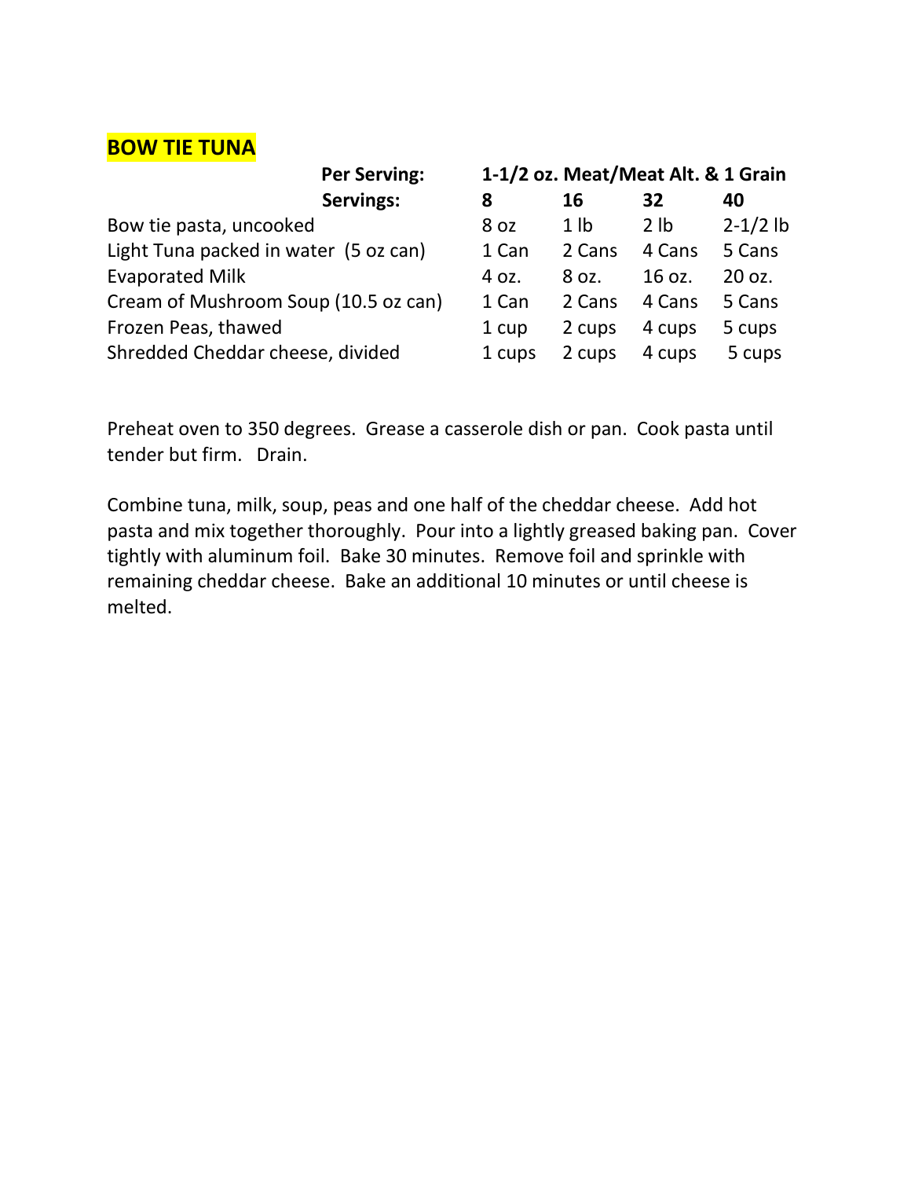## BOW TIE TUNA

| | Per Serving: | 1-1/2 oz. Meat/Meat Alt. & 1 Grain | | |
|---|---|---|---|---|
| **Servings:** | **8** | **16** | **32** | **40** |
| Bow tie pasta, uncooked | 8 oz | 1 lb | 2 lb | 2-1/2 lb |
| Light Tuna packed in water (5 oz can) | 1 Can | 2 Cans | 4 Cans | 5 Cans |
| Evaporated Milk | 4 oz. | 8 oz. | 16 oz. | 20 oz. |
| Cream of Mushroom Soup (10.5 oz can) | 1 Can | 2 Cans | 4 Cans | 5 Cans |
| Frozen Peas, thawed | 1 cup | 2 cups | 4 cups | 5 cups |
| Shredded Cheddar cheese, divided | 1 cups | 2 cups | 4 cups | 5 cups |

Preheat oven to 350 degrees. Grease a casserole dish or pan. Cook pasta until tender but firm. Drain.

Combine tuna, milk, soup, peas and one half of the cheddar cheese. Add hot pasta and mix together thoroughly. Pour into a lightly greased baking pan. Cover tightly with aluminum foil. Bake 30 minutes. Remove foil and sprinkle with remaining cheddar cheese. Bake an additional 10 minutes or until cheese is melted.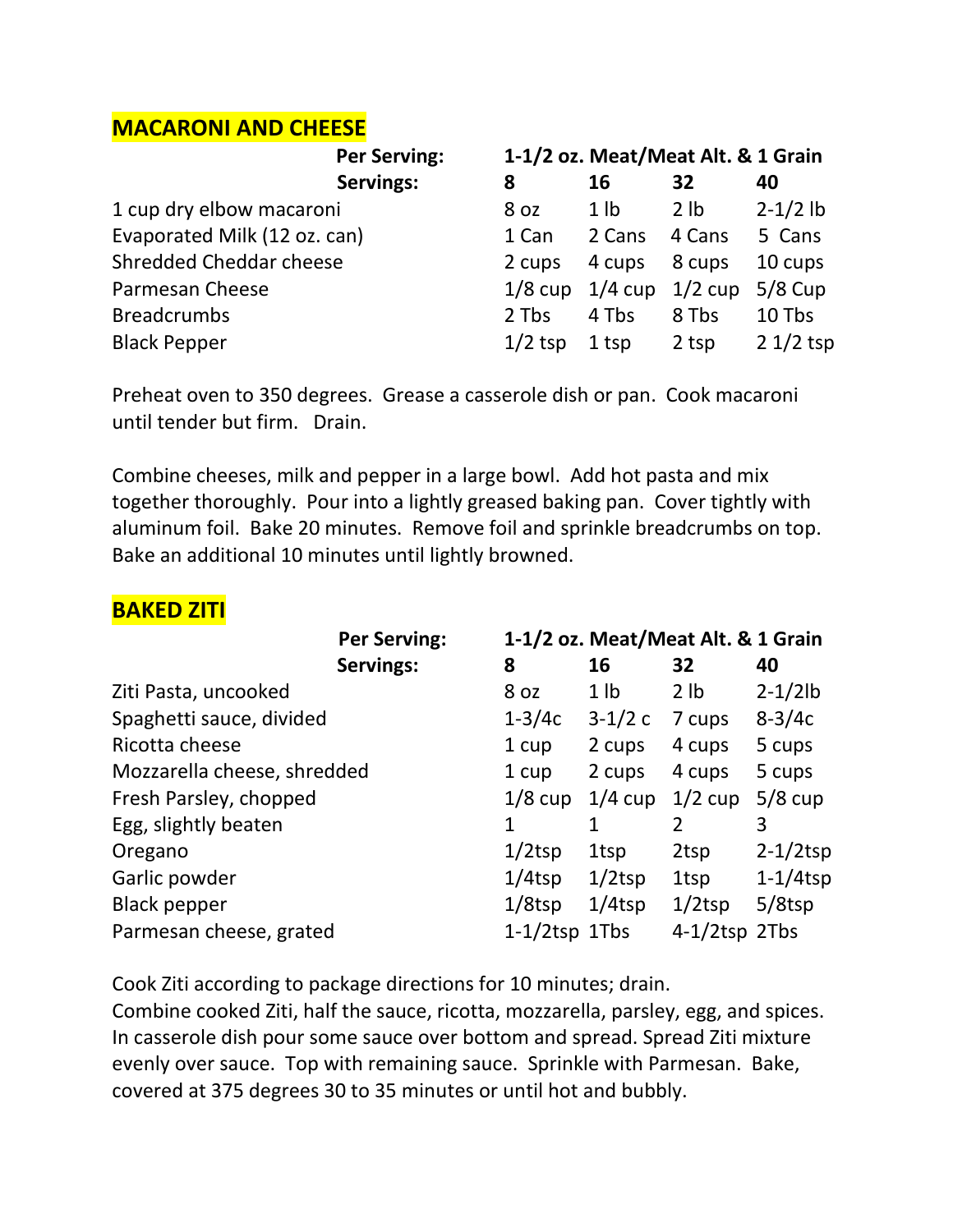## MACARONI AND CHEESE

| | Per Serving: | 1-1/2 oz. Meat/Meat Alt. & 1 Grain | | | |
|---|---|---|---|---|---|
| | **Servings:** | **8** | **16** | **32** | **40** |
| 1 cup dry elbow macaroni | | 8 oz | 1 lb | 2 lb | 2-1/2 lb |
| Evaporated Milk (12 oz. can) | | 1 Can | 2 Cans | 4 Cans | 5 Cans |
| Shredded Cheddar cheese | | 2 cups | 4 cups | 8 cups | 10 cups |
| Parmesan Cheese | | 1/8 cup | 1/4 cup | 1/2 cup | 5/8 Cup |
| Breadcrumbs | | 2 Tbs | 4 Tbs | 8 Tbs | 10 Tbs |
| Black Pepper | | 1/2 tsp | 1 tsp | 2 tsp | 2 1/2 tsp |

Preheat oven to 350 degrees. Grease a casserole dish or pan. Cook macaroni until tender but firm. Drain.

Combine cheeses, milk and pepper in a large bowl. Add hot pasta and mix together thoroughly. Pour into a lightly greased baking pan. Cover tightly with aluminum foil. Bake 20 minutes. Remove foil and sprinkle breadcrumbs on top. Bake an additional 10 minutes until lightly browned.

## BAKED ZITI

| | Per Serving: | 1-1/2 oz. Meat/Meat Alt. & 1 Grain | | | |
|---|---|---|---|---|---|
| | **Servings:** | **8** | **16** | **32** | **40** |
| Ziti Pasta, uncooked | | 8 oz | 1 lb | 2 lb | 2-1/2lb |
| Spaghetti sauce, divided | | 1-3/4c | 3-1/2 c | 7 cups | 8-3/4c |
| Ricotta cheese | | 1 cup | 2 cups | 4 cups | 5 cups |
| Mozzarella cheese, shredded | | 1 cup | 2 cups | 4 cups | 5 cups |
| Fresh Parsley, chopped | | 1/8 cup | 1/4 cup | 1/2 cup | 5/8 cup |
| Egg, slightly beaten | | 1 | 1 | 2 | 3 |
| Oregano | | 1/2tsp | 1tsp | 2tsp | 2-1/2tsp |
| Garlic powder | | 1/4tsp | 1/2tsp | 1tsp | 1-1/4tsp |
| Black pepper | | 1/8tsp | 1/4tsp | 1/2tsp | 5/8tsp |
| Parmesan cheese, grated | | 1-1/2tsp | 1Tbs | 4-1/2tsp | 2Tbs |

Cook Ziti according to package directions for 10 minutes; drain.
Combine cooked Ziti, half the sauce, ricotta, mozzarella, parsley, egg, and spices. In casserole dish pour some sauce over bottom and spread. Spread Ziti mixture evenly over sauce. Top with remaining sauce. Sprinkle with Parmesan. Bake, covered at 375 degrees 30 to 35 minutes or until hot and bubbly.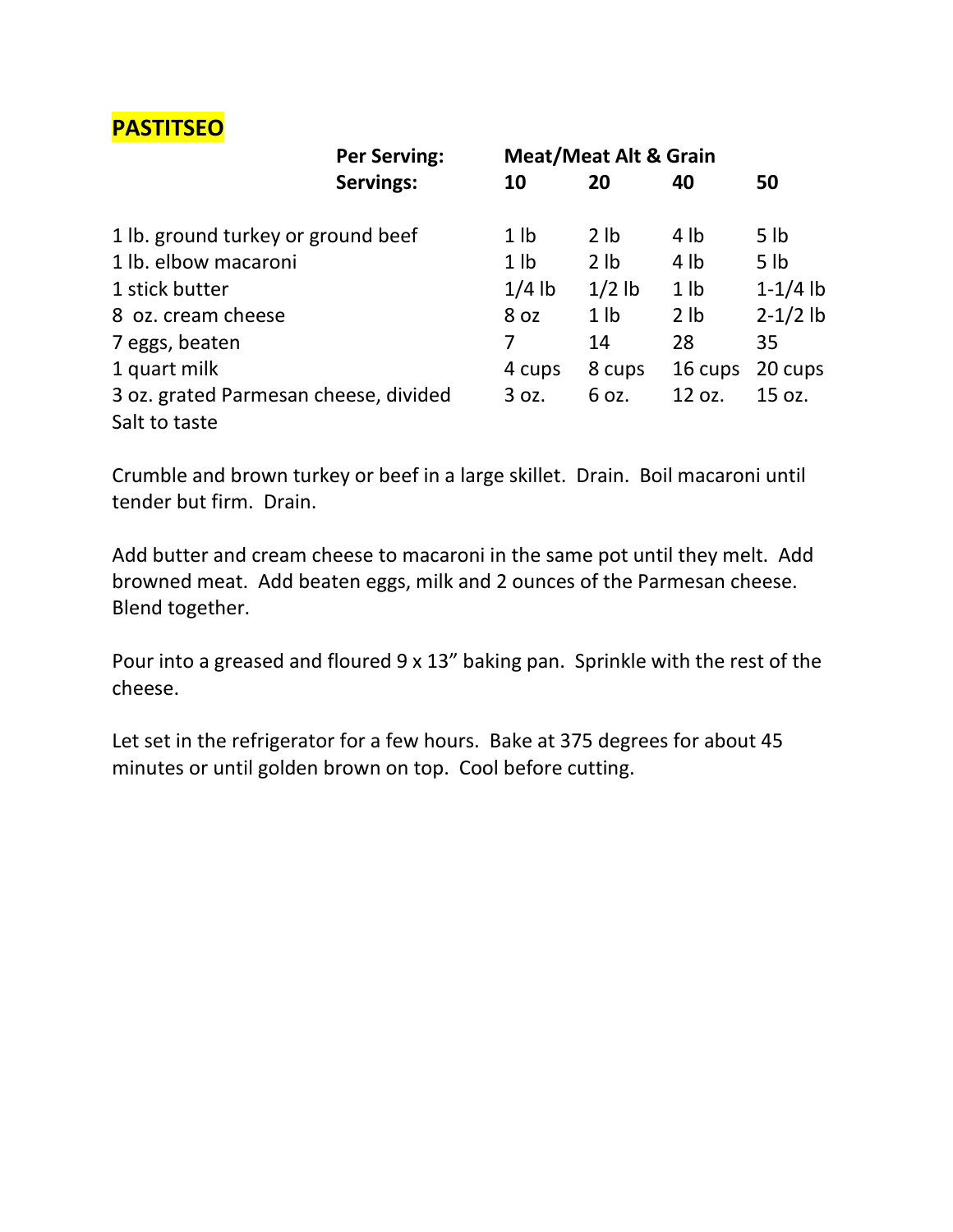# PASTITSEO

| | Per Serving: | Meat/Meat Alt & Grain | | | |
|---|---|---|---|---|---|
| | **Servings:** | **10** | **20** | **40** | **50** |
| 1 lb. ground turkey or ground beef | | 1 lb | 2 lb | 4 lb | 5 lb |
| 1 lb. elbow macaroni | | 1 lb | 2 lb | 4 lb | 5 lb |
| 1 stick butter | | 1/4 lb | 1/2 lb | 1 lb | 1-1/4 lb |
| 8 oz. cream cheese | | 8 oz | 1 lb | 2 lb | 2-1/2 lb |
| 7 eggs, beaten | | 7 | 14 | 28 | 35 |
| 1 quart milk | | 4 cups | 8 cups | 16 cups | 20 cups |
| 3 oz. grated Parmesan cheese, divided | | 3 oz. | 6 oz. | 12 oz. | 15 oz. |
| Salt to taste | | | | | |

Crumble and brown turkey or beef in a large skillet. Drain. Boil macaroni until tender but firm. Drain.

Add butter and cream cheese to macaroni in the same pot until they melt. Add browned meat. Add beaten eggs, milk and 2 ounces of the Parmesan cheese. Blend together.

Pour into a greased and floured 9 x 13" baking pan. Sprinkle with the rest of the cheese.

Let set in the refrigerator for a few hours. Bake at 375 degrees for about 45 minutes or until golden brown on top. Cool before cutting.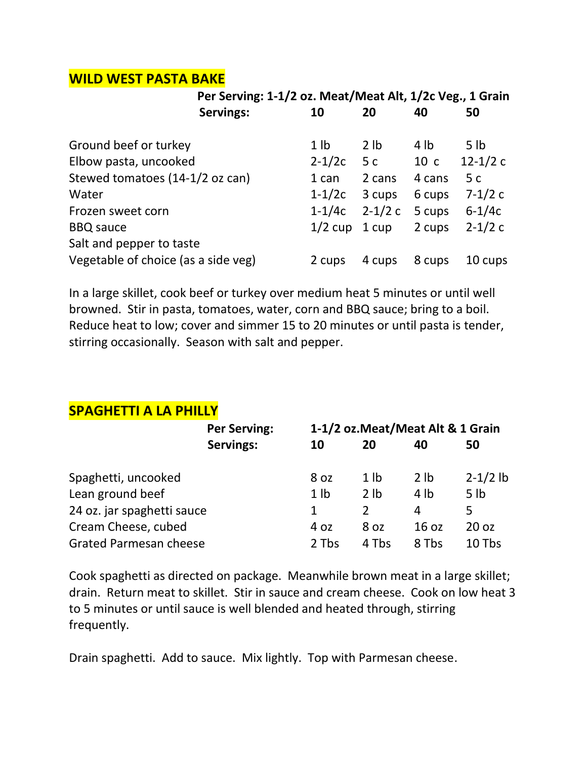## WILD WEST PASTA BAKE

**Per Serving: 1-1/2 oz. Meat/Meat Alt, 1/2c Veg., 1 Grain**

| **Servings:** | **10** | **20** | **40** | **50** |
|---|---|---|---|---|
| Ground beef or turkey | 1 lb | 2 lb | 4 lb | 5 lb |
| Elbow pasta, uncooked | 2-1/2c | 5 c | 10 c | 12-1/2 c |
| Stewed tomatoes (14-1/2 oz can) | 1 can | 2 cans | 4 cans | 5 c |
| Water | 1-1/2c | 3 cups | 6 cups | 7-1/2 c |
| Frozen sweet corn | 1-1/4c | 2-1/2 c | 5 cups | 6-1/4c |
| BBQ sauce | 1/2 cup | 1 cup | 2 cups | 2-1/2 c |
| Salt and pepper to taste | | | | |
| Vegetable of choice (as a side veg) | 2 cups | 4 cups | 8 cups | 10 cups |

In a large skillet, cook beef or turkey over medium heat 5 minutes or until well browned. Stir in pasta, tomatoes, water, corn and BBQ sauce; bring to a boil. Reduce heat to low; cover and simmer 15 to 20 minutes or until pasta is tender, stirring occasionally. Season with salt and pepper.

## SPAGHETTI A LA PHILLY

**Per Serving: 1-1/2 oz.Meat/Meat Alt & 1 Grain**

| **Servings:** | **10** | **20** | **40** | **50** |
|---|---|---|---|---|
| Spaghetti, uncooked | 8 oz | 1 lb | 2 lb | 2-1/2 lb |
| Lean ground beef | 1 lb | 2 lb | 4 lb | 5 lb |
| 24 oz. jar spaghetti sauce | 1 | 2 | 4 | 5 |
| Cream Cheese, cubed | 4 oz | 8 oz | 16 oz | 20 oz |
| Grated Parmesan cheese | 2 Tbs | 4 Tbs | 8 Tbs | 10 Tbs |

Cook spaghetti as directed on package. Meanwhile brown meat in a large skillet; drain. Return meat to skillet. Stir in sauce and cream cheese. Cook on low heat 3 to 5 minutes or until sauce is well blended and heated through, stirring frequently.

Drain spaghetti. Add to sauce. Mix lightly. Top with Parmesan cheese.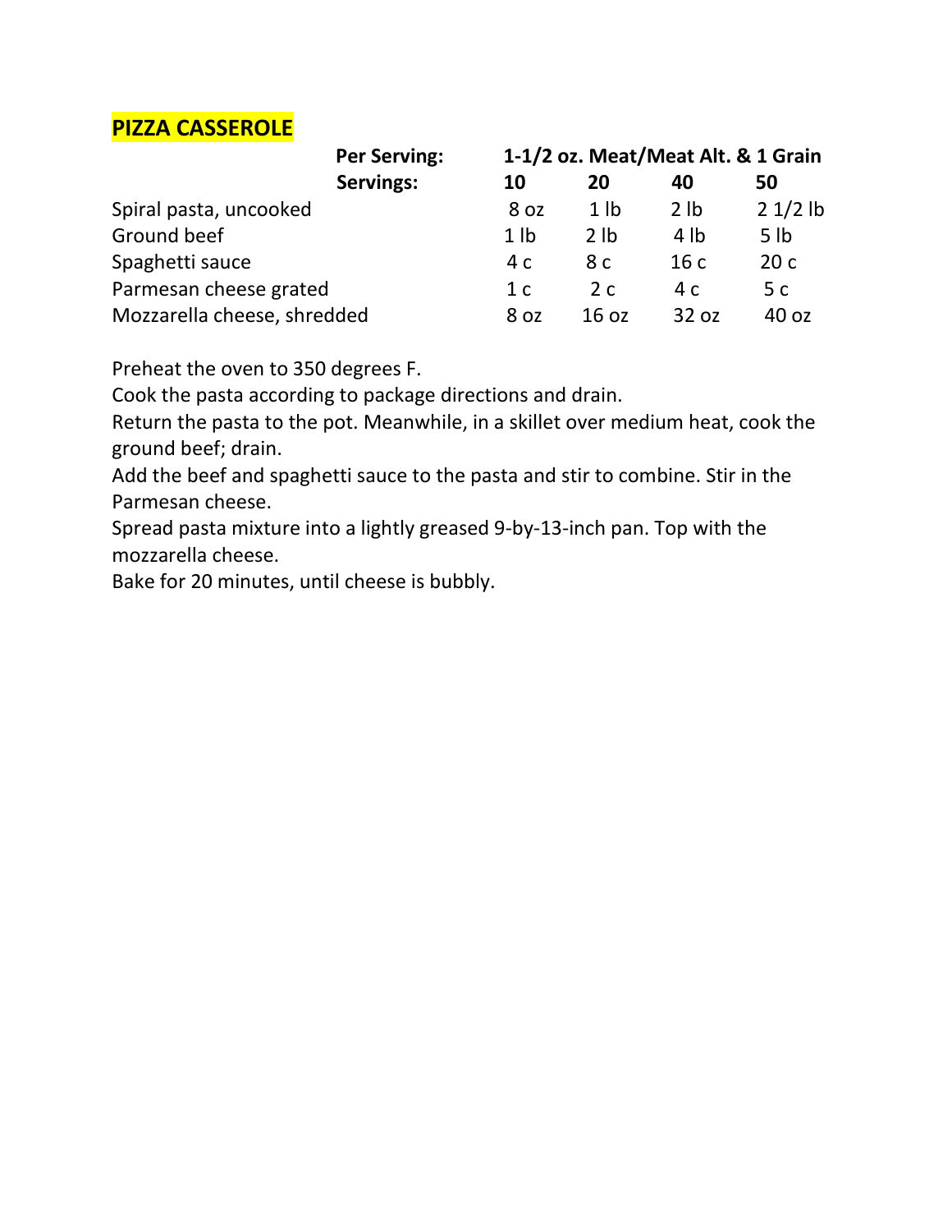## PIZZA CASSEROLE

| | Per Serving: | 1-1/2 oz. Meat/Meat Alt. & 1 Grain | | | |
|---|---|---|---|---|---|
| | **Servings:** | **10** | **20** | **40** | **50** |
| Spiral pasta, uncooked | | 8 oz | 1 lb | 2 lb | 2 1/2 lb |
| Ground beef | | 1 lb | 2 lb | 4 lb | 5 lb |
| Spaghetti sauce | | 4 c | 8 c | 16 c | 20 c |
| Parmesan cheese grated | | 1 c | 2 c | 4 c | 5 c |
| Mozzarella cheese, shredded | | 8 oz | 16 oz | 32 oz | 40 oz |

Preheat the oven to 350 degrees F.
Cook the pasta according to package directions and drain.
Return the pasta to the pot. Meanwhile, in a skillet over medium heat, cook the ground beef; drain.
Add the beef and spaghetti sauce to the pasta and stir to combine. Stir in the Parmesan cheese.
Spread pasta mixture into a lightly greased 9-by-13-inch pan. Top with the mozzarella cheese.
Bake for 20 minutes, until cheese is bubbly.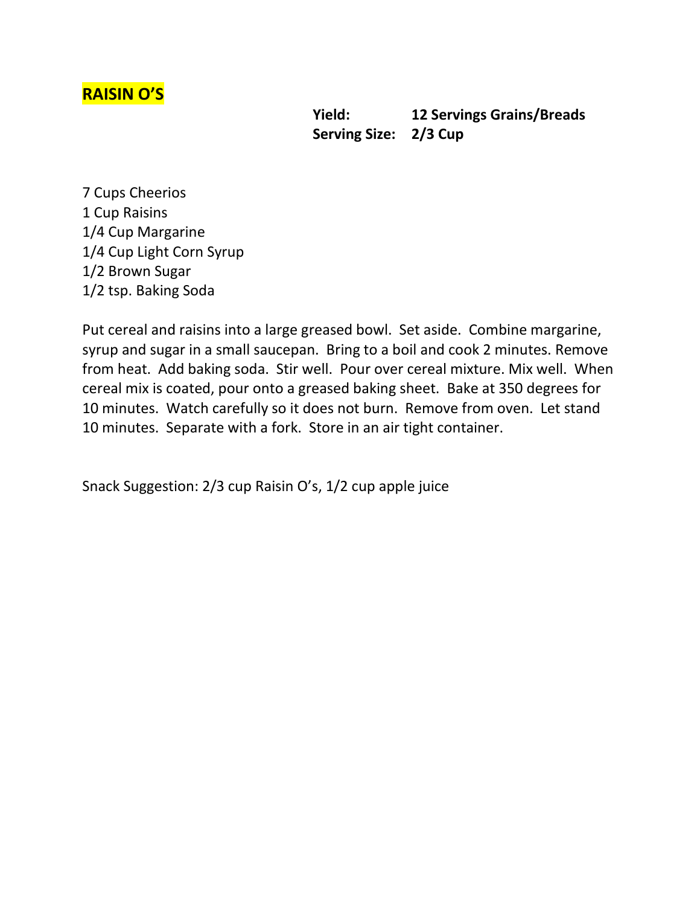# RAISIN O'S

**Yield:** **12 Servings Grains/Breads**
**Serving Size:** **2/3 Cup**

7 Cups Cheerios
1 Cup Raisins
1/4 Cup Margarine
1/4 Cup Light Corn Syrup
1/2 Brown Sugar
1/2 tsp. Baking Soda

Put cereal and raisins into a large greased bowl. Set aside. Combine margarine, syrup and sugar in a small saucepan. Bring to a boil and cook 2 minutes. Remove from heat. Add baking soda. Stir well. Pour over cereal mixture. Mix well. When cereal mix is coated, pour onto a greased baking sheet. Bake at 350 degrees for 10 minutes. Watch carefully so it does not burn. Remove from oven. Let stand 10 minutes. Separate with a fork. Store in an air tight container.

Snack Suggestion: 2/3 cup Raisin O's, 1/2 cup apple juice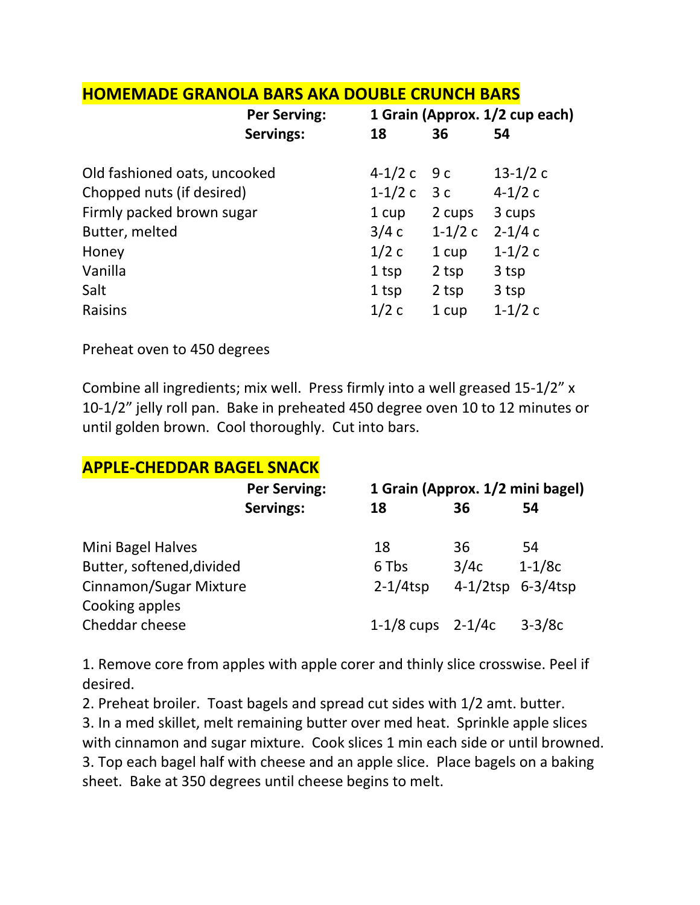## HOMEMADE GRANOLA BARS AKA DOUBLE CRUNCH BARS

| | **Per Serving:** | **1 Grain (Approx. 1/2 cup each)** | | |
|---|---|---|---|---|
| | **Servings:** | **18** | **36** | **54** |
| Old fashioned oats, uncooked | | 4-1/2 c | 9 c | 13-1/2 c |
| Chopped nuts (if desired) | | 1-1/2 c | 3 c | 4-1/2 c |
| Firmly packed brown sugar | | 1 cup | 2 cups | 3 cups |
| Butter, melted | | 3/4 c | 1-1/2 c | 2-1/4 c |
| Honey | | 1/2 c | 1 cup | 1-1/2 c |
| Vanilla | | 1 tsp | 2 tsp | 3 tsp |
| Salt | | 1 tsp | 2 tsp | 3 tsp |
| Raisins | | 1/2 c | 1 cup | 1-1/2 c |

Preheat oven to 450 degrees

Combine all ingredients; mix well. Press firmly into a well greased 15-1/2" x 10-1/2" jelly roll pan. Bake in preheated 450 degree oven 10 to 12 minutes or until golden brown. Cool thoroughly. Cut into bars.

## APPLE-CHEDDAR BAGEL SNACK

| | **Per Serving:** | **1 Grain (Approx. 1/2 mini bagel)** | | |
|---|---|---|---|---|
| | **Servings:** | **18** | **36** | **54** |
| Mini Bagel Halves | | 18 | 36 | 54 |
| Butter, softened,divided | | 6 Tbs | 3/4c | 1-1/8c |
| Cinnamon/Sugar Mixture | | 2-1/4tsp | 4-1/2tsp | 6-3/4tsp |
| Cooking apples | | | | |
| Cheddar cheese | | 1-1/8 cups | 2-1/4c | 3-3/8c |

1. Remove core from apples with apple corer and thinly slice crosswise. Peel if desired.
2. Preheat broiler. Toast bagels and spread cut sides with 1/2 amt. butter.
3. In a med skillet, melt remaining butter over med heat. Sprinkle apple slices with cinnamon and sugar mixture. Cook slices 1 min each side or until browned.
3. Top each bagel half with cheese and an apple slice. Place bagels on a baking sheet. Bake at 350 degrees until cheese begins to melt.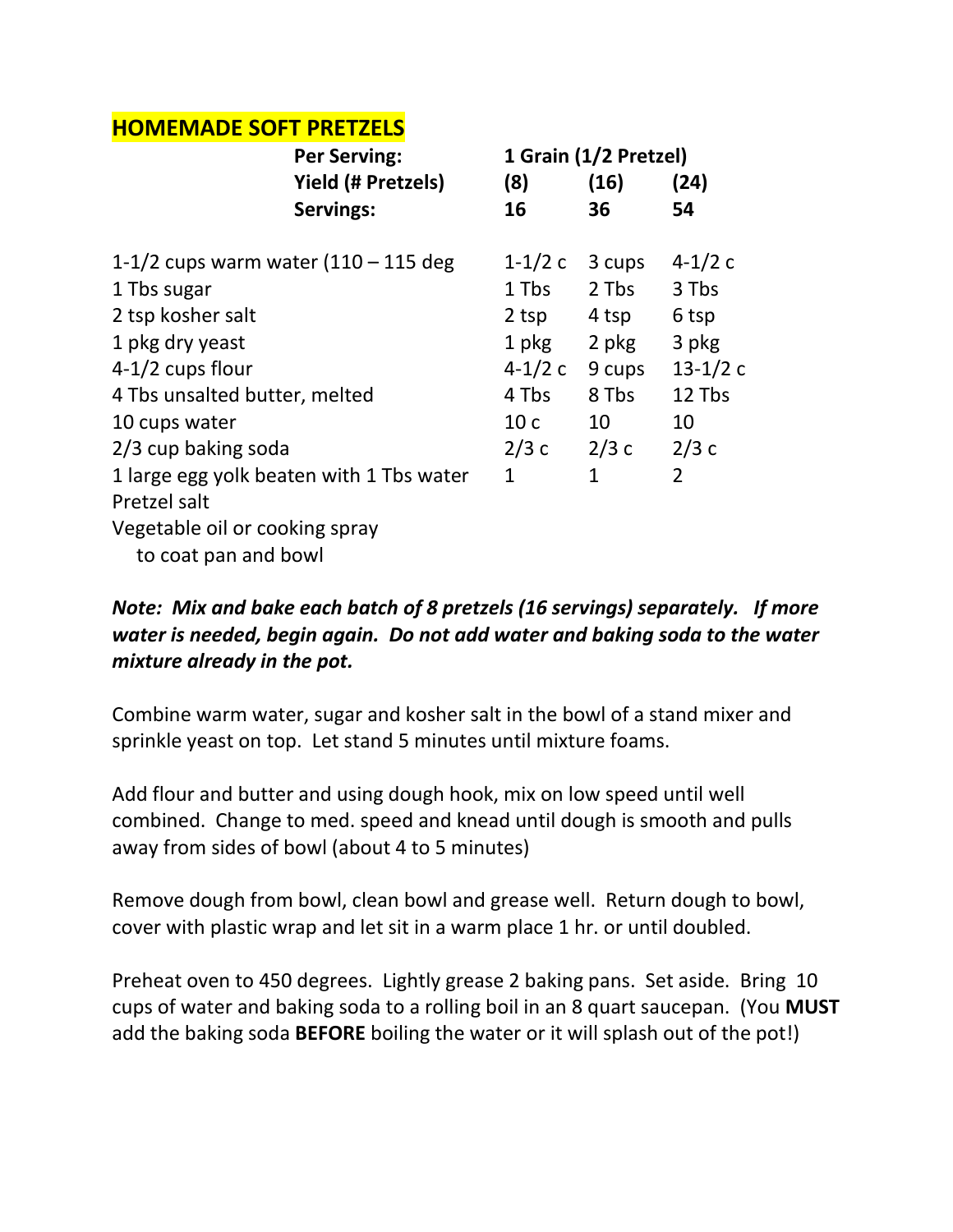## HOMEMADE SOFT PRETZELS

| | 1 Grain (1/2 Pretzel) | | |
|---|---|---|---|
| **Per Serving:** | **1 Grain (1/2 Pretzel)** | | |
| **Yield (# Pretzels)** | **(8)** | **(16)** | **(24)** |
| **Servings:** | **16** | **36** | **54** |
| 1-1/2 cups warm water (110 – 115 deg | 1-1/2 c | 3 cups | 4-1/2 c |
| 1 Tbs sugar | 1 Tbs | 2 Tbs | 3 Tbs |
| 2 tsp kosher salt | 2 tsp | 4 tsp | 6 tsp |
| 1 pkg dry yeast | 1 pkg | 2 pkg | 3 pkg |
| 4-1/2 cups flour | 4-1/2 c | 9 cups | 13-1/2 c |
| 4 Tbs unsalted butter, melted | 4 Tbs | 8 Tbs | 12 Tbs |
| 10 cups water | 10 c | 10 | 10 |
| 2/3 cup baking soda | 2/3 c | 2/3 c | 2/3 c |
| 1 large egg yolk beaten with 1 Tbs water | 1 | 1 | 2 |
| Pretzel salt | | | |
| Vegetable oil or cooking spray to coat pan and bowl | | | |

***Note: Mix and bake each batch of 8 pretzels (16 servings) separately. If more water is needed, begin again. Do not add water and baking soda to the water mixture already in the pot.***

Combine warm water, sugar and kosher salt in the bowl of a stand mixer and sprinkle yeast on top. Let stand 5 minutes until mixture foams.

Add flour and butter and using dough hook, mix on low speed until well combined. Change to med. speed and knead until dough is smooth and pulls away from sides of bowl (about 4 to 5 minutes)

Remove dough from bowl, clean bowl and grease well. Return dough to bowl, cover with plastic wrap and let sit in a warm place 1 hr. or until doubled.

Preheat oven to 450 degrees. Lightly grease 2 baking pans. Set aside. Bring 10 cups of water and baking soda to a rolling boil in an 8 quart saucepan. (You **MUST** add the baking soda **BEFORE** boiling the water or it will splash out of the pot!)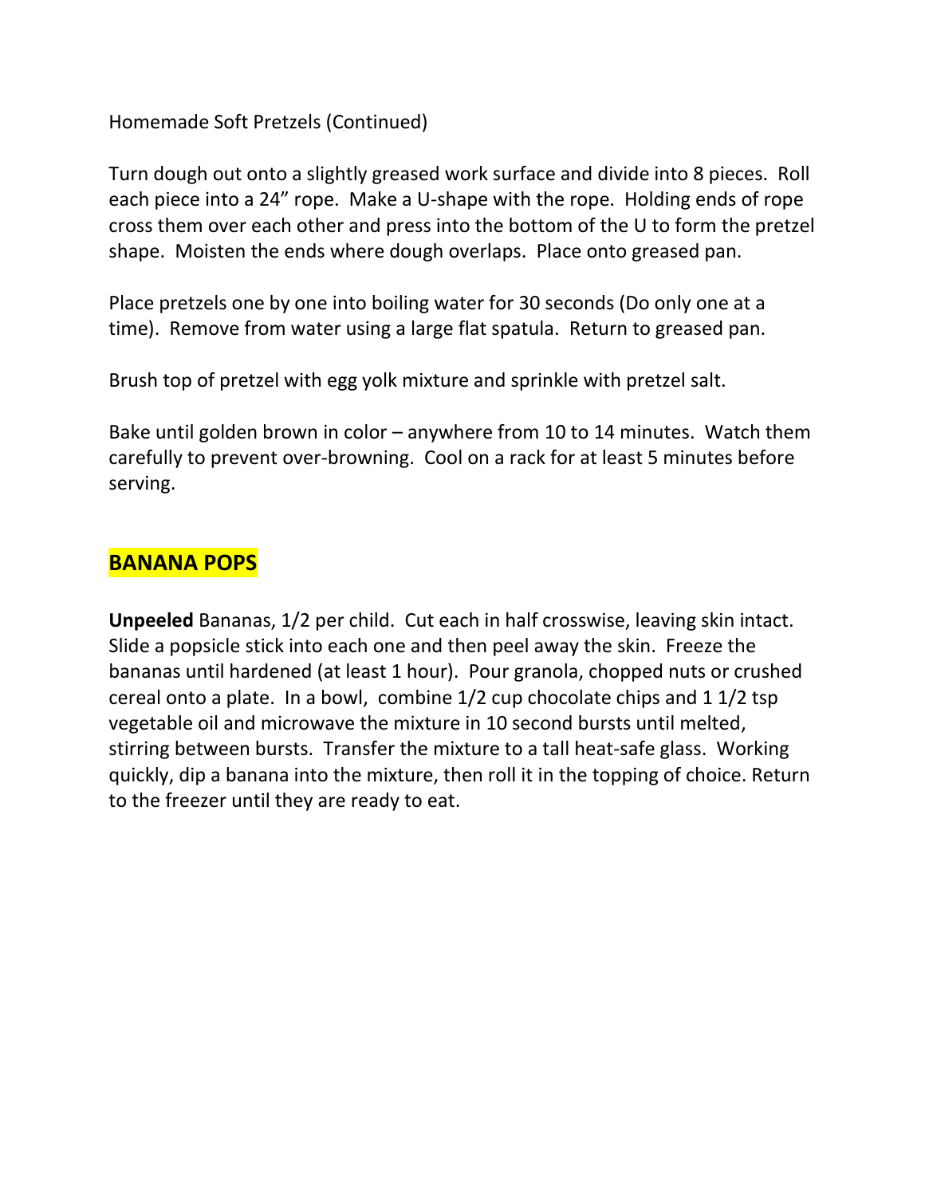Homemade Soft Pretzels (Continued)

Turn dough out onto a slightly greased work surface and divide into 8 pieces. Roll each piece into a 24" rope. Make a U-shape with the rope. Holding ends of rope cross them over each other and press into the bottom of the U to form the pretzel shape. Moisten the ends where dough overlaps. Place onto greased pan.

Place pretzels one by one into boiling water for 30 seconds (Do only one at a time). Remove from water using a large flat spatula. Return to greased pan.

Brush top of pretzel with egg yolk mixture and sprinkle with pretzel salt.

Bake until golden brown in color – anywhere from 10 to 14 minutes. Watch them carefully to prevent over-browning. Cool on a rack for at least 5 minutes before serving.

## BANANA POPS

**Unpeeled** Bananas, 1/2 per child. Cut each in half crosswise, leaving skin intact. Slide a popsicle stick into each one and then peel away the skin. Freeze the bananas until hardened (at least 1 hour). Pour granola, chopped nuts or crushed cereal onto a plate. In a bowl, combine 1/2 cup chocolate chips and 1 1/2 tsp vegetable oil and microwave the mixture in 10 second bursts until melted, stirring between bursts. Transfer the mixture to a tall heat-safe glass. Working quickly, dip a banana into the mixture, then roll it in the topping of choice. Return to the freezer until they are ready to eat.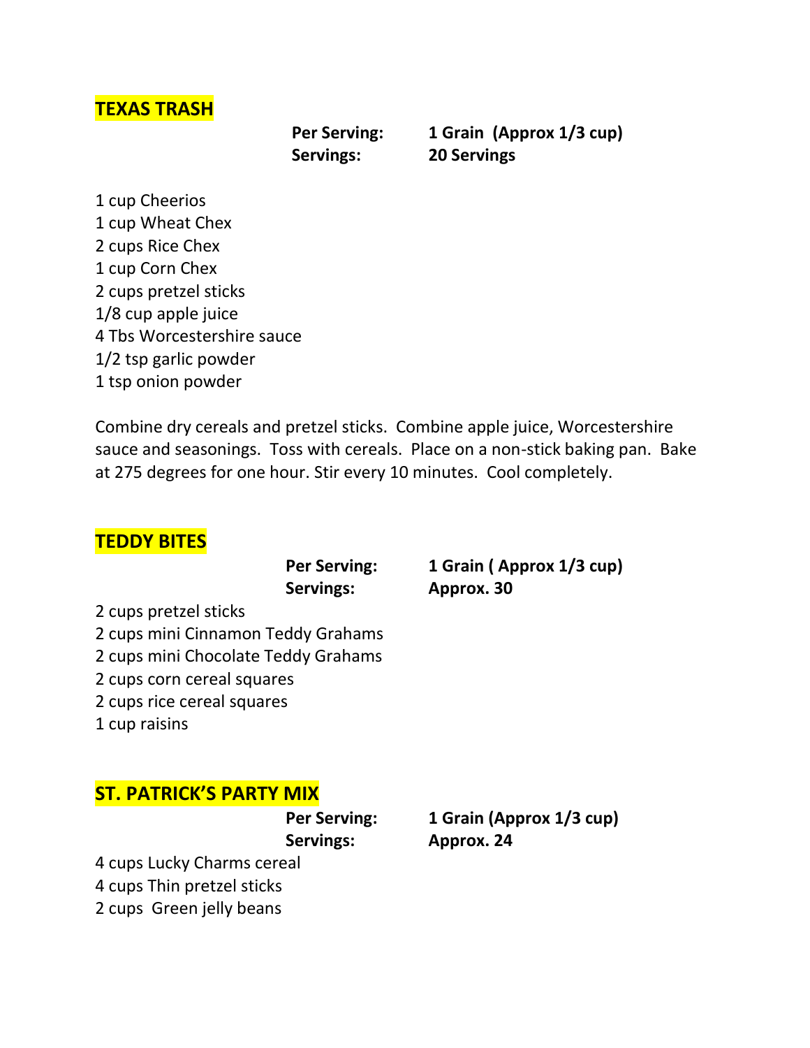## TEXAS TRASH

**Per Serving:** **1 Grain (Approx 1/3 cup)**
**Servings:** **20 Servings**

1 cup Cheerios
1 cup Wheat Chex
2 cups Rice Chex
1 cup Corn Chex
2 cups pretzel sticks
1/8 cup apple juice
4 Tbs Worcestershire sauce
1/2 tsp garlic powder
1 tsp onion powder

Combine dry cereals and pretzel sticks. Combine apple juice, Worcestershire sauce and seasonings. Toss with cereals. Place on a non-stick baking pan. Bake at 275 degrees for one hour. Stir every 10 minutes. Cool completely.

## TEDDY BITES

**Per Serving:** **1 Grain ( Approx 1/3 cup)**
**Servings:** **Approx. 30**

2 cups pretzel sticks
2 cups mini Cinnamon Teddy Grahams
2 cups mini Chocolate Teddy Grahams
2 cups corn cereal squares
2 cups rice cereal squares
1 cup raisins

## ST. PATRICK'S PARTY MIX

**Per Serving:** **1 Grain (Approx 1/3 cup)**
**Servings:** **Approx. 24**

4 cups Lucky Charms cereal
4 cups Thin pretzel sticks
2 cups Green jelly beans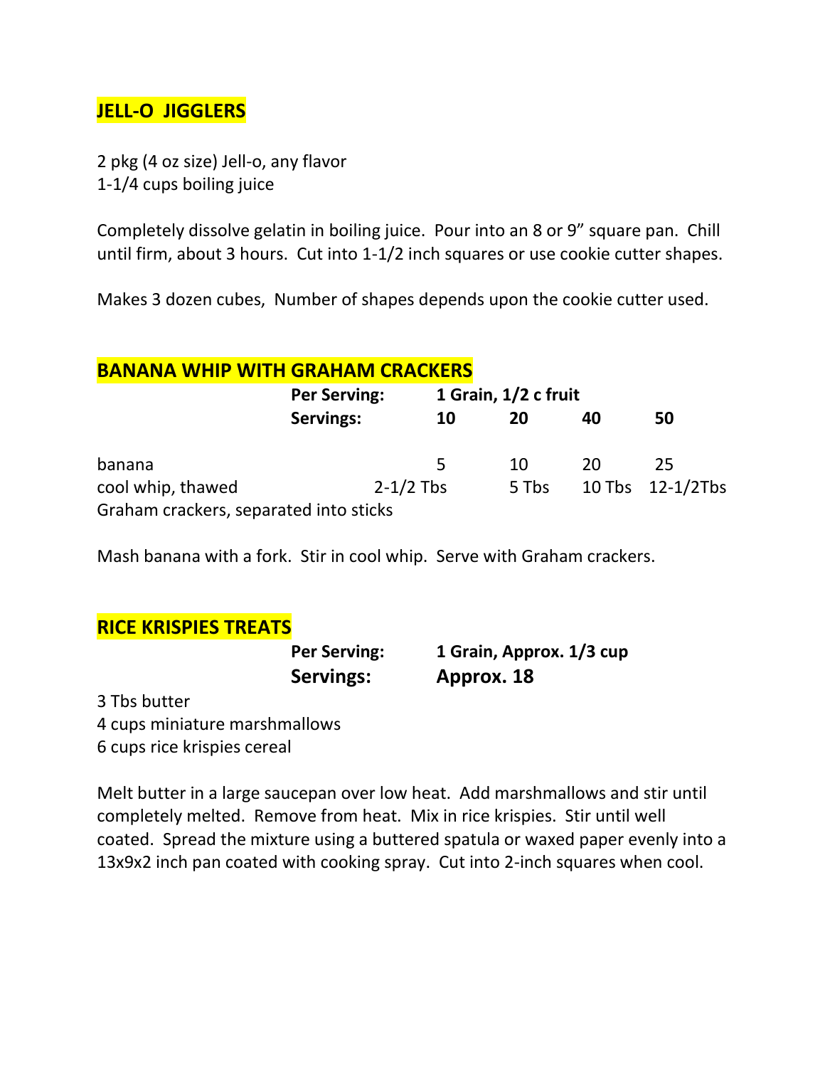## JELL-O JIGGLERS

2 pkg (4 oz size) Jell-o, any flavor
1-1/4 cups boiling juice

Completely dissolve gelatin in boiling juice. Pour into an 8 or 9" square pan. Chill until firm, about 3 hours. Cut into 1-1/2 inch squares or use cookie cutter shapes.

Makes 3 dozen cubes, Number of shapes depends upon the cookie cutter used.

## BANANA WHIP WITH GRAHAM CRACKERS

**Per Serving:** **1 Grain, 1/2 c fruit**

| **Servings:** | **10** | **20** | **40** | **50** |
|---|---|---|---|---|
| banana | 5 | 10 | 20 | 25 |
| cool whip, thawed | 2-1/2 Tbs | 5 Tbs | 10 Tbs | 12-1/2Tbs |
| Graham crackers, separated into sticks | | | | |

Mash banana with a fork. Stir in cool whip. Serve with Graham crackers.

## RICE KRISPIES TREATS

**Per Serving:** **1 Grain, Approx. 1/3 cup**
**Servings:** **Approx. 18**

3 Tbs butter
4 cups miniature marshmallows
6 cups rice krispies cereal

Melt butter in a large saucepan over low heat. Add marshmallows and stir until completely melted. Remove from heat. Mix in rice krispies. Stir until well coated. Spread the mixture using a buttered spatula or waxed paper evenly into a 13x9x2 inch pan coated with cooking spray. Cut into 2-inch squares when cool.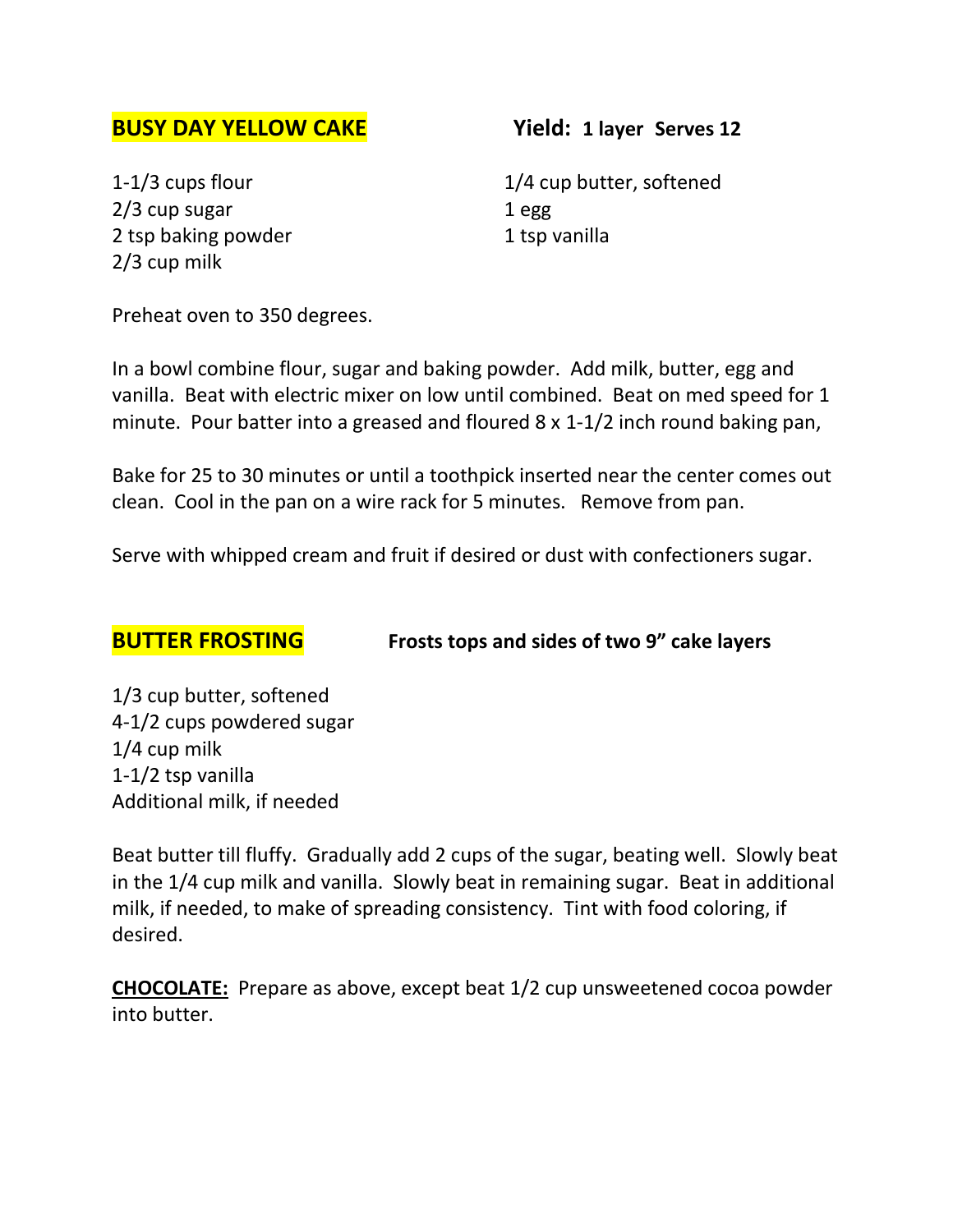## BUSY DAY YELLOW CAKE

**Yield: 1 layer Serves 12**

1-1/3 cups flour
2/3 cup sugar
2 tsp baking powder
2/3 cup milk
1/4 cup butter, softened
1 egg
1 tsp vanilla

Preheat oven to 350 degrees.

In a bowl combine flour, sugar and baking powder. Add milk, butter, egg and vanilla. Beat with electric mixer on low until combined. Beat on med speed for 1 minute. Pour batter into a greased and floured 8 x 1-1/2 inch round baking pan,

Bake for 25 to 30 minutes or until a toothpick inserted near the center comes out clean. Cool in the pan on a wire rack for 5 minutes. Remove from pan.

Serve with whipped cream and fruit if desired or dust with confectioners sugar.

## BUTTER FROSTING

**Frosts tops and sides of two 9" cake layers**

1/3 cup butter, softened
4-1/2 cups powdered sugar
1/4 cup milk
1-1/2 tsp vanilla
Additional milk, if needed

Beat butter till fluffy. Gradually add 2 cups of the sugar, beating well. Slowly beat in the 1/4 cup milk and vanilla. Slowly beat in remaining sugar. Beat in additional milk, if needed, to make of spreading consistency. Tint with food coloring, if desired.

**CHOCOLATE:** Prepare as above, except beat 1/2 cup unsweetened cocoa powder into butter.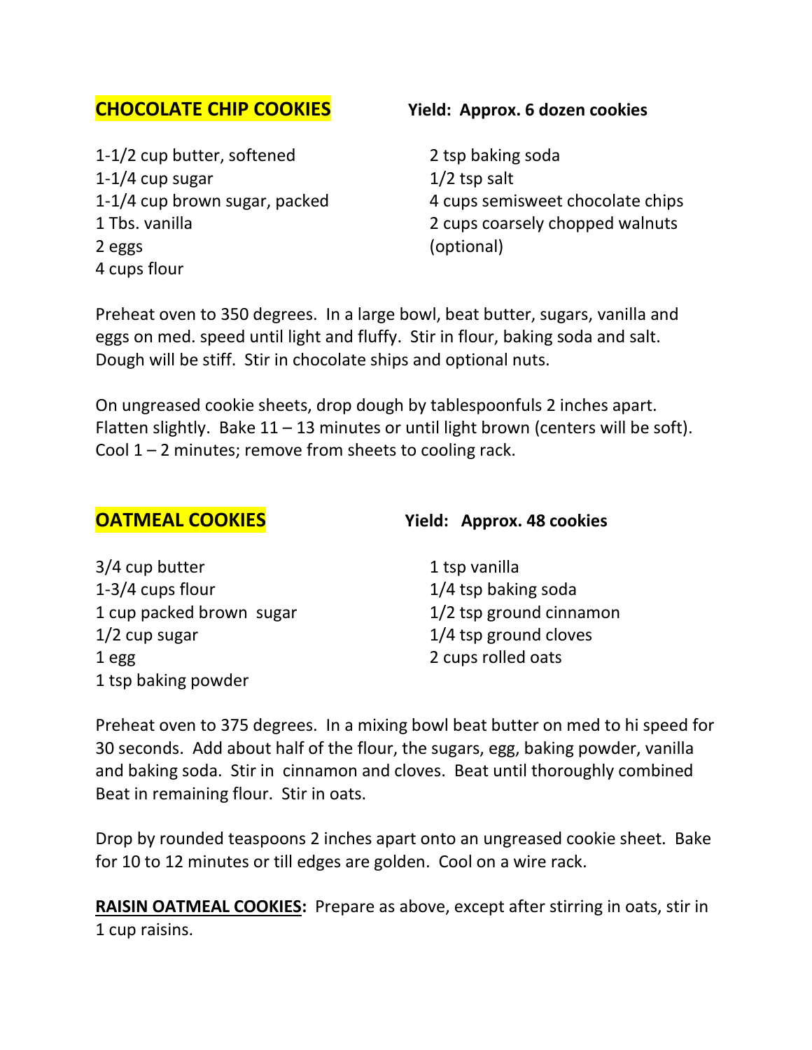## CHOCOLATE CHIP COOKIES

**Yield: Approx. 6 dozen cookies**

1-1/2 cup butter, softened
1-1/4 cup sugar
1-1/4 cup brown sugar, packed
1 Tbs. vanilla
2 eggs
4 cups flour
2 tsp baking soda
1/2 tsp salt
4 cups semisweet chocolate chips
2 cups coarsely chopped walnuts (optional)

Preheat oven to 350 degrees. In a large bowl, beat butter, sugars, vanilla and eggs on med. speed until light and fluffy. Stir in flour, baking soda and salt. Dough will be stiff. Stir in chocolate ships and optional nuts.

On ungreased cookie sheets, drop dough by tablespoonfuls 2 inches apart. Flatten slightly. Bake 11 – 13 minutes or until light brown (centers will be soft). Cool 1 – 2 minutes; remove from sheets to cooling rack.

## OATMEAL COOKIES

**Yield: Approx. 48 cookies**

3/4 cup butter
1-3/4 cups flour
1 cup packed brown sugar
1/2 cup sugar
1 egg
1 tsp baking powder
1 tsp vanilla
1/4 tsp baking soda
1/2 tsp ground cinnamon
1/4 tsp ground cloves
2 cups rolled oats

Preheat oven to 375 degrees. In a mixing bowl beat butter on med to hi speed for 30 seconds. Add about half of the flour, the sugars, egg, baking powder, vanilla and baking soda. Stir in cinnamon and cloves. Beat until thoroughly combined Beat in remaining flour. Stir in oats.

Drop by rounded teaspoons 2 inches apart onto an ungreased cookie sheet. Bake for 10 to 12 minutes or till edges are golden. Cool on a wire rack.

**RAISIN OATMEAL COOKIES:** Prepare as above, except after stirring in oats, stir in 1 cup raisins.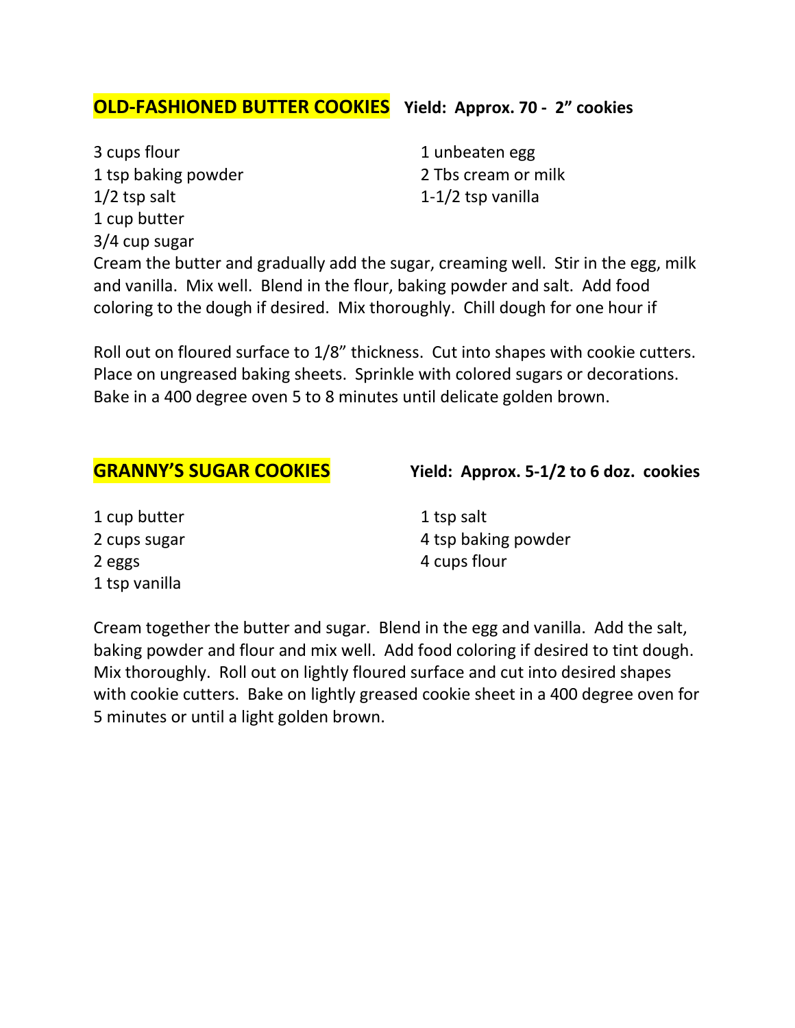## OLD-FASHIONED BUTTER COOKIES **Yield: Approx. 70 - 2" cookies**

3 cups flour
1 tsp baking powder
1/2 tsp salt
1 cup butter
3/4 cup sugar
1 unbeaten egg
2 Tbs cream or milk
1-1/2 tsp vanilla

Cream the butter and gradually add the sugar, creaming well. Stir in the egg, milk and vanilla. Mix well. Blend in the flour, baking powder and salt. Add food coloring to the dough if desired. Mix thoroughly. Chill dough for one hour if

Roll out on floured surface to 1/8" thickness. Cut into shapes with cookie cutters. Place on ungreased baking sheets. Sprinkle with colored sugars or decorations. Bake in a 400 degree oven 5 to 8 minutes until delicate golden brown.

## GRANNY'S SUGAR COOKIES **Yield: Approx. 5-1/2 to 6 doz. cookies**

1 cup butter
2 cups sugar
2 eggs
1 tsp vanilla
1 tsp salt
4 tsp baking powder
4 cups flour

Cream together the butter and sugar. Blend in the egg and vanilla. Add the salt, baking powder and flour and mix well. Add food coloring if desired to tint dough. Mix thoroughly. Roll out on lightly floured surface and cut into desired shapes with cookie cutters. Bake on lightly greased cookie sheet in a 400 degree oven for 5 minutes or until a light golden brown.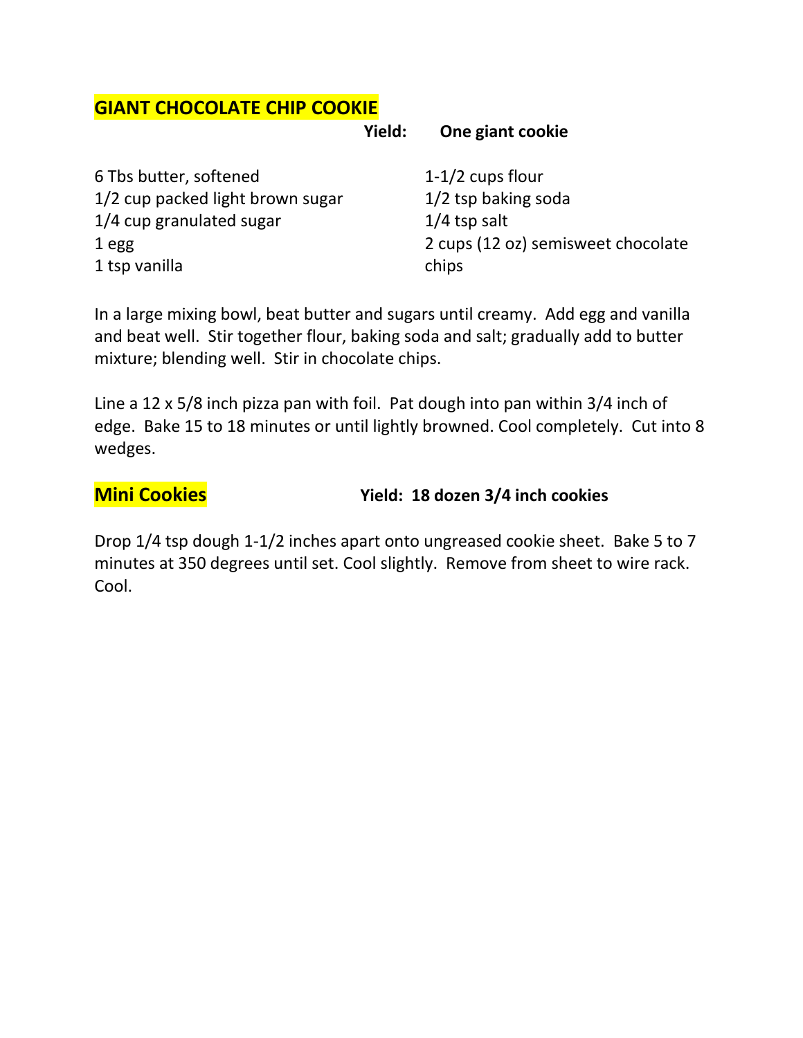## GIANT CHOCOLATE CHIP COOKIE

**Yield: One giant cookie**

6 Tbs butter, softened
1/2 cup packed light brown sugar
1/4 cup granulated sugar
1 egg
1 tsp vanilla
1-1/2 cups flour
1/2 tsp baking soda
1/4 tsp salt
2 cups (12 oz) semisweet chocolate chips

In a large mixing bowl, beat butter and sugars until creamy. Add egg and vanilla and beat well. Stir together flour, baking soda and salt; gradually add to butter mixture; blending well. Stir in chocolate chips.

Line a 12 x 5/8 inch pizza pan with foil. Pat dough into pan within 3/4 inch of edge. Bake 15 to 18 minutes or until lightly browned. Cool completely. Cut into 8 wedges.

## Mini Cookies

**Yield: 18 dozen 3/4 inch cookies**

Drop 1/4 tsp dough 1-1/2 inches apart onto ungreased cookie sheet. Bake 5 to 7 minutes at 350 degrees until set. Cool slightly. Remove from sheet to wire rack. Cool.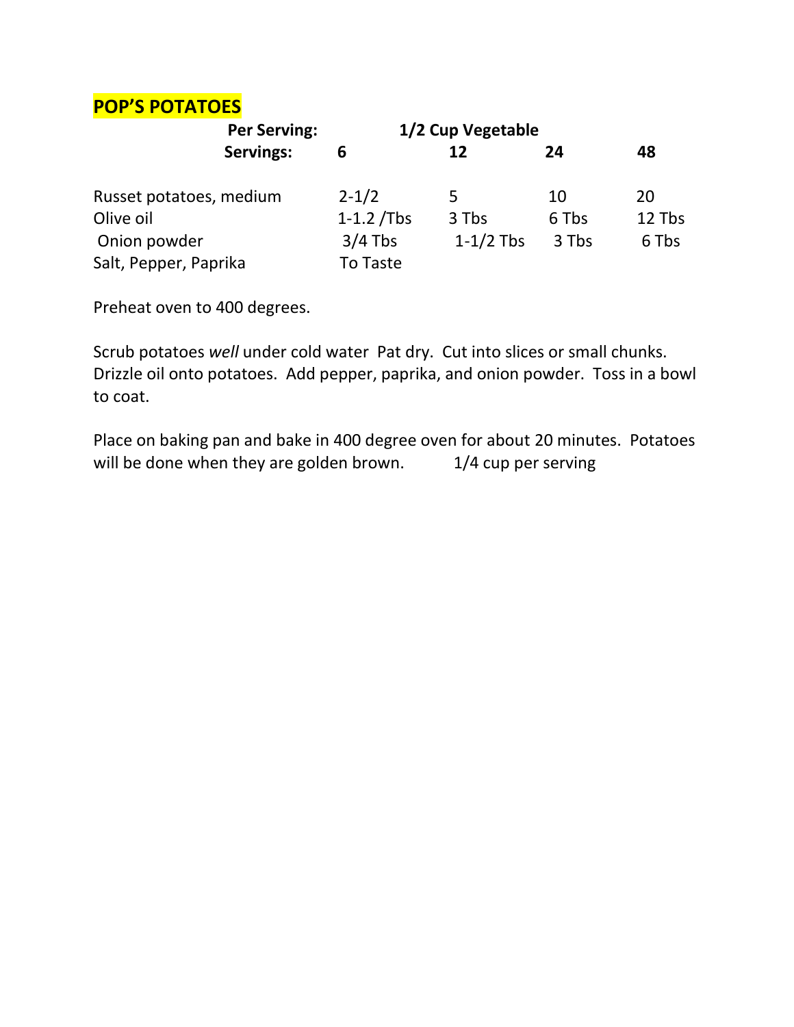## POP'S POTATOES

| Per Serving: | 1/2 Cup Vegetable | | | |
|---|---|---|---|---|
| **Servings:** | **6** | **12** | **24** | **48** |
| Russet potatoes, medium | 2-1/2 | 5 | 10 | 20 |
| Olive oil | 1-1.2 /Tbs | 3 Tbs | 6 Tbs | 12 Tbs |
| Onion powder | 3/4 Tbs | 1-1/2 Tbs | 3 Tbs | 6 Tbs |
| Salt, Pepper, Paprika | To Taste | | | |

Preheat oven to 400 degrees.

Scrub potatoes *well* under cold water Pat dry. Cut into slices or small chunks. Drizzle oil onto potatoes. Add pepper, paprika, and onion powder. Toss in a bowl to coat.

Place on baking pan and bake in 400 degree oven for about 20 minutes. Potatoes will be done when they are golden brown. 1/4 cup per serving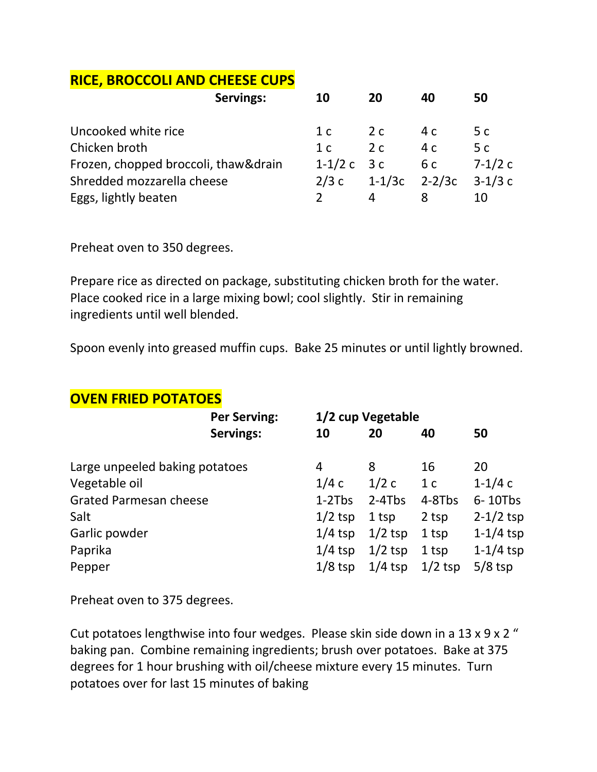## RICE, BROCCOLI AND CHEESE CUPS

| Servings: | 10 | 20 | 40 | 50 |
|---|---|---|---|---|
| Uncooked white rice | 1 c | 2 c | 4 c | 5 c |
| Chicken broth | 1 c | 2 c | 4 c | 5 c |
| Frozen, chopped broccoli, thaw&drain | 1-1/2 c | 3 c | 6 c | 7-1/2 c |
| Shredded mozzarella cheese | 2/3 c | 1-1/3c | 2-2/3c | 3-1/3 c |
| Eggs, lightly beaten | 2 | 4 | 8 | 10 |

Preheat oven to 350 degrees.

Prepare rice as directed on package, substituting chicken broth for the water. Place cooked rice in a large mixing bowl; cool slightly. Stir in remaining ingredients until well blended.

Spoon evenly into greased muffin cups. Bake 25 minutes or until lightly browned.

## OVEN FRIED POTATOES

| Per Serving: | 1/2 cup Vegetable | | | |
|---|---|---|---|---|
| Servings: | 10 | 20 | 40 | 50 |
| Large unpeeled baking potatoes | 4 | 8 | 16 | 20 |
| Vegetable oil | 1/4 c | 1/2 c | 1 c | 1-1/4 c |
| Grated Parmesan cheese | 1-2Tbs | 2-4Tbs | 4-8Tbs | 6- 10Tbs |
| Salt | 1/2 tsp | 1 tsp | 2 tsp | 2-1/2 tsp |
| Garlic powder | 1/4 tsp | 1/2 tsp | 1 tsp | 1-1/4 tsp |
| Paprika | 1/4 tsp | 1/2 tsp | 1 tsp | 1-1/4 tsp |
| Pepper | 1/8 tsp | 1/4 tsp | 1/2 tsp | 5/8 tsp |

Preheat oven to 375 degrees.

Cut potatoes lengthwise into four wedges. Please skin side down in a 13 x 9 x 2 " baking pan. Combine remaining ingredients; brush over potatoes. Bake at 375 degrees for 1 hour brushing with oil/cheese mixture every 15 minutes. Turn potatoes over for last 15 minutes of baking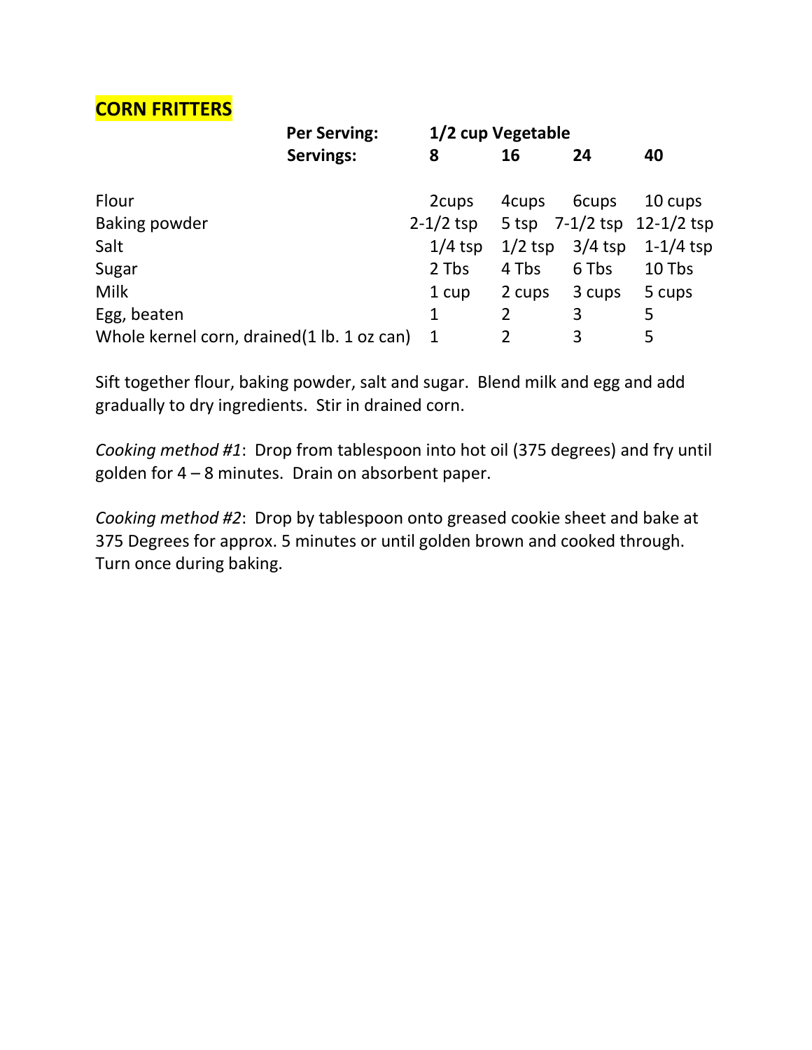## CORN FRITTERS

| | Per Serving: | 1/2 cup Vegetable | | |
|---|---|---|---|---|
| | **Servings:** | **8** | **16** | **24** | **40** |
| Flour | | 2cups | 4cups | 6cups | 10 cups |
| Baking powder | | 2-1/2 tsp | 5 tsp | 7-1/2 tsp | 12-1/2 tsp |
| Salt | | 1/4 tsp | 1/2 tsp | 3/4 tsp | 1-1/4 tsp |
| Sugar | | 2 Tbs | 4 Tbs | 6 Tbs | 10 Tbs |
| Milk | | 1 cup | 2 cups | 3 cups | 5 cups |
| Egg, beaten | | 1 | 2 | 3 | 5 |
| Whole kernel corn, drained(1 lb. 1 oz can) | | 1 | 2 | 3 | 5 |

Sift together flour, baking powder, salt and sugar. Blend milk and egg and add gradually to dry ingredients. Stir in drained corn.

*Cooking method #1*: Drop from tablespoon into hot oil (375 degrees) and fry until golden for 4 – 8 minutes. Drain on absorbent paper.

*Cooking method #2*: Drop by tablespoon onto greased cookie sheet and bake at 375 Degrees for approx. 5 minutes or until golden brown and cooked through. Turn once during baking.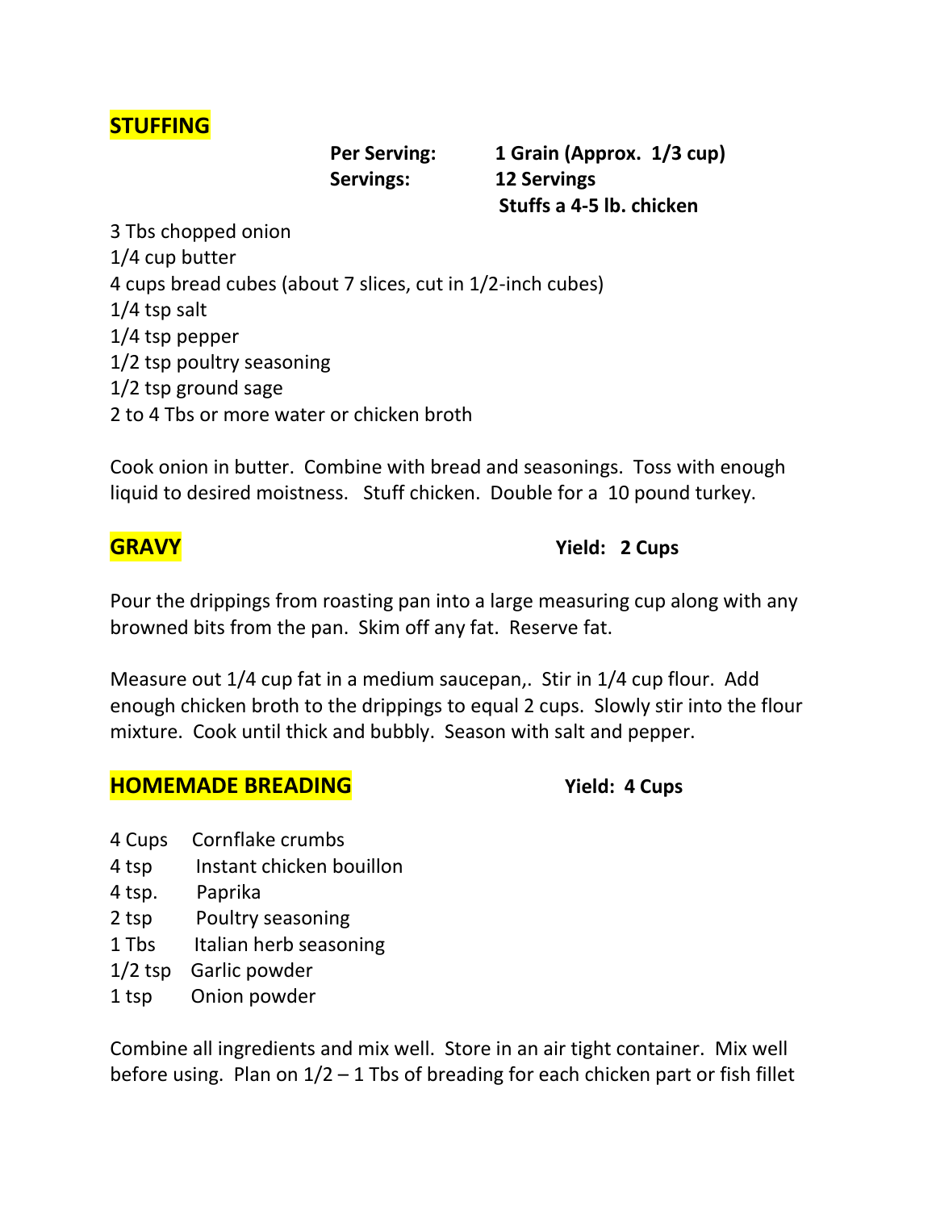## STUFFING

**Per Serving:** **1 Grain (Approx. 1/3 cup)**
**Servings:** **12 Servings**
**Stuffs a 4-5 lb. chicken**

3 Tbs chopped onion
1/4 cup butter
4 cups bread cubes (about 7 slices, cut in 1/2-inch cubes)
1/4 tsp salt
1/4 tsp pepper
1/2 tsp poultry seasoning
1/2 tsp ground sage
2 to 4 Tbs or more water or chicken broth

Cook onion in butter. Combine with bread and seasonings. Toss with enough liquid to desired moistness. Stuff chicken. Double for a 10 pound turkey.

## GRAVY

**Yield: 2 Cups**

Pour the drippings from roasting pan into a large measuring cup along with any browned bits from the pan. Skim off any fat. Reserve fat.

Measure out 1/4 cup fat in a medium saucepan,. Stir in 1/4 cup flour. Add enough chicken broth to the drippings to equal 2 cups. Slowly stir into the flour mixture. Cook until thick and bubbly. Season with salt and pepper.

## HOMEMADE BREADING

**Yield: 4 Cups**

4 Cups Cornflake crumbs
4 tsp Instant chicken bouillon
4 tsp. Paprika
2 tsp Poultry seasoning
1 Tbs Italian herb seasoning
1/2 tsp Garlic powder
1 tsp Onion powder

Combine all ingredients and mix well. Store in an air tight container. Mix well before using. Plan on 1/2 – 1 Tbs of breading for each chicken part or fish fillet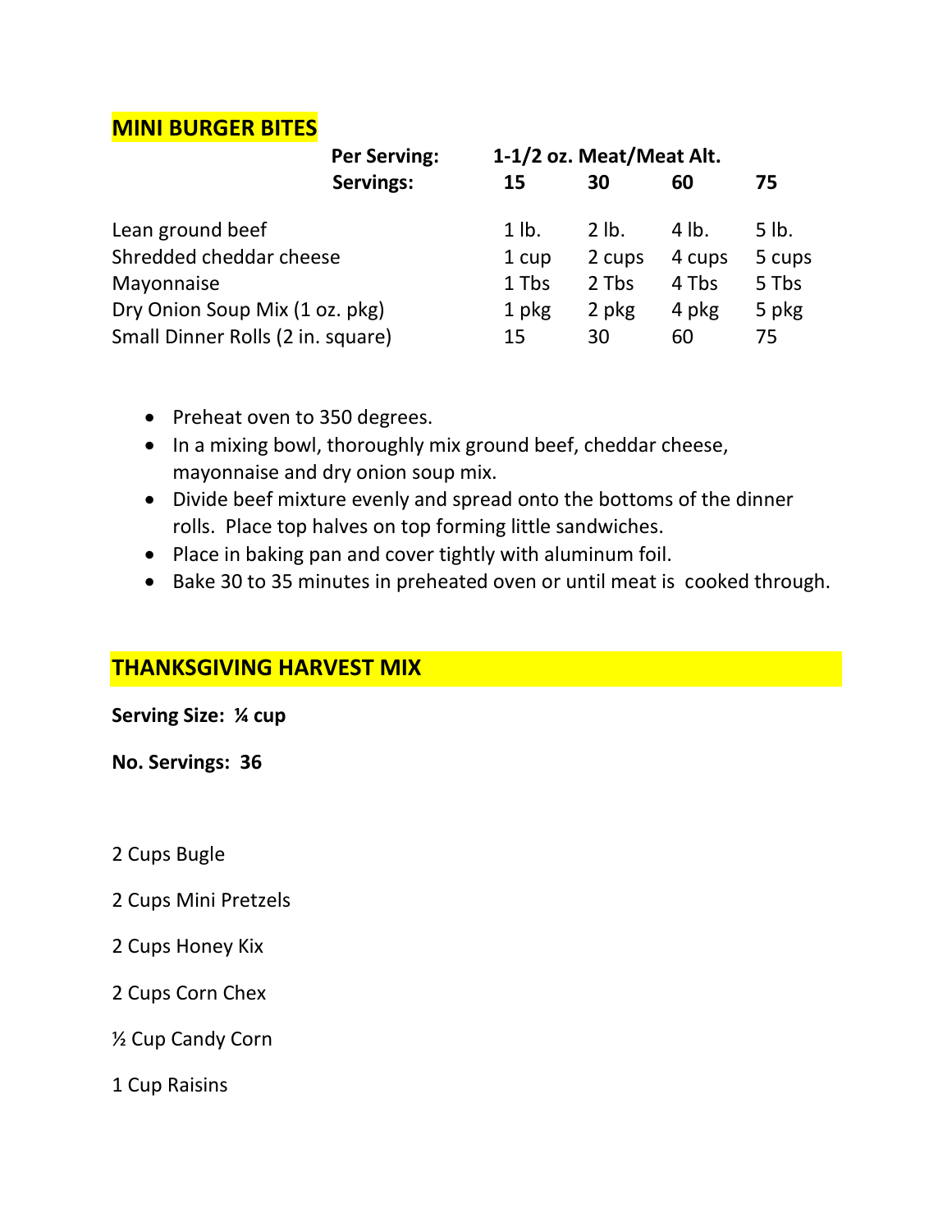## MINI BURGER BITES

| | Per Serving: | 1-1/2 oz. Meat/Meat Alt. | | | |
|---|---|---|---|---|---|
| | Servings: | 15 | 30 | 60 | 75 |
| Lean ground beef | | 1 lb. | 2 lb. | 4 lb. | 5 lb. |
| Shredded cheddar cheese | | 1 cup | 2 cups | 4 cups | 5 cups |
| Mayonnaise | | 1 Tbs | 2 Tbs | 4 Tbs | 5 Tbs |
| Dry Onion Soup Mix (1 oz. pkg) | | 1 pkg | 2 pkg | 4 pkg | 5 pkg |
| Small Dinner Rolls (2 in. square) | | 15 | 30 | 60 | 75 |

- Preheat oven to 350 degrees.
- In a mixing bowl, thoroughly mix ground beef, cheddar cheese, mayonnaise and dry onion soup mix.
- Divide beef mixture evenly and spread onto the bottoms of the dinner rolls. Place top halves on top forming little sandwiches.
- Place in baking pan and cover tightly with aluminum foil.
- Bake 30 to 35 minutes in preheated oven or until meat is cooked through.

## THANKSGIVING HARVEST MIX

**Serving Size: ¼ cup**

**No. Servings: 36**

2 Cups Bugle

2 Cups Mini Pretzels

2 Cups Honey Kix

2 Cups Corn Chex

½ Cup Candy Corn

1 Cup Raisins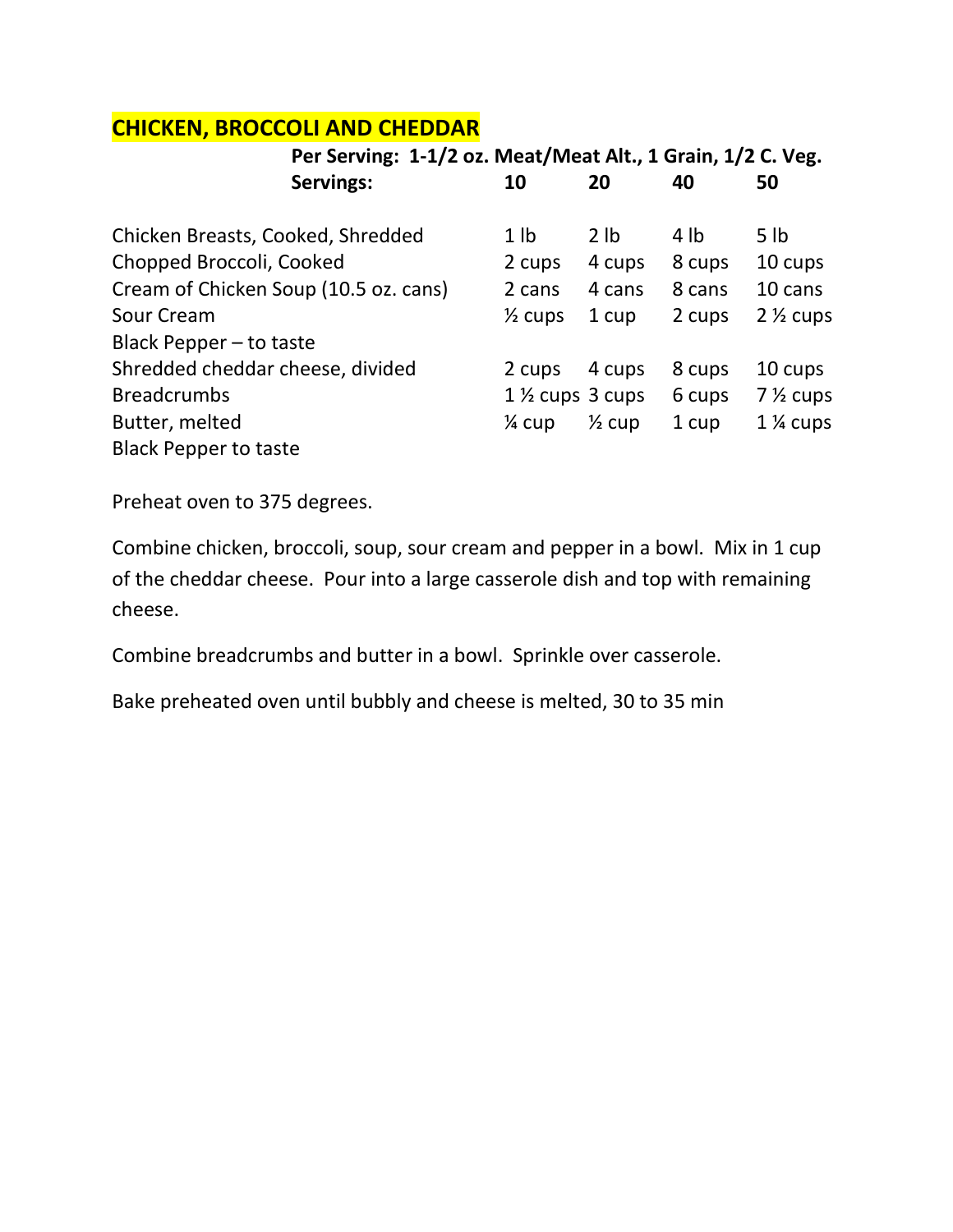## CHICKEN, BROCCOLI AND CHEDDAR

**Per Serving: 1-1/2 oz. Meat/Meat Alt., 1 Grain, 1/2 C. Veg.**

| **Servings:** | **10** | **20** | **40** | **50** |
|---|---|---|---|---|
| Chicken Breasts, Cooked, Shredded | 1 lb | 2 lb | 4 lb | 5 lb |
| Chopped Broccoli, Cooked | 2 cups | 4 cups | 8 cups | 10 cups |
| Cream of Chicken Soup (10.5 oz. cans) | 2 cans | 4 cans | 8 cans | 10 cans |
| Sour Cream | ½ cups | 1 cup | 2 cups | 2 ½ cups |
| Black Pepper – to taste | | | | |
| Shredded cheddar cheese, divided | 2 cups | 4 cups | 8 cups | 10 cups |
| Breadcrumbs | 1 ½ cups | 3 cups | 6 cups | 7 ½ cups |
| Butter, melted | ¼ cup | ½ cup | 1 cup | 1 ¼ cups |
| Black Pepper to taste | | | | |

Preheat oven to 375 degrees.

Combine chicken, broccoli, soup, sour cream and pepper in a bowl. Mix in 1 cup of the cheddar cheese. Pour into a large casserole dish and top with remaining cheese.

Combine breadcrumbs and butter in a bowl. Sprinkle over casserole.

Bake preheated oven until bubbly and cheese is melted, 30 to 35 min